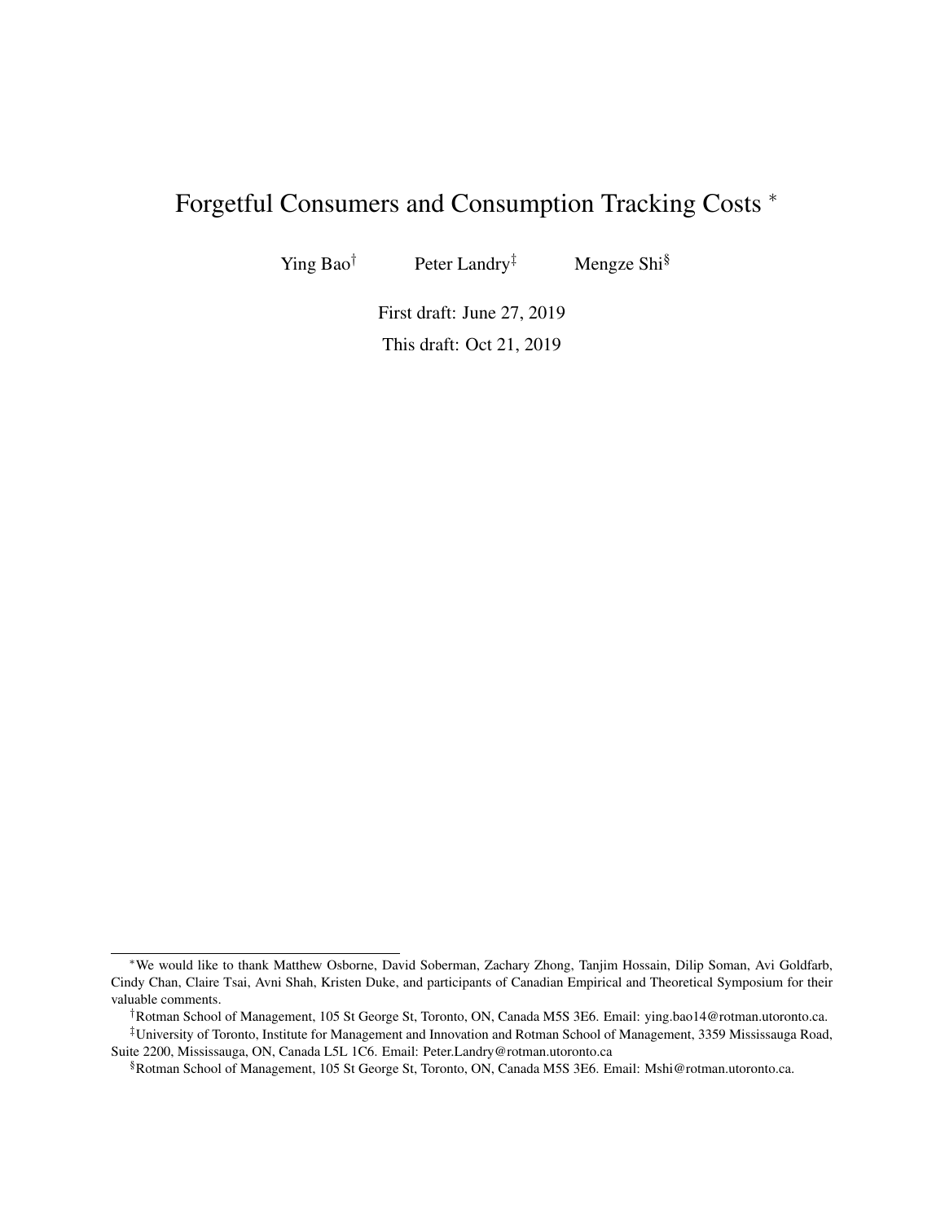# Forgetful Consumers and Consumption Tracking Costs [*]

Ying Bao[†] Peter Landry[‡] Mengze Shi[§]

First draft: June 27, 2019

This draft: Oct 21, 2019

---

[*] We would like to thank Matthew Osborne, David Soberman, Zachary Zhong, Tanjim Hossain, Dilip Soman, Avi Goldfarb, Cindy Chan, Claire Tsai, Avni Shah, Kristen Duke, and participants of Canadian Empirical and Theoretical Symposium for their valuable comments.

[†] Rotman School of Management, 105 St George St, Toronto, ON, Canada M5S 3E6. Email: ying.bao14@rotman.utoronto.ca.

[‡] University of Toronto, Institute for Management and Innovation and Rotman School of Management, 3359 Mississauga Road, Suite 2200, Mississauga, ON, Canada L5L 1C6. Email: Peter.Landry@rotman.utoronto.ca

[§] Rotman School of Management, 105 St George St, Toronto, ON, Canada M5S 3E6. Email: Mshi@rotman.utoronto.ca.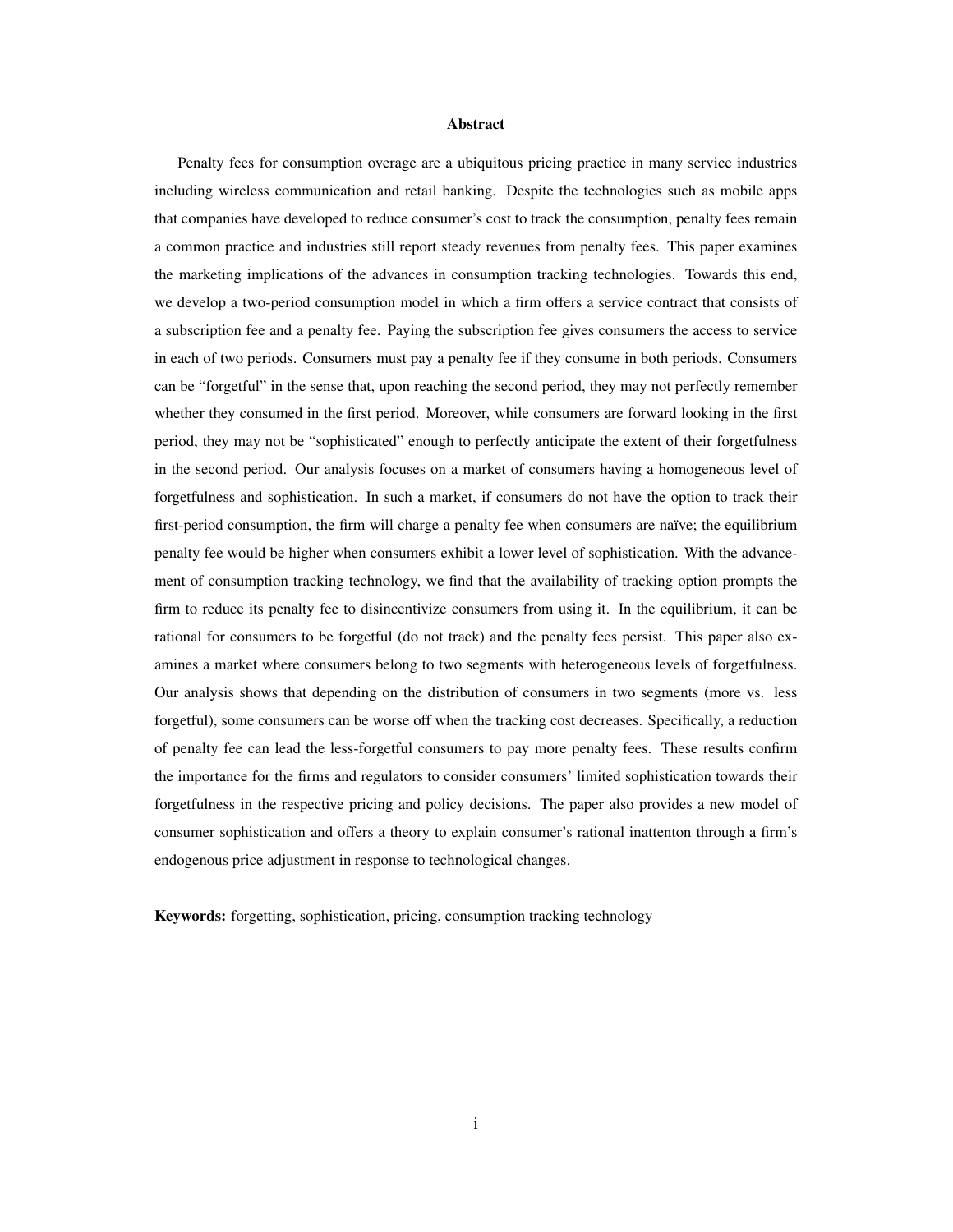## Abstract

Penalty fees for consumption overage are a ubiquitous pricing practice in many service industries including wireless communication and retail banking. Despite the technologies such as mobile apps that companies have developed to reduce consumer's cost to track the consumption, penalty fees remain a common practice and industries still report steady revenues from penalty fees. This paper examines the marketing implications of the advances in consumption tracking technologies. Towards this end, we develop a two-period consumption model in which a firm offers a service contract that consists of a subscription fee and a penalty fee. Paying the subscription fee gives consumers the access to service in each of two periods. Consumers must pay a penalty fee if they consume in both periods. Consumers can be "forgetful" in the sense that, upon reaching the second period, they may not perfectly remember whether they consumed in the first period. Moreover, while consumers are forward looking in the first period, they may not be "sophisticated" enough to perfectly anticipate the extent of their forgetfulness in the second period. Our analysis focuses on a market of consumers having a homogeneous level of forgetfulness and sophistication. In such a market, if consumers do not have the option to track their first-period consumption, the firm will charge a penalty fee when consumers are naïve; the equilibrium penalty fee would be higher when consumers exhibit a lower level of sophistication. With the advancement of consumption tracking technology, we find that the availability of tracking option prompts the firm to reduce its penalty fee to disincentivize consumers from using it. In the equilibrium, it can be rational for consumers to be forgetful (do not track) and the penalty fees persist. This paper also examines a market where consumers belong to two segments with heterogeneous levels of forgetfulness. Our analysis shows that depending on the distribution of consumers in two segments (more vs. less forgetful), some consumers can be worse off when the tracking cost decreases. Specifically, a reduction of penalty fee can lead the less-forgetful consumers to pay more penalty fees. These results confirm the importance for the firms and regulators to consider consumers' limited sophistication towards their forgetfulness in the respective pricing and policy decisions. The paper also provides a new model of consumer sophistication and offers a theory to explain consumer's rational inattenton through a firm's endogenous price adjustment in response to technological changes.

**Keywords:** forgetting, sophistication, pricing, consumption tracking technology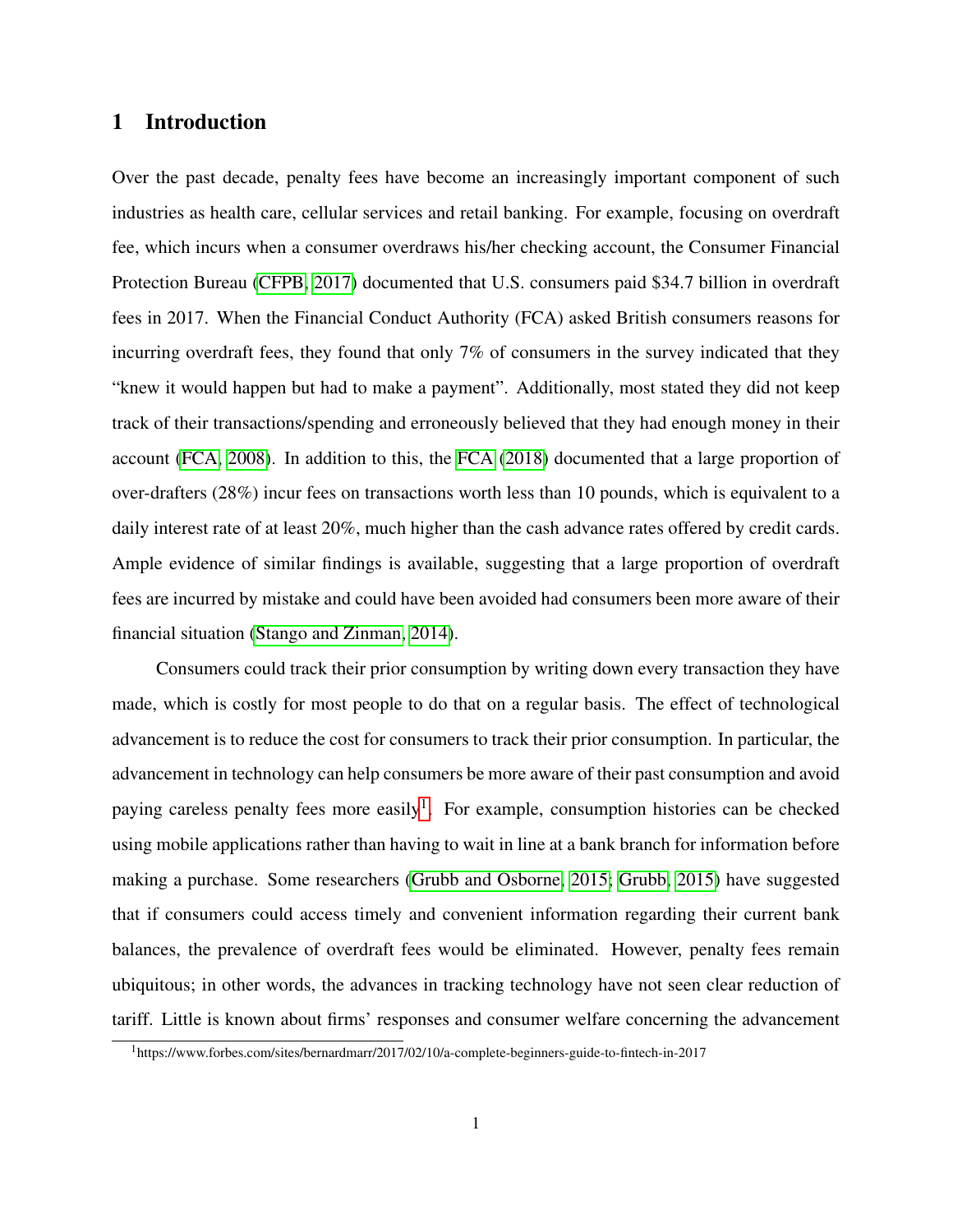# 1 Introduction

Over the past decade, penalty fees have become an increasingly important component of such industries as health care, cellular services and retail banking. For example, focusing on overdraft fee, which incurs when a consumer overdraws his/her checking account, the Consumer Financial Protection Bureau (CFPB, 2017) documented that U.S. consumers paid $34.7 billion in overdraft fees in 2017. When the Financial Conduct Authority (FCA) asked British consumers reasons for incurring overdraft fees, they found that only 7% of consumers in the survey indicated that they "knew it would happen but had to make a payment". Additionally, most stated they did not keep track of their transactions/spending and erroneously believed that they had enough money in their account (FCA, 2008). In addition to this, the FCA (2018) documented that a large proportion of over-drafters (28%) incur fees on transactions worth less than 10 pounds, which is equivalent to a daily interest rate of at least 20%, much higher than the cash advance rates offered by credit cards. Ample evidence of similar findings is available, suggesting that a large proportion of overdraft fees are incurred by mistake and could have been avoided had consumers been more aware of their financial situation (Stango and Zinman, 2014).

Consumers could track their prior consumption by writing down every transaction they have made, which is costly for most people to do that on a regular basis. The effect of technological advancement is to reduce the cost for consumers to track their prior consumption. In particular, the advancement in technology can help consumers be more aware of their past consumption and avoid paying careless penalty fees more easily[1]. For example, consumption histories can be checked using mobile applications rather than having to wait in line at a bank branch for information before making a purchase. Some researchers (Grubb and Osborne, 2015; Grubb, 2015) have suggested that if consumers could access timely and convenient information regarding their current bank balances, the prevalence of overdraft fees would be eliminated. However, penalty fees remain ubiquitous; in other words, the advances in tracking technology have not seen clear reduction of tariff. Little is known about firms' responses and consumer welfare concerning the advancement

[1] https://www.forbes.com/sites/bernardmarr/2017/02/10/a-complete-beginners-guide-to-fintech-in-2017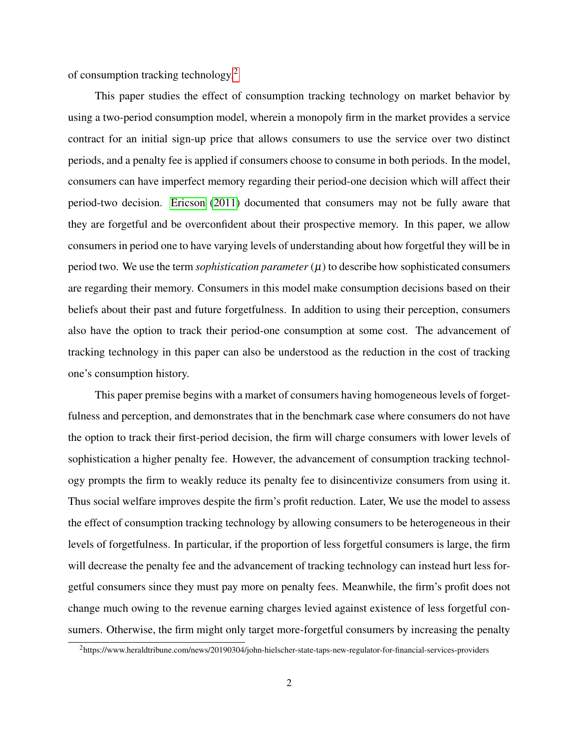of consumption tracking technology.[2]

This paper studies the effect of consumption tracking technology on market behavior by using a two-period consumption model, wherein a monopoly firm in the market provides a service contract for an initial sign-up price that allows consumers to use the service over two distinct periods, and a penalty fee is applied if consumers choose to consume in both periods. In the model, consumers can have imperfect memory regarding their period-one decision which will affect their period-two decision. Ericson (2011) documented that consumers may not be fully aware that they are forgetful and be overconfident about their prospective memory. In this paper, we allow consumers in period one to have varying levels of understanding about how forgetful they will be in period two. We use the term *sophistication parameter* ($\mu$) to describe how sophisticated consumers are regarding their memory. Consumers in this model make consumption decisions based on their beliefs about their past and future forgetfulness. In addition to using their perception, consumers also have the option to track their period-one consumption at some cost. The advancement of tracking technology in this paper can also be understood as the reduction in the cost of tracking one's consumption history.

This paper premise begins with a market of consumers having homogeneous levels of forgetfulness and perception, and demonstrates that in the benchmark case where consumers do not have the option to track their first-period decision, the firm will charge consumers with lower levels of sophistication a higher penalty fee. However, the advancement of consumption tracking technology prompts the firm to weakly reduce its penalty fee to disincentivize consumers from using it. Thus social welfare improves despite the firm's profit reduction. Later, We use the model to assess the effect of consumption tracking technology by allowing consumers to be heterogeneous in their levels of forgetfulness. In particular, if the proportion of less forgetful consumers is large, the firm will decrease the penalty fee and the advancement of tracking technology can instead hurt less forgetful consumers since they must pay more on penalty fees. Meanwhile, the firm's profit does not change much owing to the revenue earning charges levied against existence of less forgetful consumers. Otherwise, the firm might only target more-forgetful consumers by increasing the penalty

[2] https://www.heraldtribune.com/news/20190304/john-hielscher-state-taps-new-regulator-for-financial-services-providers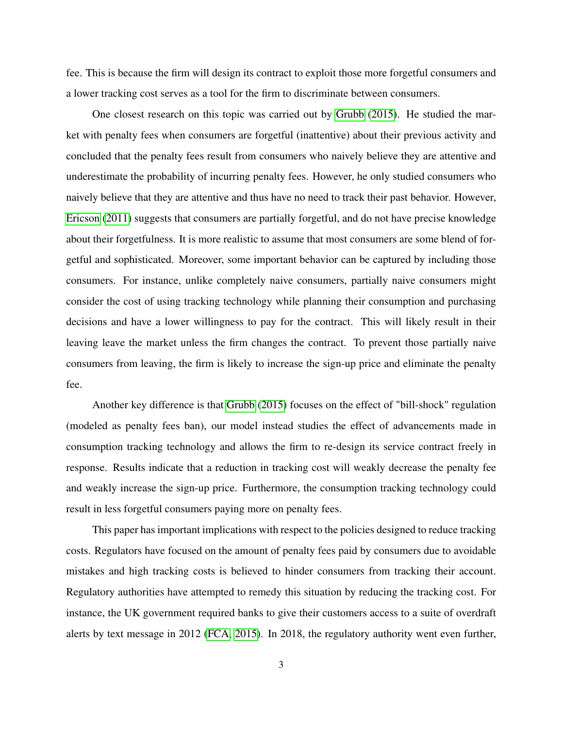fee. This is because the firm will design its contract to exploit those more forgetful consumers and a lower tracking cost serves as a tool for the firm to discriminate between consumers.

One closest research on this topic was carried out by Grubb (2015). He studied the market with penalty fees when consumers are forgetful (inattentive) about their previous activity and concluded that the penalty fees result from consumers who naively believe they are attentive and underestimate the probability of incurring penalty fees. However, he only studied consumers who naively believe that they are attentive and thus have no need to track their past behavior. However, Ericson (2011) suggests that consumers are partially forgetful, and do not have precise knowledge about their forgetfulness. It is more realistic to assume that most consumers are some blend of forgetful and sophisticated. Moreover, some important behavior can be captured by including those consumers. For instance, unlike completely naive consumers, partially naive consumers might consider the cost of using tracking technology while planning their consumption and purchasing decisions and have a lower willingness to pay for the contract. This will likely result in their leaving leave the market unless the firm changes the contract. To prevent those partially naive consumers from leaving, the firm is likely to increase the sign-up price and eliminate the penalty fee.

Another key difference is that Grubb (2015) focuses on the effect of "bill-shock" regulation (modeled as penalty fees ban), our model instead studies the effect of advancements made in consumption tracking technology and allows the firm to re-design its service contract freely in response. Results indicate that a reduction in tracking cost will weakly decrease the penalty fee and weakly increase the sign-up price. Furthermore, the consumption tracking technology could result in less forgetful consumers paying more on penalty fees.

This paper has important implications with respect to the policies designed to reduce tracking costs. Regulators have focused on the amount of penalty fees paid by consumers due to avoidable mistakes and high tracking costs is believed to hinder consumers from tracking their account. Regulatory authorities have attempted to remedy this situation by reducing the tracking cost. For instance, the UK government required banks to give their customers access to a suite of overdraft alerts by text message in 2012 (FCA, 2015). In 2018, the regulatory authority went even further,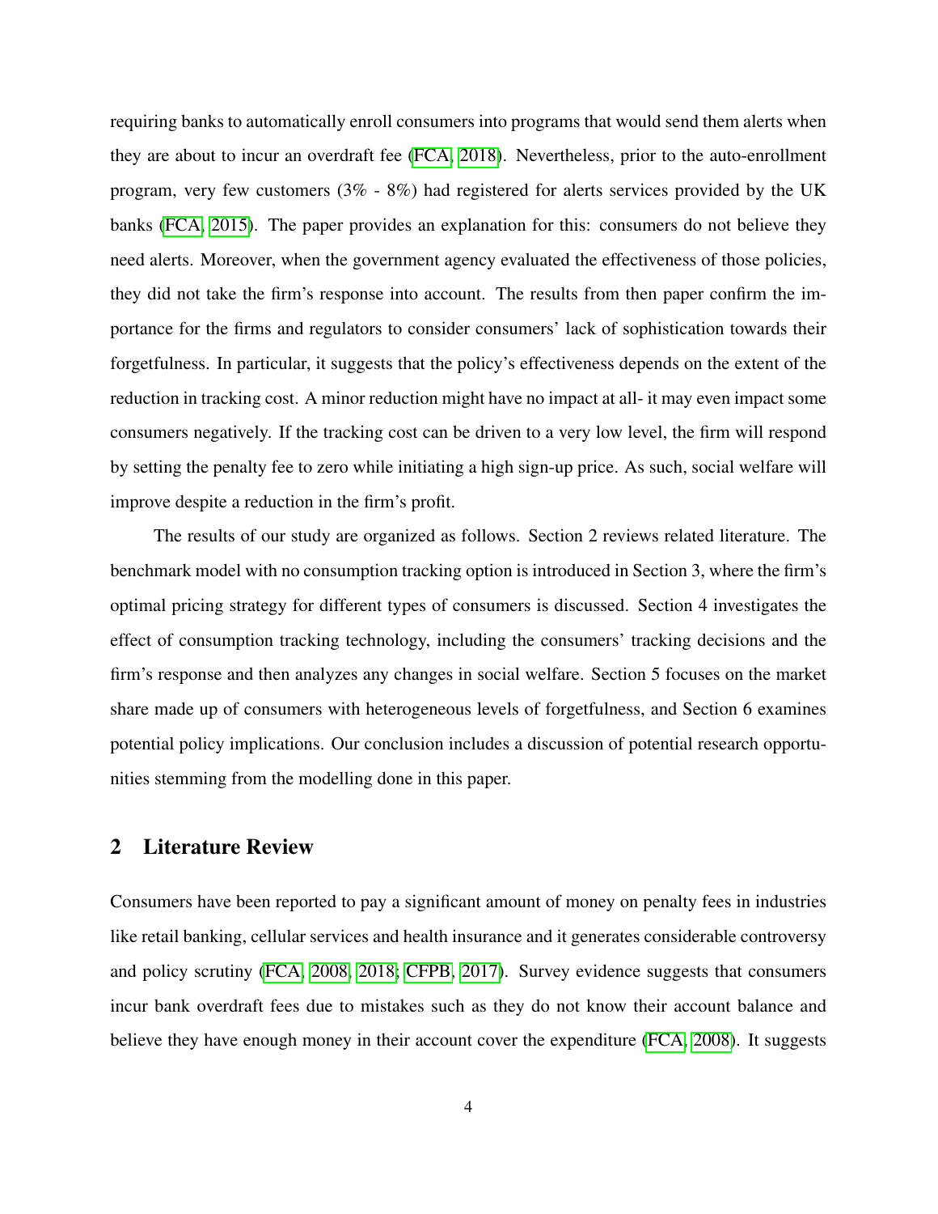requiring banks to automatically enroll consumers into programs that would send them alerts when they are about to incur an overdraft fee (FCA, 2018). Nevertheless, prior to the auto-enrollment program, very few customers (3% - 8%) had registered for alerts services provided by the UK banks (FCA, 2015). The paper provides an explanation for this: consumers do not believe they need alerts. Moreover, when the government agency evaluated the effectiveness of those policies, they did not take the firm's response into account. The results from then paper confirm the importance for the firms and regulators to consider consumers' lack of sophistication towards their forgetfulness. In particular, it suggests that the policy's effectiveness depends on the extent of the reduction in tracking cost. A minor reduction might have no impact at all- it may even impact some consumers negatively. If the tracking cost can be driven to a very low level, the firm will respond by setting the penalty fee to zero while initiating a high sign-up price. As such, social welfare will improve despite a reduction in the firm's profit.

The results of our study are organized as follows. Section 2 reviews related literature. The benchmark model with no consumption tracking option is introduced in Section 3, where the firm's optimal pricing strategy for different types of consumers is discussed. Section 4 investigates the effect of consumption tracking technology, including the consumers' tracking decisions and the firm's response and then analyzes any changes in social welfare. Section 5 focuses on the market share made up of consumers with heterogeneous levels of forgetfulness, and Section 6 examines potential policy implications. Our conclusion includes a discussion of potential research opportunities stemming from the modelling done in this paper.

## 2 Literature Review

Consumers have been reported to pay a significant amount of money on penalty fees in industries like retail banking, cellular services and health insurance and it generates considerable controversy and policy scrutiny (FCA, 2008, 2018; CFPB, 2017). Survey evidence suggests that consumers incur bank overdraft fees due to mistakes such as they do not know their account balance and believe they have enough money in their account cover the expenditure (FCA, 2008). It suggests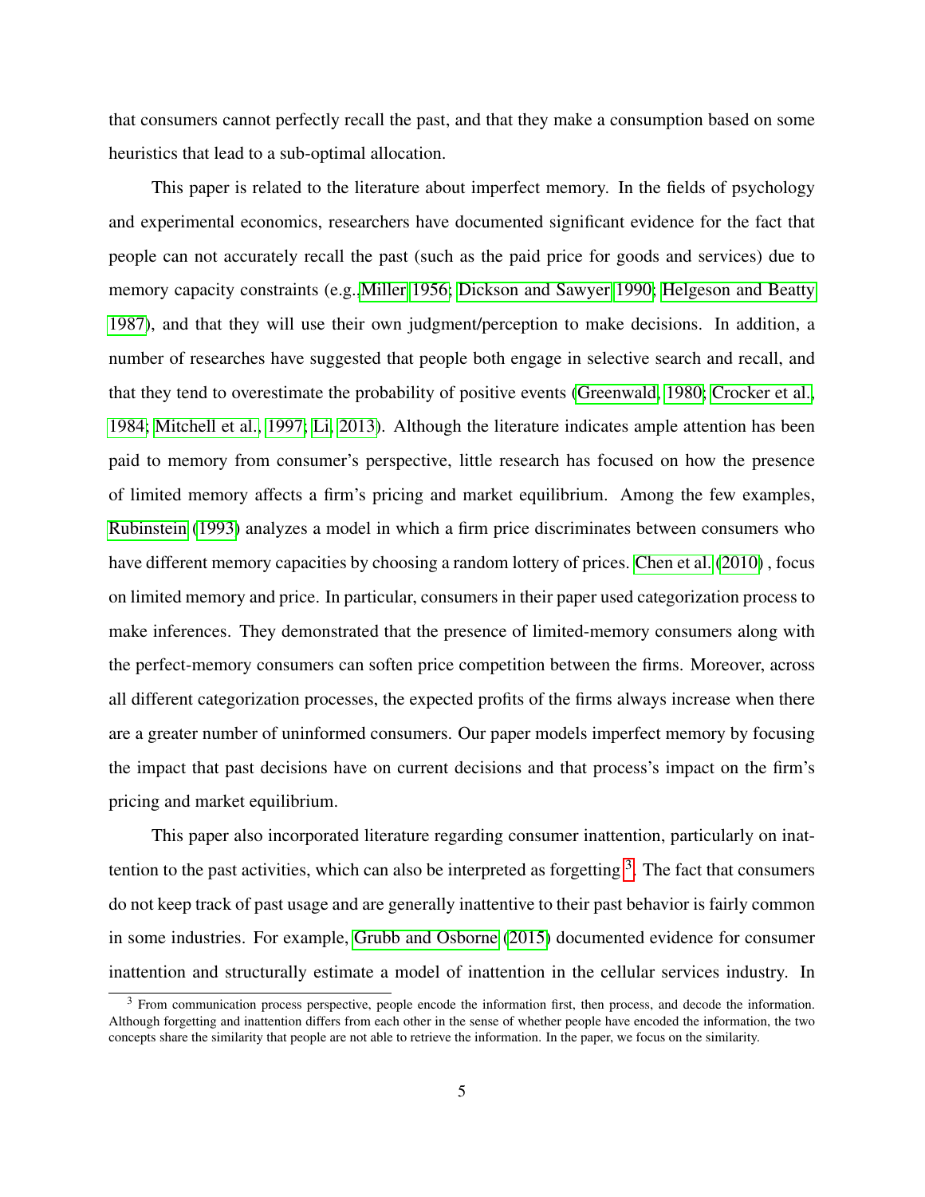that consumers cannot perfectly recall the past, and that they make a consumption based on some heuristics that lead to a sub-optimal allocation.

This paper is related to the literature about imperfect memory. In the fields of psychology and experimental economics, researchers have documented significant evidence for the fact that people can not accurately recall the past (such as the paid price for goods and services) due to memory capacity constraints (e.g.,Miller 1956; Dickson and Sawyer 1990; Helgeson and Beatty 1987), and that they will use their own judgment/perception to make decisions. In addition, a number of researches have suggested that people both engage in selective search and recall, and that they tend to overestimate the probability of positive events (Greenwald, 1980; Crocker et al., 1984; Mitchell et al., 1997; Li, 2013). Although the literature indicates ample attention has been paid to memory from consumer's perspective, little research has focused on how the presence of limited memory affects a firm's pricing and market equilibrium. Among the few examples, Rubinstein (1993) analyzes a model in which a firm price discriminates between consumers who have different memory capacities by choosing a random lottery of prices. Chen et al. (2010) , focus on limited memory and price. In particular, consumers in their paper used categorization process to make inferences. They demonstrated that the presence of limited-memory consumers along with the perfect-memory consumers can soften price competition between the firms. Moreover, across all different categorization processes, the expected profits of the firms always increase when there are a greater number of uninformed consumers. Our paper models imperfect memory by focusing the impact that past decisions have on current decisions and that process's impact on the firm's pricing and market equilibrium.

This paper also incorporated literature regarding consumer inattention, particularly on inattention to the past activities, which can also be interpreted as forgetting [3]. The fact that consumers do not keep track of past usage and are generally inattentive to their past behavior is fairly common in some industries. For example, Grubb and Osborne (2015) documented evidence for consumer inattention and structurally estimate a model of inattention in the cellular services industry. In

[3] From communication process perspective, people encode the information first, then process, and decode the information. Although forgetting and inattention differs from each other in the sense of whether people have encoded the information, the two concepts share the similarity that people are not able to retrieve the information. In the paper, we focus on the similarity.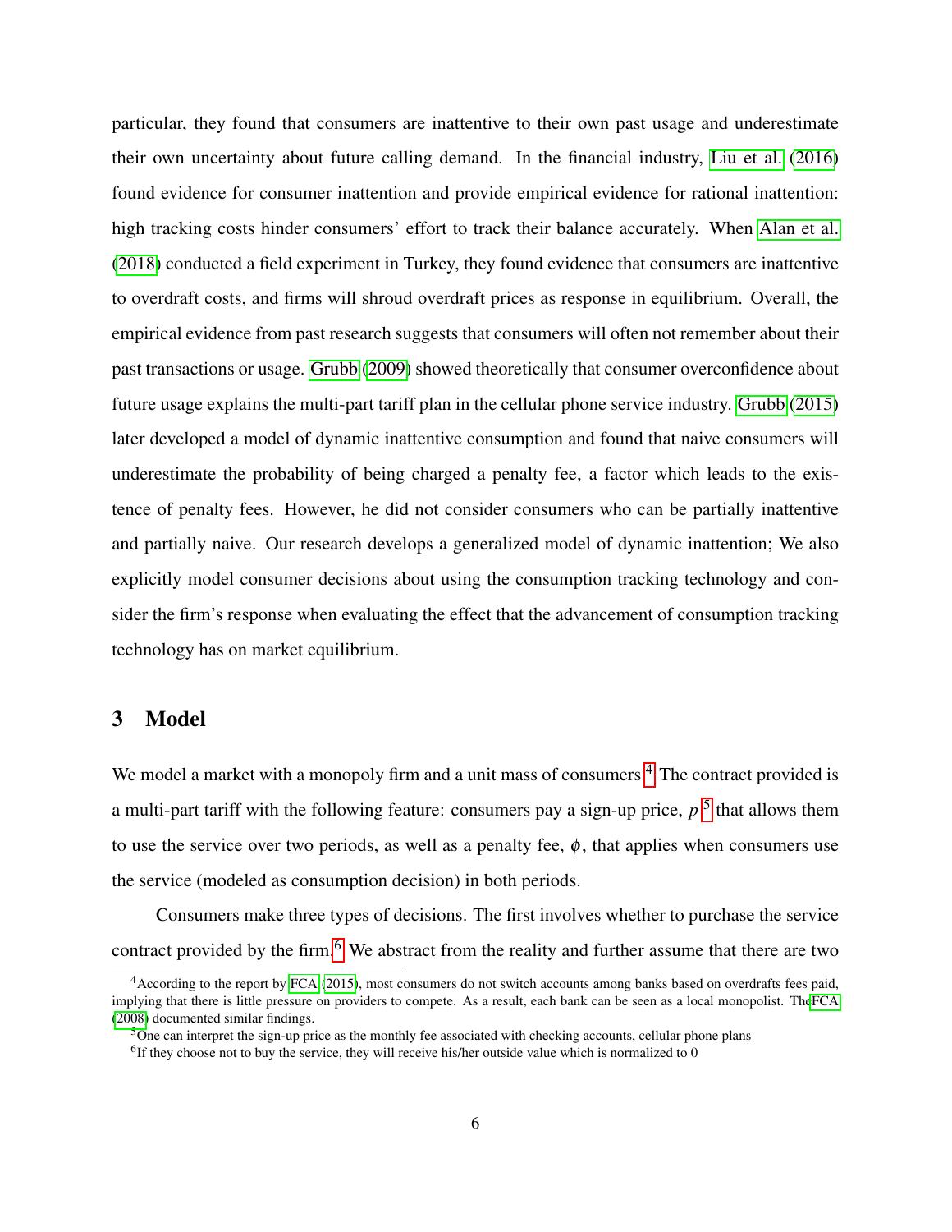particular, they found that consumers are inattentive to their own past usage and underestimate their own uncertainty about future calling demand. In the financial industry, Liu et al. (2016) found evidence for consumer inattention and provide empirical evidence for rational inattention: high tracking costs hinder consumers' effort to track their balance accurately. When Alan et al. (2018) conducted a field experiment in Turkey, they found evidence that consumers are inattentive to overdraft costs, and firms will shroud overdraft prices as response in equilibrium. Overall, the empirical evidence from past research suggests that consumers will often not remember about their past transactions or usage. Grubb (2009) showed theoretically that consumer overconfidence about future usage explains the multi-part tariff plan in the cellular phone service industry. Grubb (2015) later developed a model of dynamic inattentive consumption and found that naive consumers will underestimate the probability of being charged a penalty fee, a factor which leads to the existence of penalty fees. However, he did not consider consumers who can be partially inattentive and partially naive. Our research develops a generalized model of dynamic inattention; We also explicitly model consumer decisions about using the consumption tracking technology and consider the firm's response when evaluating the effect that the advancement of consumption tracking technology has on market equilibrium.

# 3 Model

We model a market with a monopoly firm and a unit mass of consumers.[4] The contract provided is a multi-part tariff with the following feature: consumers pay a sign-up price, $p$ [5] that allows them to use the service over two periods, as well as a penalty fee, $\phi$, that applies when consumers use the service (modeled as consumption decision) in both periods.

Consumers make three types of decisions. The first involves whether to purchase the service contract provided by the firm.[6] We abstract from the reality and further assume that there are two

[4] According to the report by FCA (2015), most consumers do not switch accounts among banks based on overdrafts fees paid, implying that there is little pressure on providers to compete. As a result, each bank can be seen as a local monopolist. TheFCA (2008) documented similar findings.

[5] One can interpret the sign-up price as the monthly fee associated with checking accounts, cellular phone plans

[6] If they choose not to buy the service, they will receive his/her outside value which is normalized to 0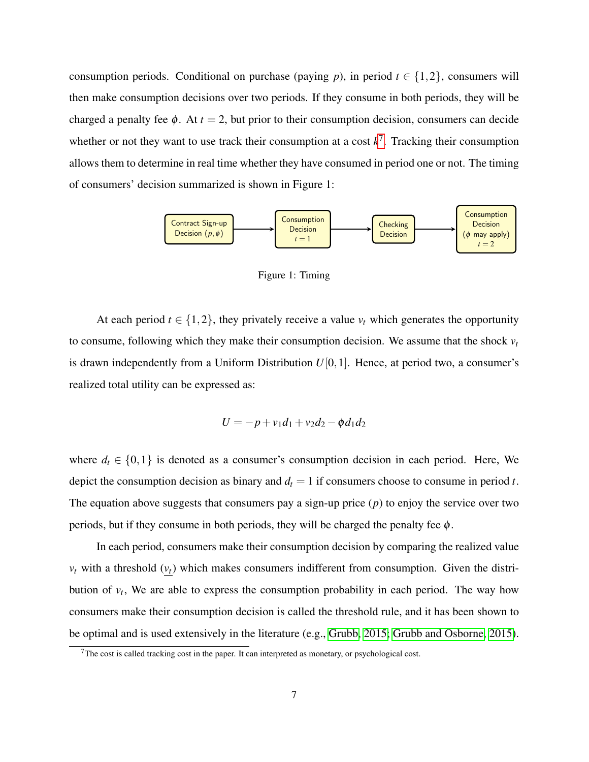consumption periods. Conditional on purchase (paying $p$), in period $t \in \{1,2\}$, consumers will then make consumption decisions over two periods. If they consume in both periods, they will be charged a penalty fee $\phi$. At $t = 2$, but prior to their consumption decision, consumers can decide whether or not they want to use track their consumption at a cost $k$[7]. Tracking their consumption allows them to determine in real time whether they have consumed in period one or not. The timing of consumers' decision summarized is shown in Figure 1:

Contract Sign-up Decision $(p, \phi)$ → Consumption Decision $t = 1$ → Checking Decision → Consumption Decision ($\phi$ may apply) $t = 2$

Figure 1: Timing

At each period $t \in \{1,2\}$, they privately receive a value $v_t$ which generates the opportunity to consume, following which they make their consumption decision. We assume that the shock $v_t$ is drawn independently from a Uniform Distribution $U[0,1]$. Hence, at period two, a consumer's realized total utility can be expressed as:

$$U = -p + v_1 d_1 + v_2 d_2 - \phi d_1 d_2$$

where $d_t \in \{0,1\}$ is denoted as a consumer's consumption decision in each period. Here, We depict the consumption decision as binary and $d_t = 1$ if consumers choose to consume in period $t$. The equation above suggests that consumers pay a sign-up price ($p$) to enjoy the service over two periods, but if they consume in both periods, they will be charged the penalty fee $\phi$.

In each period, consumers make their consumption decision by comparing the realized value $v_t$ with a threshold ($\underline{v_t}$) which makes consumers indifferent from consumption. Given the distribution of $v_t$, We are able to express the consumption probability in each period. The way how consumers make their consumption decision is called the threshold rule, and it has been shown to be optimal and is used extensively in the literature (e.g., Grubb, 2015; Grubb and Osborne, 2015).

[7] The cost is called tracking cost in the paper. It can interpreted as monetary, or psychological cost.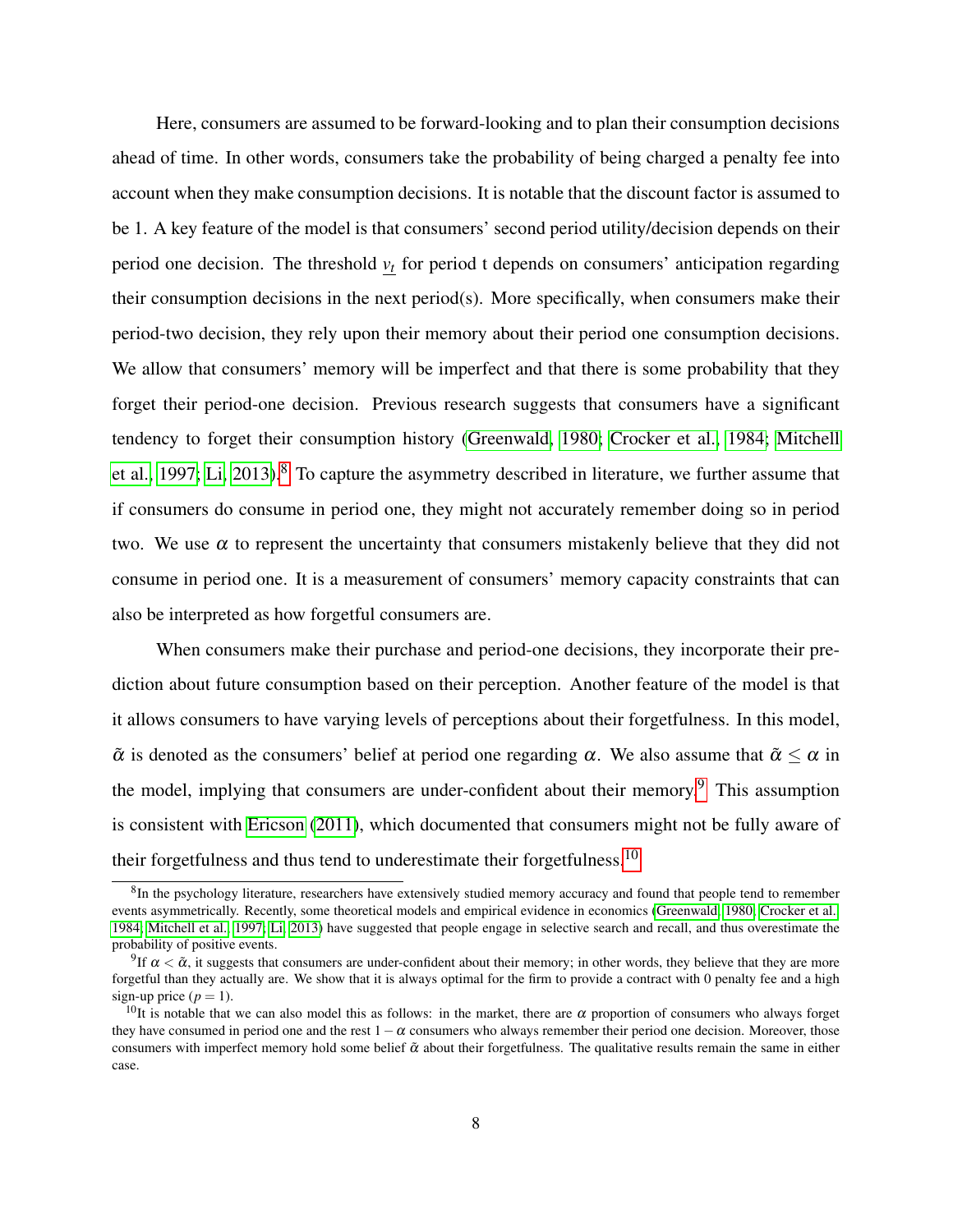Here, consumers are assumed to be forward-looking and to plan their consumption decisions ahead of time. In other words, consumers take the probability of being charged a penalty fee into account when they make consumption decisions. It is notable that the discount factor is assumed to be 1. A key feature of the model is that consumers' second period utility/decision depends on their period one decision. The threshold $\underline{v_t}$ for period t depends on consumers' anticipation regarding their consumption decisions in the next period(s). More specifically, when consumers make their period-two decision, they rely upon their memory about their period one consumption decisions. We allow that consumers' memory will be imperfect and that there is some probability that they forget their period-one decision. Previous research suggests that consumers have a significant tendency to forget their consumption history (Greenwald, 1980; Crocker et al., 1984; Mitchell et al., 1997; Li, 2013).[8] To capture the asymmetry described in literature, we further assume that if consumers do consume in period one, they might not accurately remember doing so in period two. We use $\alpha$ to represent the uncertainty that consumers mistakenly believe that they did not consume in period one. It is a measurement of consumers' memory capacity constraints that can also be interpreted as how forgetful consumers are.

When consumers make their purchase and period-one decisions, they incorporate their prediction about future consumption based on their perception. Another feature of the model is that it allows consumers to have varying levels of perceptions about their forgetfulness. In this model, $\tilde{\alpha}$ is denoted as the consumers' belief at period one regarding $\alpha$. We also assume that $\tilde{\alpha} \leq \alpha$ in the model, implying that consumers are under-confident about their memory.[9] This assumption is consistent with Ericson (2011), which documented that consumers might not be fully aware of their forgetfulness and thus tend to underestimate their forgetfulness.[10]

---

[8] In the psychology literature, researchers have extensively studied memory accuracy and found that people tend to remember events asymmetrically. Recently, some theoretical models and empirical evidence in economics (Greenwald, 1980; Crocker et al., 1984; Mitchell et al., 1997; Li, 2013) have suggested that people engage in selective search and recall, and thus overestimate the probability of positive events.

[9] If $\alpha < \tilde{\alpha}$, it suggests that consumers are under-confident about their memory; in other words, they believe that they are more forgetful than they actually are. We show that it is always optimal for the firm to provide a contract with 0 penalty fee and a high sign-up price ($p = 1$).

[10] It is notable that we can also model this as follows: in the market, there are $\alpha$ proportion of consumers who always forget they have consumed in period one and the rest $1 - \alpha$ consumers who always remember their period one decision. Moreover, those consumers with imperfect memory hold some belief $\tilde{\alpha}$ about their forgetfulness. The qualitative results remain the same in either case.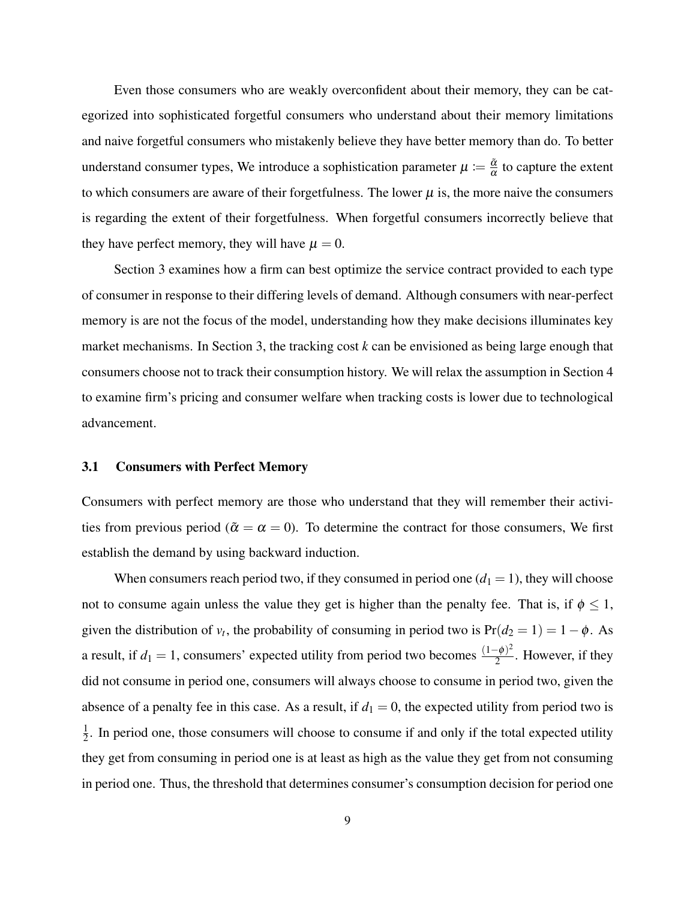Even those consumers who are weakly overconfident about their memory, they can be categorized into sophisticated forgetful consumers who understand about their memory limitations and naive forgetful consumers who mistakenly believe they have better memory than do. To better understand consumer types, We introduce a sophistication parameter $\mu := \frac{\tilde{\alpha}}{\alpha}$ to capture the extent to which consumers are aware of their forgetfulness. The lower $\mu$ is, the more naive the consumers is regarding the extent of their forgetfulness. When forgetful consumers incorrectly believe that they have perfect memory, they will have $\mu = 0$.

Section 3 examines how a firm can best optimize the service contract provided to each type of consumer in response to their differing levels of demand. Although consumers with near-perfect memory is are not the focus of the model, understanding how they make decisions illuminates key market mechanisms. In Section 3, the tracking cost $k$ can be envisioned as being large enough that consumers choose not to track their consumption history. We will relax the assumption in Section 4 to examine firm's pricing and consumer welfare when tracking costs is lower due to technological advancement.

### 3.1 Consumers with Perfect Memory

Consumers with perfect memory are those who understand that they will remember their activities from previous period ($\tilde{\alpha} = \alpha = 0$). To determine the contract for those consumers, We first establish the demand by using backward induction.

When consumers reach period two, if they consumed in period one ($d_1 = 1$), they will choose not to consume again unless the value they get is higher than the penalty fee. That is, if $\phi \leq 1$, given the distribution of $v_t$, the probability of consuming in period two is $\Pr(d_2 = 1) = 1 - \phi$. As a result, if $d_1 = 1$, consumers' expected utility from period two becomes $\frac{(1-\phi)^2}{2}$. However, if they did not consume in period one, consumers will always choose to consume in period two, given the absence of a penalty fee in this case. As a result, if $d_1 = 0$, the expected utility from period two is $\frac{1}{2}$. In period one, those consumers will choose to consume if and only if the total expected utility they get from consuming in period one is at least as high as the value they get from not consuming in period one. Thus, the threshold that determines consumer's consumption decision for period one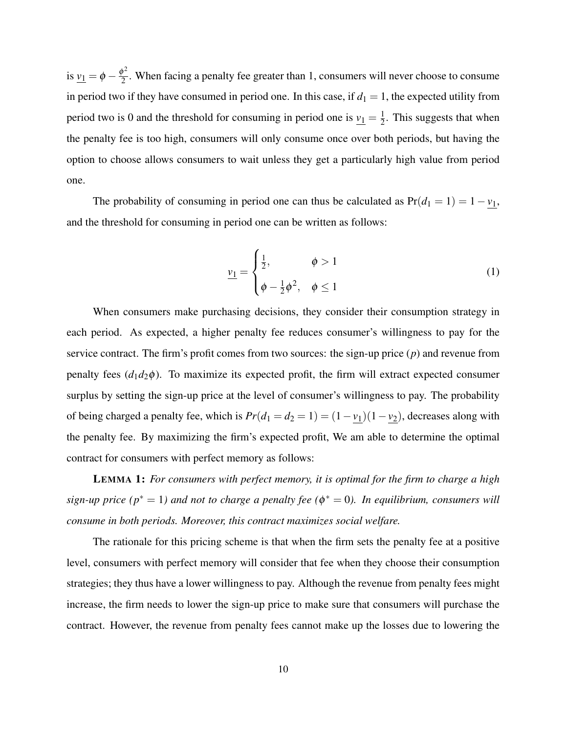is $\underline{v_1} = \phi - \frac{\phi^2}{2}$. When facing a penalty fee greater than 1, consumers will never choose to consume in period two if they have consumed in period one. In this case, if $d_1 = 1$, the expected utility from period two is 0 and the threshold for consuming in period one is $\underline{v_1} = \frac{1}{2}$. This suggests that when the penalty fee is too high, consumers will only consume once over both periods, but having the option to choose allows consumers to wait unless they get a particularly high value from period one.

The probability of consuming in period one can thus be calculated as $\Pr(d_1 = 1) = 1 - \underline{v_1}$, and the threshold for consuming in period one can be written as follows:

$$\underline{v_1} = \begin{cases} \frac{1}{2}, & \phi > 1 \\ \phi - \frac{1}{2}\phi^2, & \phi \leq 1 \end{cases} \tag{1}$$

When consumers make purchasing decisions, they consider their consumption strategy in each period. As expected, a higher penalty fee reduces consumer's willingness to pay for the service contract. The firm's profit comes from two sources: the sign-up price ($p$) and revenue from penalty fees ($d_1 d_2 \phi$). To maximize its expected profit, the firm will extract expected consumer surplus by setting the sign-up price at the level of consumer's willingness to pay. The probability of being charged a penalty fee, which is $Pr(d_1 = d_2 = 1) = (1 - \underline{v_1})(1 - \underline{v_2})$, decreases along with the penalty fee. By maximizing the firm's expected profit, We am able to determine the optimal contract for consumers with perfect memory as follows:

**LEMMA 1:** *For consumers with perfect memory, it is optimal for the firm to charge a high sign-up price ($p^* = 1$) and not to charge a penalty fee ($\phi^* = 0$). In equilibrium, consumers will consume in both periods. Moreover, this contract maximizes social welfare.*

The rationale for this pricing scheme is that when the firm sets the penalty fee at a positive level, consumers with perfect memory will consider that fee when they choose their consumption strategies; they thus have a lower willingness to pay. Although the revenue from penalty fees might increase, the firm needs to lower the sign-up price to make sure that consumers will purchase the contract. However, the revenue from penalty fees cannot make up the losses due to lowering the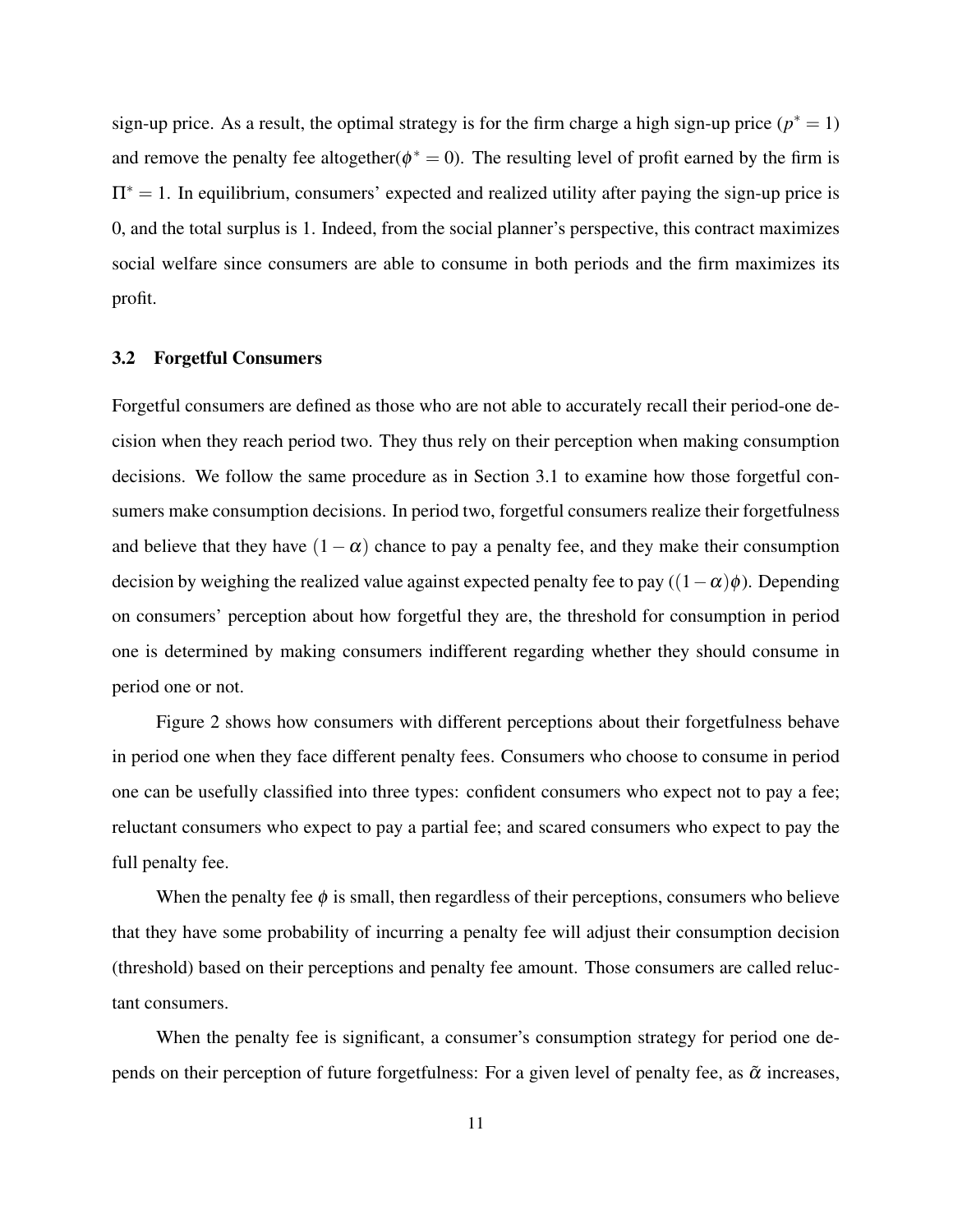sign-up price. As a result, the optimal strategy is for the firm charge a high sign-up price ($p^* = 1$) and remove the penalty fee altogether($\phi^* = 0$). The resulting level of profit earned by the firm is $\Pi^* = 1$. In equilibrium, consumers' expected and realized utility after paying the sign-up price is 0, and the total surplus is 1. Indeed, from the social planner's perspective, this contract maximizes social welfare since consumers are able to consume in both periods and the firm maximizes its profit.

### 3.2 Forgetful Consumers

Forgetful consumers are defined as those who are not able to accurately recall their period-one decision when they reach period two. They thus rely on their perception when making consumption decisions. We follow the same procedure as in Section 3.1 to examine how those forgetful consumers make consumption decisions. In period two, forgetful consumers realize their forgetfulness and believe that they have $(1-\alpha)$ chance to pay a penalty fee, and they make their consumption decision by weighing the realized value against expected penalty fee to pay ($(1-\alpha)\phi$). Depending on consumers' perception about how forgetful they are, the threshold for consumption in period one is determined by making consumers indifferent regarding whether they should consume in period one or not.

Figure 2 shows how consumers with different perceptions about their forgetfulness behave in period one when they face different penalty fees. Consumers who choose to consume in period one can be usefully classified into three types: confident consumers who expect not to pay a fee; reluctant consumers who expect to pay a partial fee; and scared consumers who expect to pay the full penalty fee.

When the penalty fee $\phi$ is small, then regardless of their perceptions, consumers who believe that they have some probability of incurring a penalty fee will adjust their consumption decision (threshold) based on their perceptions and penalty fee amount. Those consumers are called reluctant consumers.

When the penalty fee is significant, a consumer's consumption strategy for period one depends on their perception of future forgetfulness: For a given level of penalty fee, as $\tilde{\alpha}$ increases,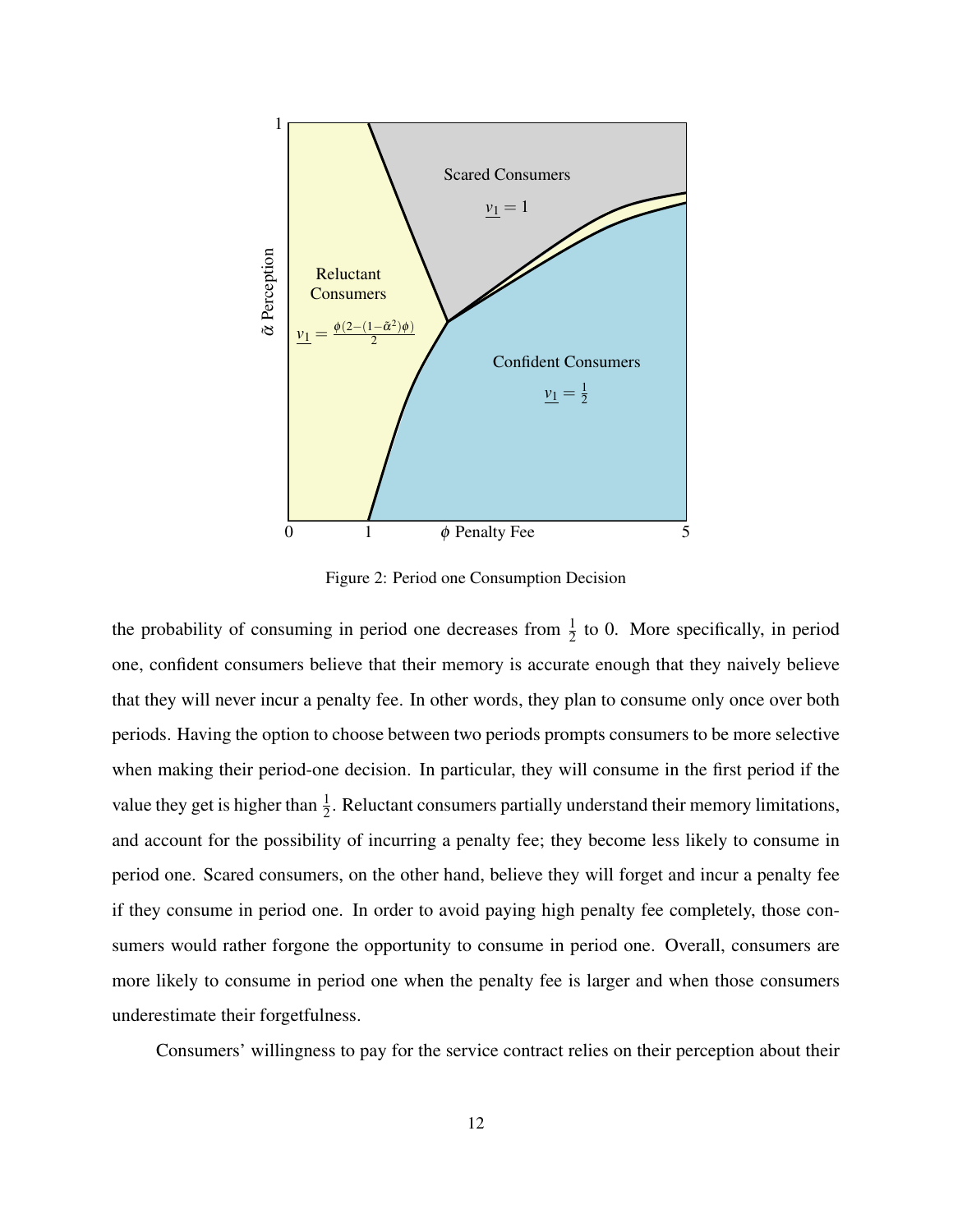Figure 2: Period one Consumption Decision

the probability of consuming in period one decreases from $\frac{1}{2}$ to 0. More specifically, in period one, confident consumers believe that their memory is accurate enough that they naively believe that they will never incur a penalty fee. In other words, they plan to consume only once over both periods. Having the option to choose between two periods prompts consumers to be more selective when making their period-one decision. In particular, they will consume in the first period if the value they get is higher than $\frac{1}{2}$. Reluctant consumers partially understand their memory limitations, and account for the possibility of incurring a penalty fee; they become less likely to consume in period one. Scared consumers, on the other hand, believe they will forget and incur a penalty fee if they consume in period one. In order to avoid paying high penalty fee completely, those consumers would rather forgone the opportunity to consume in period one. Overall, consumers are more likely to consume in period one when the penalty fee is larger and when those consumers underestimate their forgetfulness.

Consumers' willingness to pay for the service contract relies on their perception about their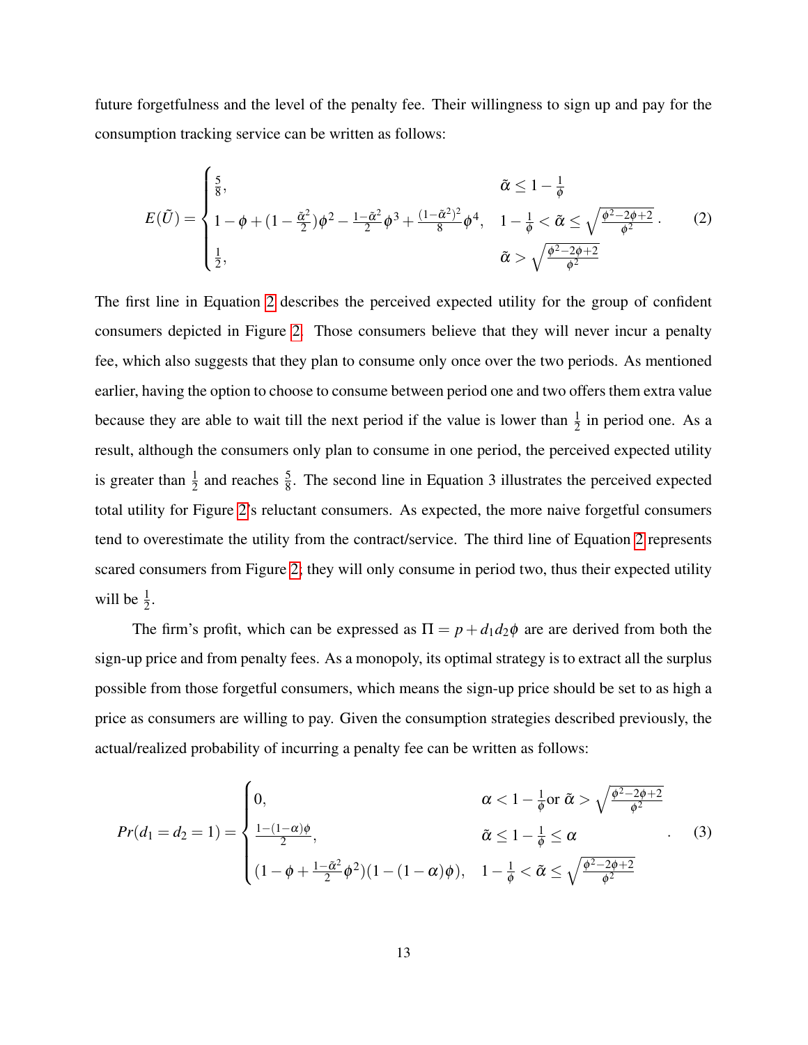future forgetfulness and the level of the penalty fee. Their willingness to sign up and pay for the consumption tracking service can be written as follows:

$$E(\tilde{U}) = \begin{cases} \frac{5}{8}, & \tilde{\alpha} \leq 1 - \frac{1}{\phi} \\ 1 - \phi + (1 - \frac{\tilde{\alpha}^2}{2})\phi^2 - \frac{1-\tilde{\alpha}^2}{2}\phi^3 + \frac{(1-\tilde{\alpha}^2)^2}{8}\phi^4, & 1 - \frac{1}{\phi} < \tilde{\alpha} \leq \sqrt{\frac{\phi^2 - 2\phi + 2}{\phi^2}} \\ \frac{1}{2}, & \tilde{\alpha} > \sqrt{\frac{\phi^2 - 2\phi + 2}{\phi^2}} \end{cases}. \quad (2)$$

The first line in Equation 2 describes the perceived expected utility for the group of confident consumers depicted in Figure 2. Those consumers believe that they will never incur a penalty fee, which also suggests that they plan to consume only once over the two periods. As mentioned earlier, having the option to choose to consume between period one and two offers them extra value because they are able to wait till the next period if the value is lower than $\frac{1}{2}$ in period one. As a result, although the consumers only plan to consume in one period, the perceived expected utility is greater than $\frac{1}{2}$ and reaches $\frac{5}{8}$. The second line in Equation 3 illustrates the perceived expected total utility for Figure 2's reluctant consumers. As expected, the more naive forgetful consumers tend to overestimate the utility from the contract/service. The third line of Equation 2 represents scared consumers from Figure 2; they will only consume in period two, thus their expected utility will be $\frac{1}{2}$.

The firm's profit, which can be expressed as $\Pi = p + d_1 d_2 \phi$ are are derived from both the sign-up price and from penalty fees. As a monopoly, its optimal strategy is to extract all the surplus possible from those forgetful consumers, which means the sign-up price should be set to as high a price as consumers are willing to pay. Given the consumption strategies described previously, the actual/realized probability of incurring a penalty fee can be written as follows:

$$Pr(d_1 = d_2 = 1) = \begin{cases} 0, & \alpha < 1 - \frac{1}{\phi} \text{or } \tilde{\alpha} > \sqrt{\frac{\phi^2 - 2\phi + 2}{\phi^2}} \\ \frac{1-(1-\alpha)\phi}{2}, & \tilde{\alpha} \leq 1 - \frac{1}{\phi} \leq \alpha \\ (1 - \phi + \frac{1-\tilde{\alpha}^2}{2}\phi^2)(1-(1-\alpha)\phi), & 1 - \frac{1}{\phi} < \tilde{\alpha} \leq \sqrt{\frac{\phi^2 - 2\phi + 2}{\phi^2}} \end{cases}. \quad (3)$$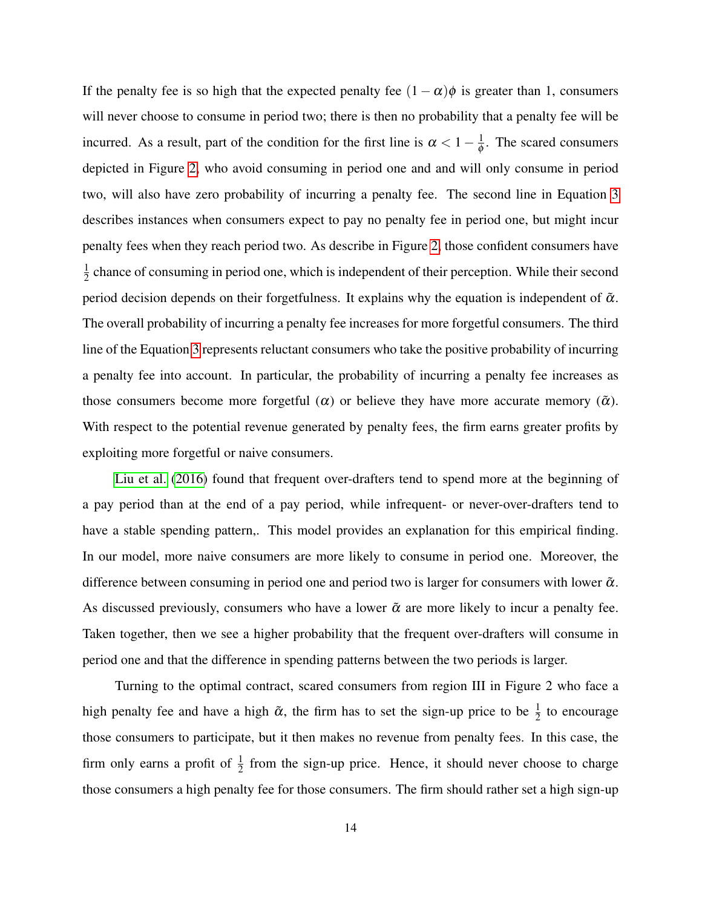If the penalty fee is so high that the expected penalty fee $(1-\alpha)\phi$ is greater than 1, consumers will never choose to consume in period two; there is then no probability that a penalty fee will be incurred. As a result, part of the condition for the first line is $\alpha < 1 - \frac{1}{\phi}$. The scared consumers depicted in Figure 2, who avoid consuming in period one and and will only consume in period two, will also have zero probability of incurring a penalty fee. The second line in Equation 3 describes instances when consumers expect to pay no penalty fee in period one, but might incur penalty fees when they reach period two. As describe in Figure 2, those confident consumers have $\frac{1}{2}$ chance of consuming in period one, which is independent of their perception. While their second period decision depends on their forgetfulness. It explains why the equation is independent of $\tilde{\alpha}$. The overall probability of incurring a penalty fee increases for more forgetful consumers. The third line of the Equation 3 represents reluctant consumers who take the positive probability of incurring a penalty fee into account. In particular, the probability of incurring a penalty fee increases as those consumers become more forgetful ($\alpha$) or believe they have more accurate memory ($\tilde{\alpha}$). With respect to the potential revenue generated by penalty fees, the firm earns greater profits by exploiting more forgetful or naive consumers.

Liu et al. (2016) found that frequent over-drafters tend to spend more at the beginning of a pay period than at the end of a pay period, while infrequent- or never-over-drafters tend to have a stable spending pattern,. This model provides an explanation for this empirical finding. In our model, more naive consumers are more likely to consume in period one. Moreover, the difference between consuming in period one and period two is larger for consumers with lower $\tilde{\alpha}$. As discussed previously, consumers who have a lower $\tilde{\alpha}$ are more likely to incur a penalty fee. Taken together, then we see a higher probability that the frequent over-drafters will consume in period one and that the difference in spending patterns between the two periods is larger.

Turning to the optimal contract, scared consumers from region III in Figure 2 who face a high penalty fee and have a high $\tilde{\alpha}$, the firm has to set the sign-up price to be $\frac{1}{2}$ to encourage those consumers to participate, but it then makes no revenue from penalty fees. In this case, the firm only earns a profit of $\frac{1}{2}$ from the sign-up price. Hence, it should never choose to charge those consumers a high penalty fee for those consumers. The firm should rather set a high sign-up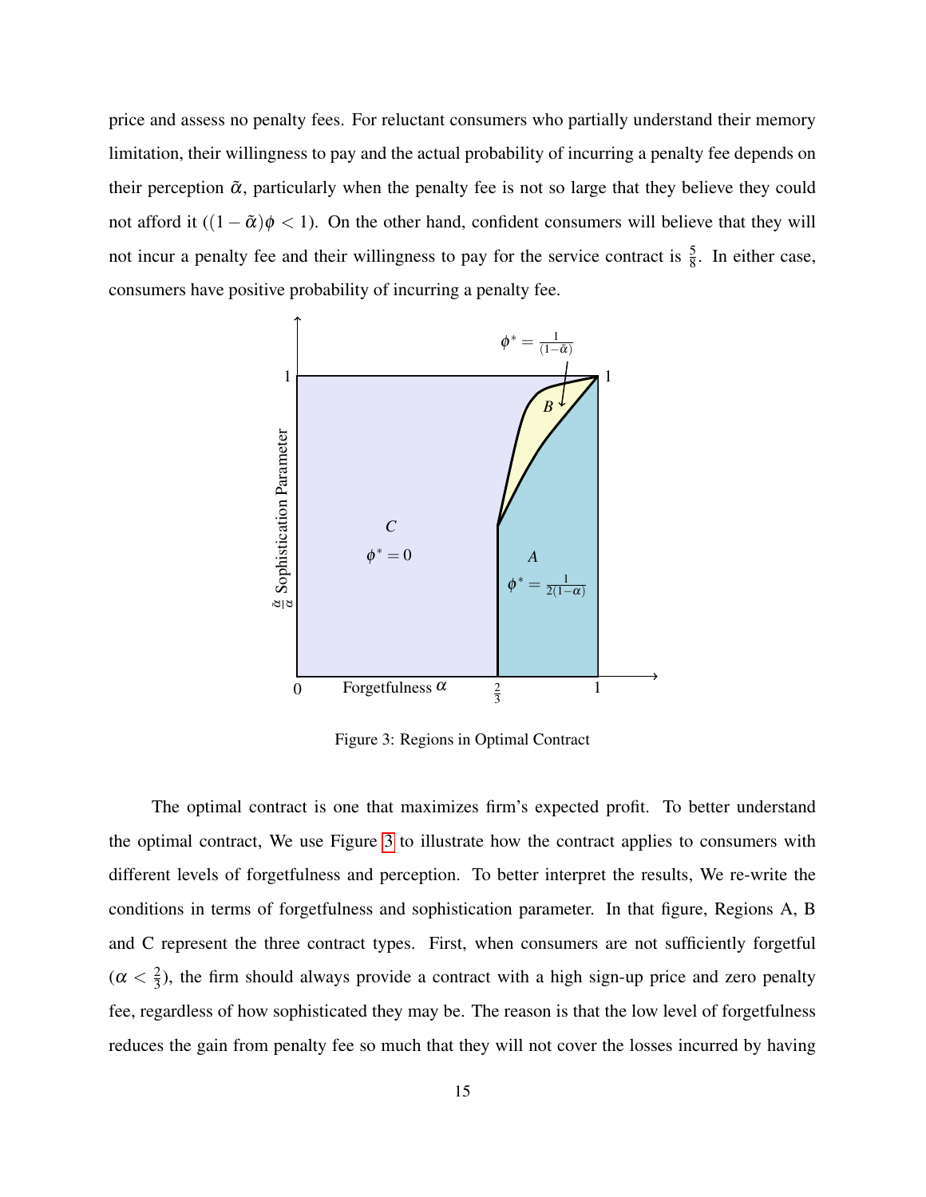price and assess no penalty fees. For reluctant consumers who partially understand their memory limitation, their willingness to pay and the actual probability of incurring a penalty fee depends on their perception $\tilde{\alpha}$, particularly when the penalty fee is not so large that they believe they could not afford it ($(1-\tilde{\alpha})\phi < 1$). On the other hand, confident consumers will believe that they will not incur a penalty fee and their willingness to pay for the service contract is $\frac{5}{8}$. In either case, consumers have positive probability of incurring a penalty fee.

Figure 3: Regions in Optimal Contract

The optimal contract is one that maximizes firm's expected profit. To better understand the optimal contract, We use Figure 3 to illustrate how the contract applies to consumers with different levels of forgetfulness and perception. To better interpret the results, We re-write the conditions in terms of forgetfulness and sophistication parameter. In that figure, Regions A, B and C represent the three contract types. First, when consumers are not sufficiently forgetful ($\alpha < \frac{2}{3}$), the firm should always provide a contract with a high sign-up price and zero penalty fee, regardless of how sophisticated they may be. The reason is that the low level of forgetfulness reduces the gain from penalty fee so much that they will not cover the losses incurred by having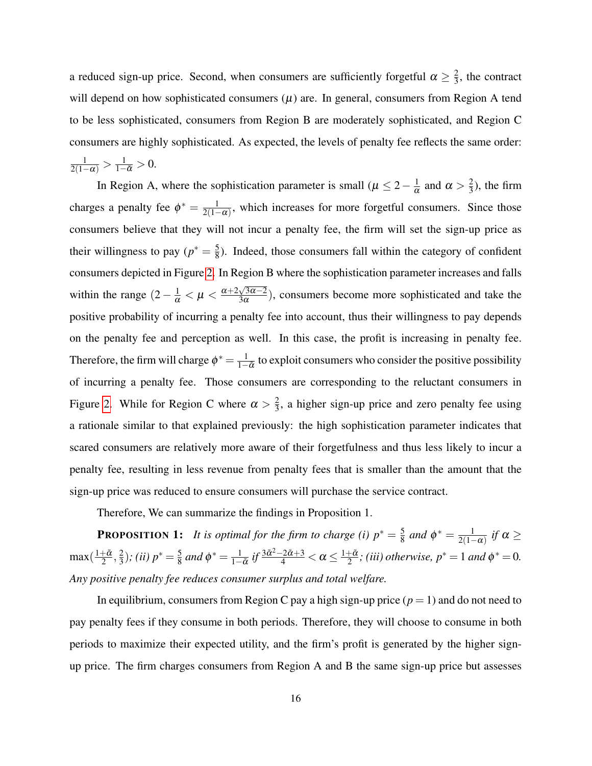a reduced sign-up price. Second, when consumers are sufficiently forgetful $\alpha \geq \frac{2}{3}$, the contract will depend on how sophisticated consumers ($\mu$) are. In general, consumers from Region A tend to be less sophisticated, consumers from Region B are moderately sophisticated, and Region C consumers are highly sophisticated. As expected, the levels of penalty fee reflects the same order: $\frac{1}{2(1-\alpha)} > \frac{1}{1-\tilde{\alpha}} > 0$.

In Region A, where the sophistication parameter is small ($\mu \leq 2 - \frac{1}{\alpha}$ and $\alpha > \frac{2}{3}$), the firm charges a penalty fee $\phi^* = \frac{1}{2(1-\alpha)}$, which increases for more forgetful consumers. Since those consumers believe that they will not incur a penalty fee, the firm will set the sign-up price as their willingness to pay ($p^* = \frac{5}{8}$). Indeed, those consumers fall within the category of confident consumers depicted in Figure 2. In Region B where the sophistication parameter increases and falls within the range ($2 - \frac{1}{\alpha} < \mu < \frac{\alpha + 2\sqrt{3\alpha - 2}}{3\alpha}$), consumers become more sophisticated and take the positive probability of incurring a penalty fee into account, thus their willingness to pay depends on the penalty fee and perception as well. In this case, the profit is increasing in penalty fee. Therefore, the firm will charge $\phi^* = \frac{1}{1-\tilde{\alpha}}$ to exploit consumers who consider the positive possibility of incurring a penalty fee. Those consumers are corresponding to the reluctant consumers in Figure 2. While for Region C where $\alpha > \frac{2}{3}$, a higher sign-up price and zero penalty fee using a rationale similar to that explained previously: the high sophistication parameter indicates that scared consumers are relatively more aware of their forgetfulness and thus less likely to incur a penalty fee, resulting in less revenue from penalty fees that is smaller than the amount that the sign-up price was reduced to ensure consumers will purchase the service contract.

Therefore, We can summarize the findings in Proposition 1.

**PROPOSITION 1:** *It is optimal for the firm to charge (i)* $p^* = \frac{5}{8}$ *and* $\phi^* = \frac{1}{2(1-\alpha)}$ *if* $\alpha \geq \max(\frac{1+\tilde{\alpha}}{2}, \frac{2}{3})$*; (ii)* $p^* = \frac{5}{8}$ *and* $\phi^* = \frac{1}{1-\tilde{\alpha}}$ *if* $\frac{3\tilde{\alpha}^2 - 2\tilde{\alpha} + 3}{4} < \alpha \leq \frac{1+\tilde{\alpha}}{2}$*; (iii) otherwise,* $p^* = 1$ *and* $\phi^* = 0$*. Any positive penalty fee reduces consumer surplus and total welfare.*

In equilibrium, consumers from Region C pay a high sign-up price ($p = 1$) and do not need to pay penalty fees if they consume in both periods. Therefore, they will choose to consume in both periods to maximize their expected utility, and the firm's profit is generated by the higher sign-up price. The firm charges consumers from Region A and B the same sign-up price but assesses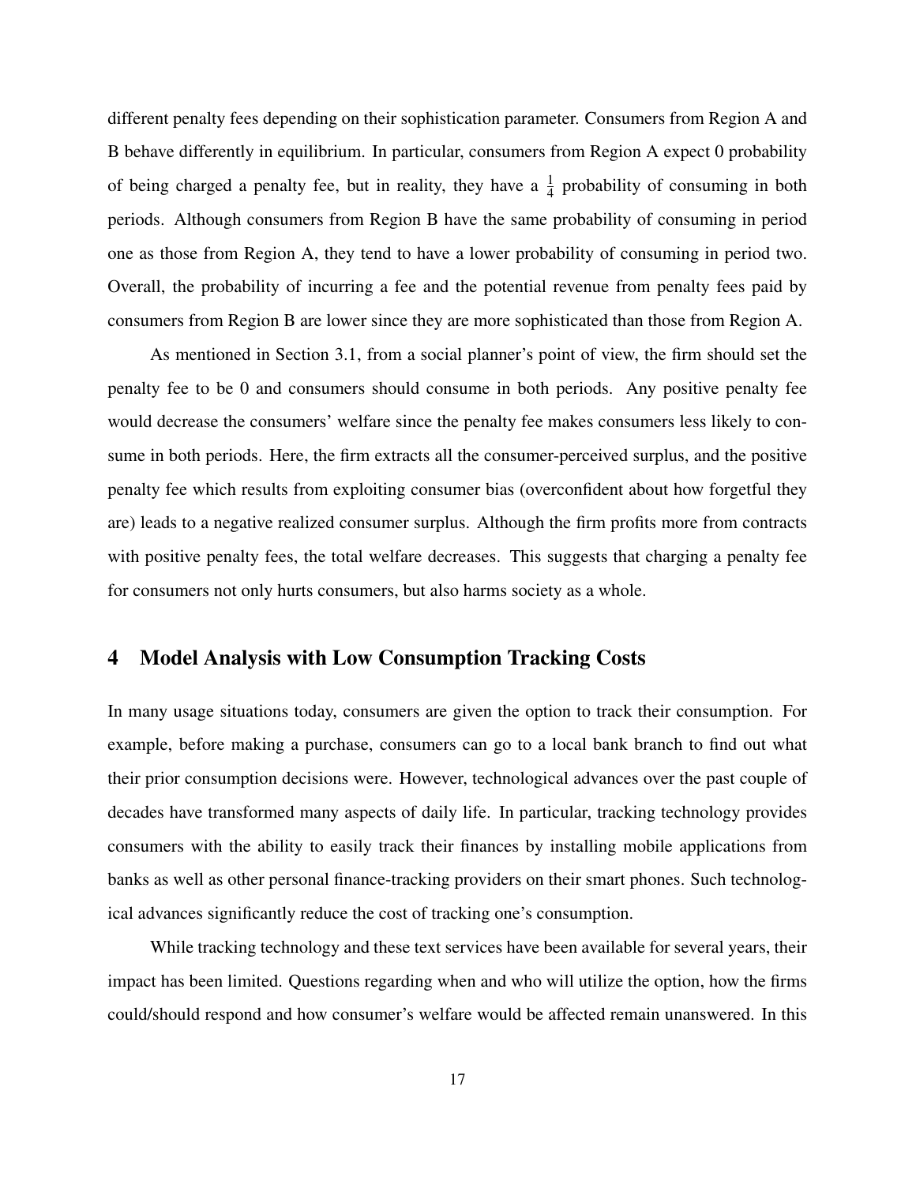different penalty fees depending on their sophistication parameter. Consumers from Region A and B behave differently in equilibrium. In particular, consumers from Region A expect 0 probability of being charged a penalty fee, but in reality, they have a $\frac{1}{4}$ probability of consuming in both periods. Although consumers from Region B have the same probability of consuming in period one as those from Region A, they tend to have a lower probability of consuming in period two. Overall, the probability of incurring a fee and the potential revenue from penalty fees paid by consumers from Region B are lower since they are more sophisticated than those from Region A.

As mentioned in Section 3.1, from a social planner's point of view, the firm should set the penalty fee to be 0 and consumers should consume in both periods. Any positive penalty fee would decrease the consumers' welfare since the penalty fee makes consumers less likely to consume in both periods. Here, the firm extracts all the consumer-perceived surplus, and the positive penalty fee which results from exploiting consumer bias (overconfident about how forgetful they are) leads to a negative realized consumer surplus. Although the firm profits more from contracts with positive penalty fees, the total welfare decreases. This suggests that charging a penalty fee for consumers not only hurts consumers, but also harms society as a whole.

# 4 Model Analysis with Low Consumption Tracking Costs

In many usage situations today, consumers are given the option to track their consumption. For example, before making a purchase, consumers can go to a local bank branch to find out what their prior consumption decisions were. However, technological advances over the past couple of decades have transformed many aspects of daily life. In particular, tracking technology provides consumers with the ability to easily track their finances by installing mobile applications from banks as well as other personal finance-tracking providers on their smart phones. Such technological advances significantly reduce the cost of tracking one's consumption.

While tracking technology and these text services have been available for several years, their impact has been limited. Questions regarding when and who will utilize the option, how the firms could/should respond and how consumer's welfare would be affected remain unanswered. In this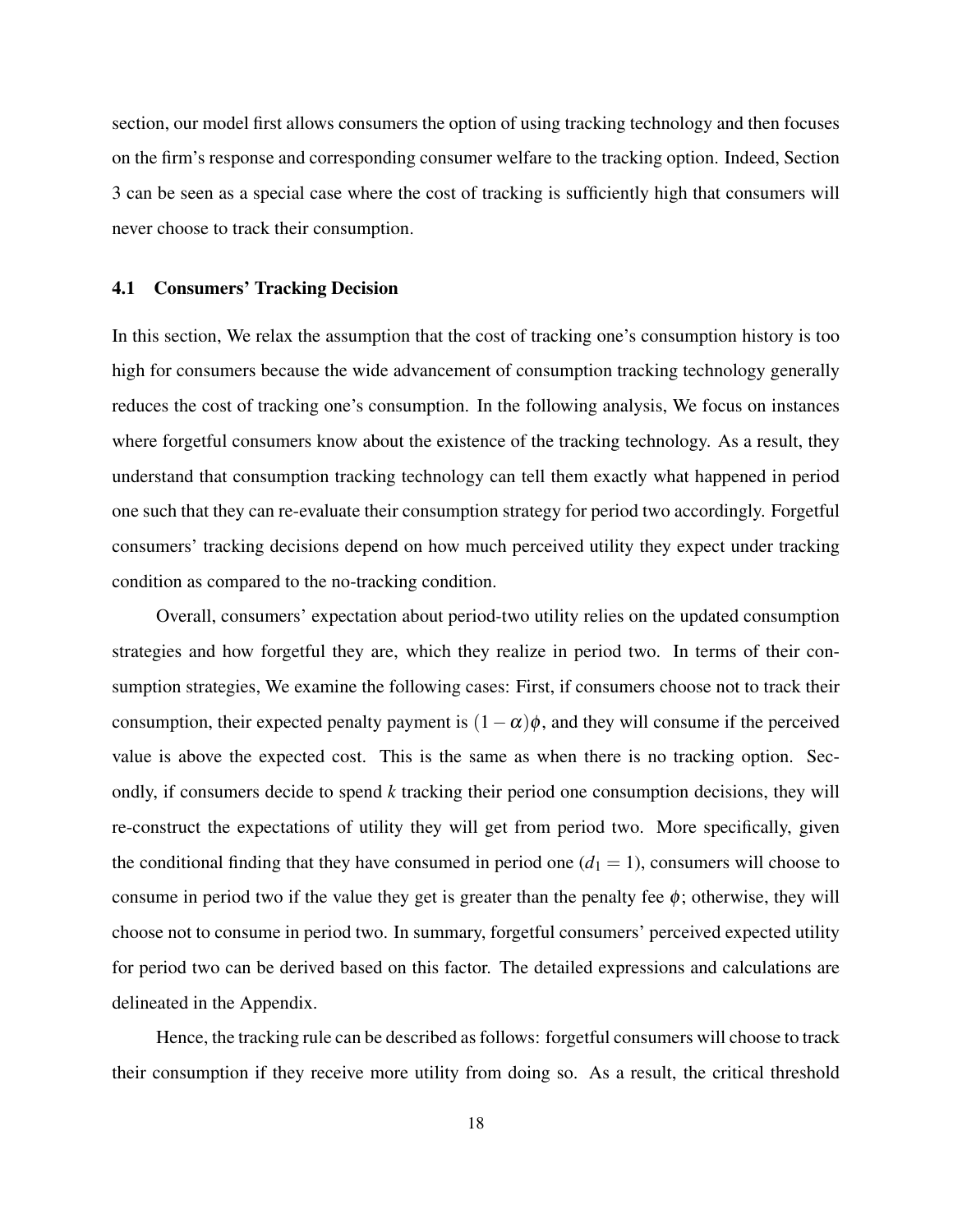section, our model first allows consumers the option of using tracking technology and then focuses on the firm's response and corresponding consumer welfare to the tracking option. Indeed, Section 3 can be seen as a special case where the cost of tracking is sufficiently high that consumers will never choose to track their consumption.

### 4.1 Consumers' Tracking Decision

In this section, We relax the assumption that the cost of tracking one's consumption history is too high for consumers because the wide advancement of consumption tracking technology generally reduces the cost of tracking one's consumption. In the following analysis, We focus on instances where forgetful consumers know about the existence of the tracking technology. As a result, they understand that consumption tracking technology can tell them exactly what happened in period one such that they can re-evaluate their consumption strategy for period two accordingly. Forgetful consumers' tracking decisions depend on how much perceived utility they expect under tracking condition as compared to the no-tracking condition.

Overall, consumers' expectation about period-two utility relies on the updated consumption strategies and how forgetful they are, which they realize in period two. In terms of their consumption strategies, We examine the following cases: First, if consumers choose not to track their consumption, their expected penalty payment is $(1-\alpha)\phi$, and they will consume if the perceived value is above the expected cost. This is the same as when there is no tracking option. Secondly, if consumers decide to spend $k$ tracking their period one consumption decisions, they will re-construct the expectations of utility they will get from period two. More specifically, given the conditional finding that they have consumed in period one ($d_1 = 1$), consumers will choose to consume in period two if the value they get is greater than the penalty fee $\phi$; otherwise, they will choose not to consume in period two. In summary, forgetful consumers' perceived expected utility for period two can be derived based on this factor. The detailed expressions and calculations are delineated in the Appendix.

Hence, the tracking rule can be described as follows: forgetful consumers will choose to track their consumption if they receive more utility from doing so. As a result, the critical threshold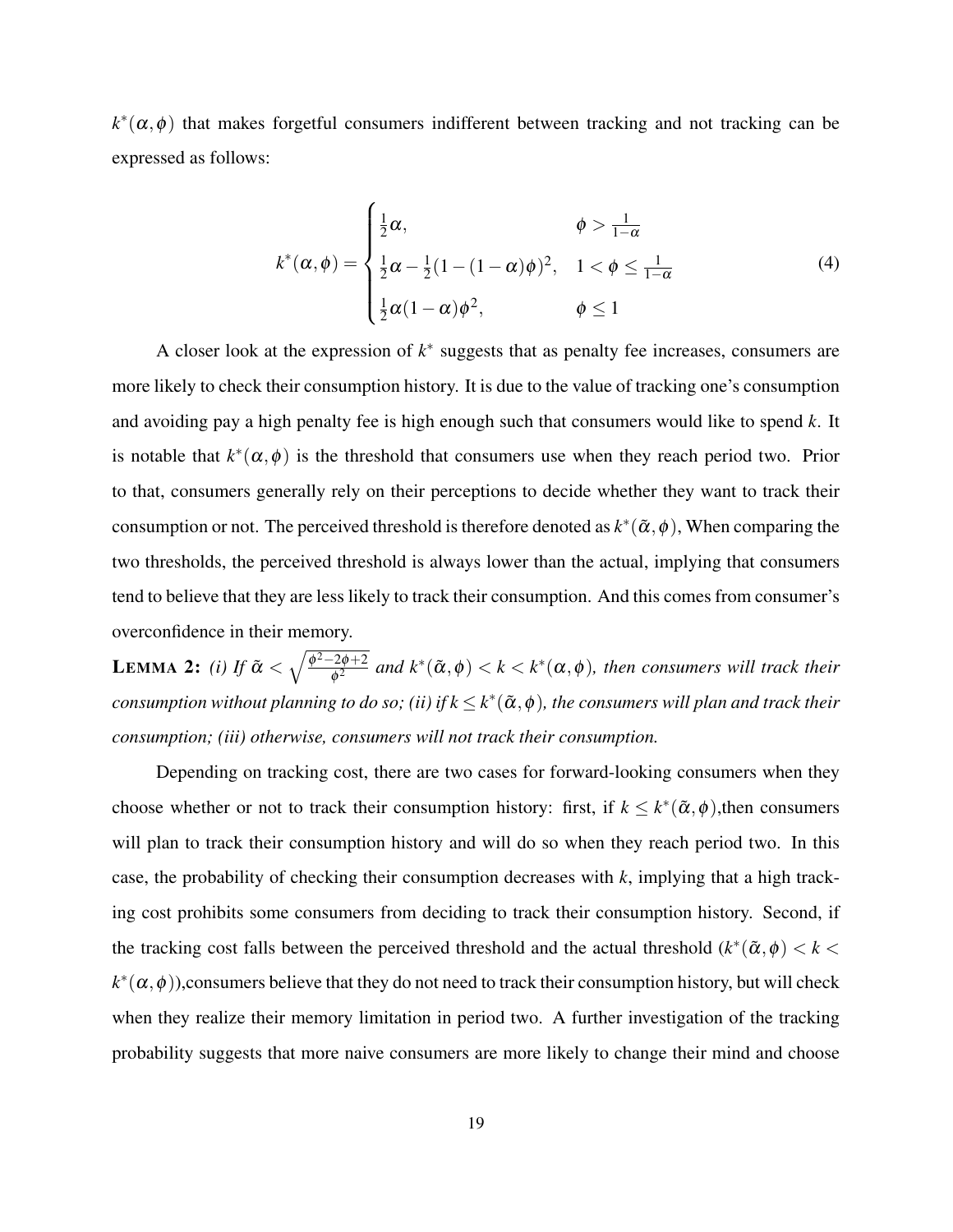$k^*(\alpha,\phi)$ that makes forgetful consumers indifferent between tracking and not tracking can be expressed as follows:

$$k^*(\alpha,\phi) = \begin{cases} \frac{1}{2}\alpha, & \phi > \frac{1}{1-\alpha} \\ \frac{1}{2}\alpha - \frac{1}{2}(1-(1-\alpha)\phi)^2, & 1 < \phi \leq \frac{1}{1-\alpha} \\ \frac{1}{2}\alpha(1-\alpha)\phi^2, & \phi \leq 1 \end{cases} \tag{4}$$

A closer look at the expression of $k^*$ suggests that as penalty fee increases, consumers are more likely to check their consumption history. It is due to the value of tracking one's consumption and avoiding pay a high penalty fee is high enough such that consumers would like to spend $k$. It is notable that $k^*(\alpha,\phi)$ is the threshold that consumers use when they reach period two. Prior to that, consumers generally rely on their perceptions to decide whether they want to track their consumption or not. The perceived threshold is therefore denoted as $k^*(\tilde{\alpha},\phi)$, When comparing the two thresholds, the perceived threshold is always lower than the actual, implying that consumers tend to believe that they are less likely to track their consumption. And this comes from consumer's overconfidence in their memory.

**Lemma 2:** *(i) If $\tilde{\alpha} < \sqrt{\frac{\phi^2-2\phi+2}{\phi^2}}$ and $k^*(\tilde{\alpha},\phi) < k < k^*(\alpha,\phi)$, then consumers will track their consumption without planning to do so; (ii) if $k \leq k^*(\tilde{\alpha},\phi)$, the consumers will plan and track their consumption; (iii) otherwise, consumers will not track their consumption.*

Depending on tracking cost, there are two cases for forward-looking consumers when they choose whether or not to track their consumption history: first, if $k \leq k^*(\tilde{\alpha},\phi)$,then consumers will plan to track their consumption history and will do so when they reach period two. In this case, the probability of checking their consumption decreases with $k$, implying that a high tracking cost prohibits some consumers from deciding to track their consumption history. Second, if the tracking cost falls between the perceived threshold and the actual threshold ($k^*(\tilde{\alpha},\phi) < k < k^*(\alpha,\phi)$),consumers believe that they do not need to track their consumption history, but will check when they realize their memory limitation in period two. A further investigation of the tracking probability suggests that more naive consumers are more likely to change their mind and choose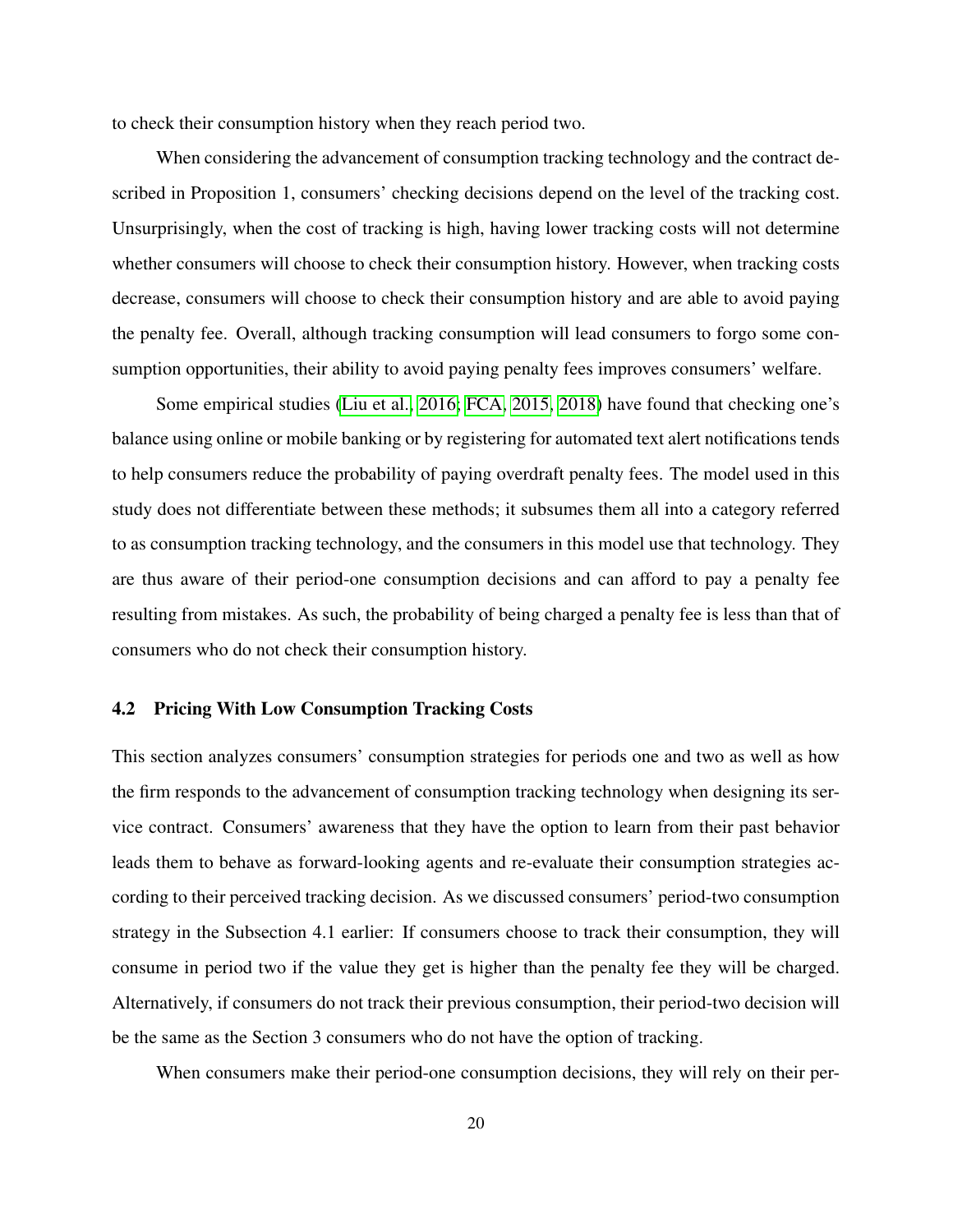to check their consumption history when they reach period two.

When considering the advancement of consumption tracking technology and the contract described in Proposition 1, consumers' checking decisions depend on the level of the tracking cost. Unsurprisingly, when the cost of tracking is high, having lower tracking costs will not determine whether consumers will choose to check their consumption history. However, when tracking costs decrease, consumers will choose to check their consumption history and are able to avoid paying the penalty fee. Overall, although tracking consumption will lead consumers to forgo some consumption opportunities, their ability to avoid paying penalty fees improves consumers' welfare.

Some empirical studies (Liu et al., 2016; FCA, 2015, 2018) have found that checking one's balance using online or mobile banking or by registering for automated text alert notifications tends to help consumers reduce the probability of paying overdraft penalty fees. The model used in this study does not differentiate between these methods; it subsumes them all into a category referred to as consumption tracking technology, and the consumers in this model use that technology. They are thus aware of their period-one consumption decisions and can afford to pay a penalty fee resulting from mistakes. As such, the probability of being charged a penalty fee is less than that of consumers who do not check their consumption history.

## 4.2 Pricing With Low Consumption Tracking Costs

This section analyzes consumers' consumption strategies for periods one and two as well as how the firm responds to the advancement of consumption tracking technology when designing its service contract. Consumers' awareness that they have the option to learn from their past behavior leads them to behave as forward-looking agents and re-evaluate their consumption strategies according to their perceived tracking decision. As we discussed consumers' period-two consumption strategy in the Subsection 4.1 earlier: If consumers choose to track their consumption, they will consume in period two if the value they get is higher than the penalty fee they will be charged. Alternatively, if consumers do not track their previous consumption, their period-two decision will be the same as the Section 3 consumers who do not have the option of tracking.

When consumers make their period-one consumption decisions, they will rely on their per-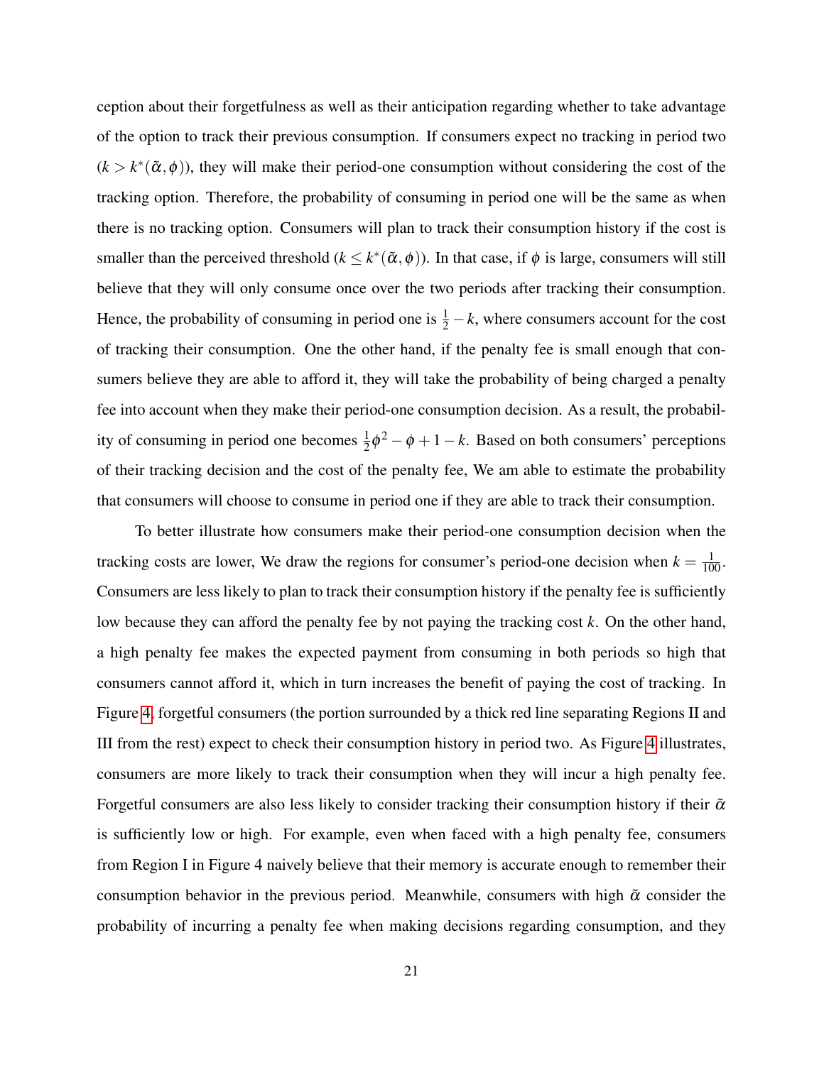ception about their forgetfulness as well as their anticipation regarding whether to take advantage of the option to track their previous consumption. If consumers expect no tracking in period two ($k > k^*(\tilde{\alpha}, \phi)$), they will make their period-one consumption without considering the cost of the tracking option. Therefore, the probability of consuming in period one will be the same as when there is no tracking option. Consumers will plan to track their consumption history if the cost is smaller than the perceived threshold ($k \leq k^*(\tilde{\alpha}, \phi)$). In that case, if $\phi$ is large, consumers will still believe that they will only consume once over the two periods after tracking their consumption. Hence, the probability of consuming in period one is $\frac{1}{2} - k$, where consumers account for the cost of tracking their consumption. One the other hand, if the penalty fee is small enough that consumers believe they are able to afford it, they will take the probability of being charged a penalty fee into account when they make their period-one consumption decision. As a result, the probability of consuming in period one becomes $\frac{1}{2}\phi^2 - \phi + 1 - k$. Based on both consumers' perceptions of their tracking decision and the cost of the penalty fee, We am able to estimate the probability that consumers will choose to consume in period one if they are able to track their consumption.

To better illustrate how consumers make their period-one consumption decision when the tracking costs are lower, We draw the regions for consumer's period-one decision when $k = \frac{1}{100}$. Consumers are less likely to plan to track their consumption history if the penalty fee is sufficiently low because they can afford the penalty fee by not paying the tracking cost $k$. On the other hand, a high penalty fee makes the expected payment from consuming in both periods so high that consumers cannot afford it, which in turn increases the benefit of paying the cost of tracking. In Figure 4, forgetful consumers (the portion surrounded by a thick red line separating Regions II and III from the rest) expect to check their consumption history in period two. As Figure 4 illustrates, consumers are more likely to track their consumption when they will incur a high penalty fee. Forgetful consumers are also less likely to consider tracking their consumption history if their $\tilde{\alpha}$ is sufficiently low or high. For example, even when faced with a high penalty fee, consumers from Region I in Figure 4 naively believe that their memory is accurate enough to remember their consumption behavior in the previous period. Meanwhile, consumers with high $\tilde{\alpha}$ consider the probability of incurring a penalty fee when making decisions regarding consumption, and they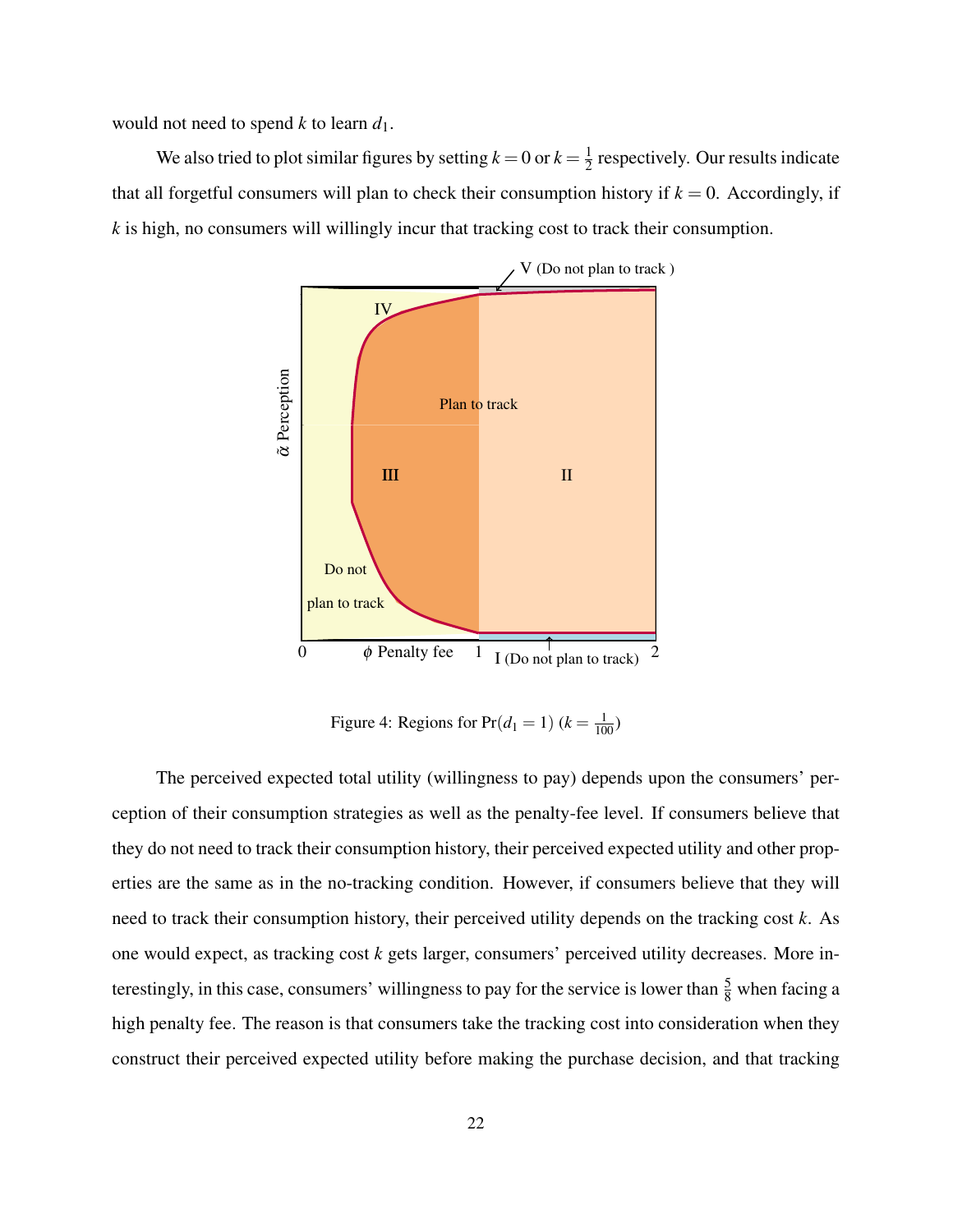would not need to spend $k$ to learn $d_1$.

We also tried to plot similar figures by setting $k = 0$ or $k = \frac{1}{2}$ respectively. Our results indicate that all forgetful consumers will plan to check their consumption history if $k = 0$. Accordingly, if $k$ is high, no consumers will willingly incur that tracking cost to track their consumption.

Figure 4: Regions for $\Pr(d_1 = 1)$ ($k = \frac{1}{100}$)

The perceived expected total utility (willingness to pay) depends upon the consumers' perception of their consumption strategies as well as the penalty-fee level. If consumers believe that they do not need to track their consumption history, their perceived expected utility and other properties are the same as in the no-tracking condition. However, if consumers believe that they will need to track their consumption history, their perceived utility depends on the tracking cost $k$. As one would expect, as tracking cost $k$ gets larger, consumers' perceived utility decreases. More interestingly, in this case, consumers' willingness to pay for the service is lower than $\frac{5}{8}$ when facing a high penalty fee. The reason is that consumers take the tracking cost into consideration when they construct their perceived expected utility before making the purchase decision, and that tracking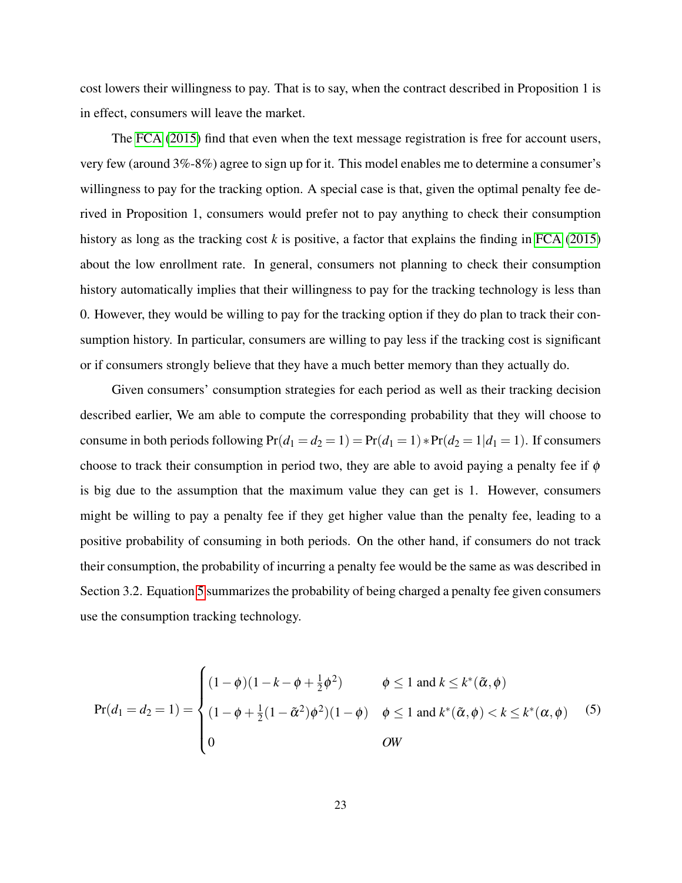cost lowers their willingness to pay. That is to say, when the contract described in Proposition 1 is in effect, consumers will leave the market.

The FCA (2015) find that even when the text message registration is free for account users, very few (around 3%-8%) agree to sign up for it. This model enables me to determine a consumer's willingness to pay for the tracking option. A special case is that, given the optimal penalty fee derived in Proposition 1, consumers would prefer not to pay anything to check their consumption history as long as the tracking cost $k$ is positive, a factor that explains the finding in FCA (2015) about the low enrollment rate. In general, consumers not planning to check their consumption history automatically implies that their willingness to pay for the tracking technology is less than 0. However, they would be willing to pay for the tracking option if they do plan to track their consumption history. In particular, consumers are willing to pay less if the tracking cost is significant or if consumers strongly believe that they have a much better memory than they actually do.

Given consumers' consumption strategies for each period as well as their tracking decision described earlier, We am able to compute the corresponding probability that they will choose to consume in both periods following $\Pr(d_1 = d_2 = 1) = \Pr(d_1 = 1) * \Pr(d_2 = 1 | d_1 = 1)$. If consumers choose to track their consumption in period two, they are able to avoid paying a penalty fee if $\phi$ is big due to the assumption that the maximum value they can get is 1. However, consumers might be willing to pay a penalty fee if they get higher value than the penalty fee, leading to a positive probability of consuming in both periods. On the other hand, if consumers do not track their consumption, the probability of incurring a penalty fee would be the same as was described in Section 3.2. Equation 5 summarizes the probability of being charged a penalty fee given consumers use the consumption tracking technology.

$$
\Pr(d_1 = d_2 = 1) = \begin{cases} (1-\phi)(1-k-\phi+\frac{1}{2}\phi^2) & \phi \leq 1 \text{ and } k \leq k^*(\tilde{\alpha}, \phi) \\ (1-\phi+\frac{1}{2}(1-\tilde{\alpha}^2)\phi^2)(1-\phi) & \phi \leq 1 \text{ and } k^*(\tilde{\alpha}, \phi) < k \leq k^*(\alpha, \phi) \\ 0 & OW \end{cases} \tag{5}
$$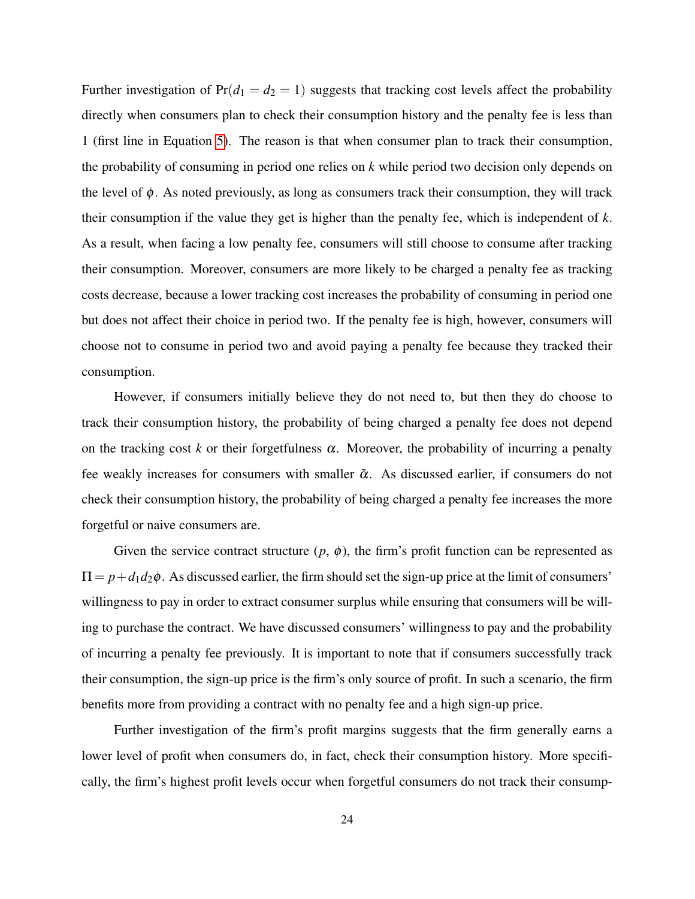Further investigation of $\Pr(d_1 = d_2 = 1)$ suggests that tracking cost levels affect the probability directly when consumers plan to check their consumption history and the penalty fee is less than 1 (first line in Equation 5). The reason is that when consumer plan to track their consumption, the probability of consuming in period one relies on $k$ while period two decision only depends on the level of $\phi$. As noted previously, as long as consumers track their consumption, they will track their consumption if the value they get is higher than the penalty fee, which is independent of $k$. As a result, when facing a low penalty fee, consumers will still choose to consume after tracking their consumption. Moreover, consumers are more likely to be charged a penalty fee as tracking costs decrease, because a lower tracking cost increases the probability of consuming in period one but does not affect their choice in period two. If the penalty fee is high, however, consumers will choose not to consume in period two and avoid paying a penalty fee because they tracked their consumption.

However, if consumers initially believe they do not need to, but then they do choose to track their consumption history, the probability of being charged a penalty fee does not depend on the tracking cost $k$ or their forgetfulness $\alpha$. Moreover, the probability of incurring a penalty fee weakly increases for consumers with smaller $\tilde{\alpha}$. As discussed earlier, if consumers do not check their consumption history, the probability of being charged a penalty fee increases the more forgetful or naive consumers are.

Given the service contract structure ($p$, $\phi$), the firm's profit function can be represented as $\Pi = p + d_1 d_2 \phi$. As discussed earlier, the firm should set the sign-up price at the limit of consumers' willingness to pay in order to extract consumer surplus while ensuring that consumers will be willing to purchase the contract. We have discussed consumers' willingness to pay and the probability of incurring a penalty fee previously. It is important to note that if consumers successfully track their consumption, the sign-up price is the firm's only source of profit. In such a scenario, the firm benefits more from providing a contract with no penalty fee and a high sign-up price.

Further investigation of the firm's profit margins suggests that the firm generally earns a lower level of profit when consumers do, in fact, check their consumption history. More specifically, the firm's highest profit levels occur when forgetful consumers do not track their consump-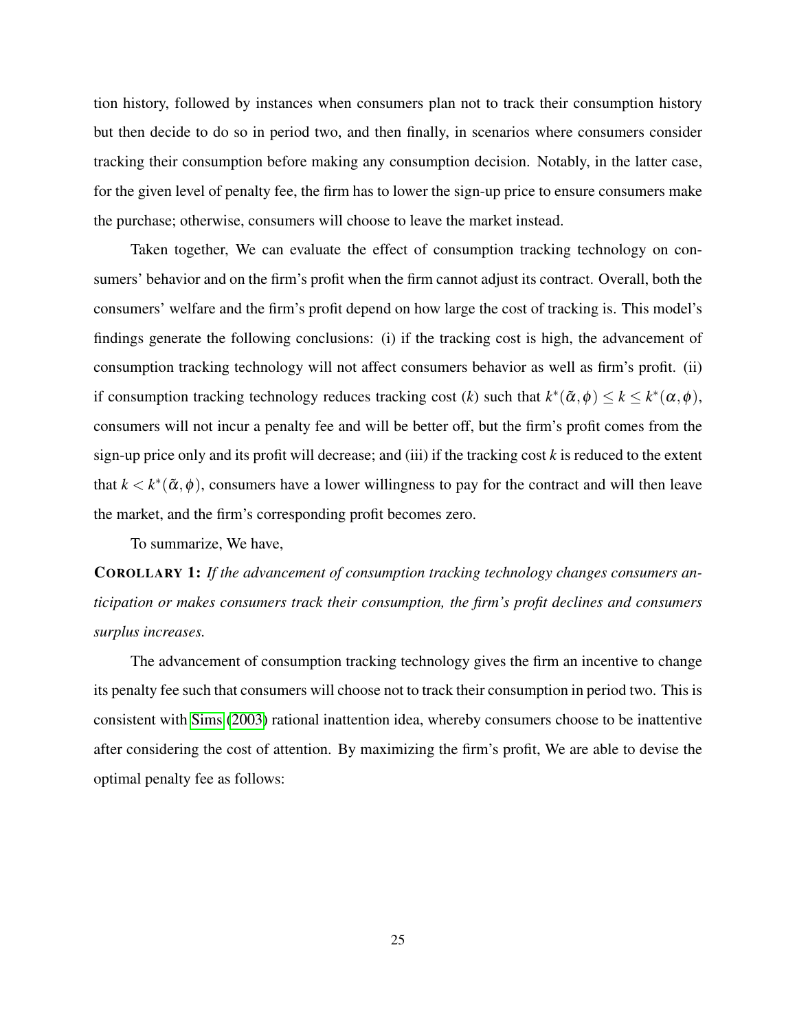tion history, followed by instances when consumers plan not to track their consumption history but then decide to do so in period two, and then finally, in scenarios where consumers consider tracking their consumption before making any consumption decision. Notably, in the latter case, for the given level of penalty fee, the firm has to lower the sign-up price to ensure consumers make the purchase; otherwise, consumers will choose to leave the market instead.

Taken together, We can evaluate the effect of consumption tracking technology on consumers' behavior and on the firm's profit when the firm cannot adjust its contract. Overall, both the consumers' welfare and the firm's profit depend on how large the cost of tracking is. This model's findings generate the following conclusions: (i) if the tracking cost is high, the advancement of consumption tracking technology will not affect consumers behavior as well as firm's profit. (ii) if consumption tracking technology reduces tracking cost ($k$) such that $k^*(\tilde{\alpha}, \phi) \leq k \leq k^*(\alpha, \phi)$, consumers will not incur a penalty fee and will be better off, but the firm's profit comes from the sign-up price only and its profit will decrease; and (iii) if the tracking cost $k$ is reduced to the extent that $k < k^*(\tilde{\alpha}, \phi)$, consumers have a lower willingness to pay for the contract and will then leave the market, and the firm's corresponding profit becomes zero.

To summarize, We have,

**COROLLARY 1:** *If the advancement of consumption tracking technology changes consumers anticipation or makes consumers track their consumption, the firm's profit declines and consumers surplus increases.*

The advancement of consumption tracking technology gives the firm an incentive to change its penalty fee such that consumers will choose not to track their consumption in period two. This is consistent with Sims (2003) rational inattention idea, whereby consumers choose to be inattentive after considering the cost of attention. By maximizing the firm's profit, We are able to devise the optimal penalty fee as follows: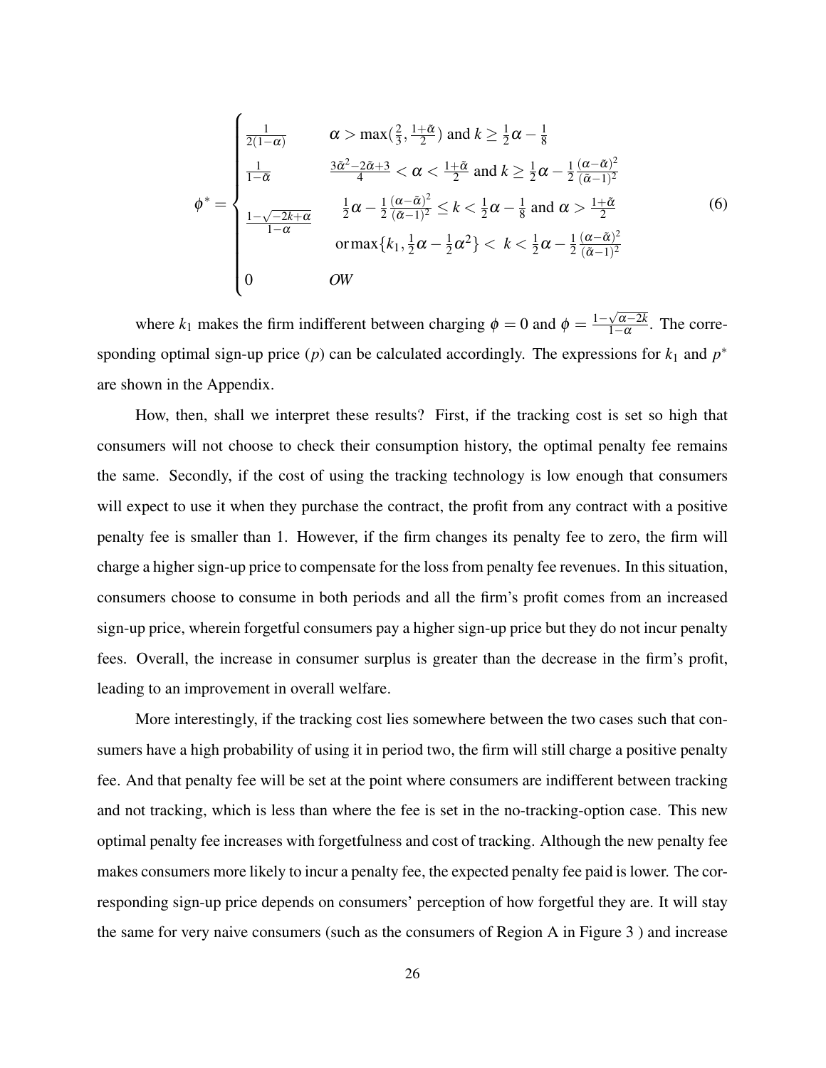$$
\phi^* = \begin{cases}
\frac{1}{2(1-\alpha)} & \alpha > \max(\frac{2}{3}, \frac{1+\tilde{\alpha}}{2}) \text{ and } k \geq \frac{1}{2}\alpha - \frac{1}{8} \\
\frac{1}{1-\tilde{\alpha}} & \frac{3\tilde{\alpha}^2 - 2\tilde{\alpha} + 3}{4} < \alpha < \frac{1+\tilde{\alpha}}{2} \text{ and } k \geq \frac{1}{2}\alpha - \frac{1}{2}\frac{(\alpha - \tilde{\alpha})^2}{(\tilde{\alpha}-1)^2} \\
\frac{1-\sqrt{-2k+\alpha}}{1-\alpha} & \frac{1}{2}\alpha - \frac{1}{2}\frac{(\alpha-\tilde{\alpha})^2}{(\tilde{\alpha}-1)^2} \leq k < \frac{1}{2}\alpha - \frac{1}{8} \text{ and } \alpha > \frac{1+\tilde{\alpha}}{2} \\
 & \text{or} \max\{k_1, \frac{1}{2}\alpha - \frac{1}{2}\alpha^2\} < k < \frac{1}{2}\alpha - \frac{1}{2}\frac{(\alpha-\tilde{\alpha})^2}{(\tilde{\alpha}-1)^2} \\
0 & OW
\end{cases} \tag{6}
$$

where $k_1$ makes the firm indifferent between charging $\phi = 0$ and $\phi = \frac{1-\sqrt{\alpha-2k}}{1-\alpha}$. The corresponding optimal sign-up price ($p$) can be calculated accordingly. The expressions for $k_1$ and $p^*$ are shown in the Appendix.

How, then, shall we interpret these results? First, if the tracking cost is set so high that consumers will not choose to check their consumption history, the optimal penalty fee remains the same. Secondly, if the cost of using the tracking technology is low enough that consumers will expect to use it when they purchase the contract, the profit from any contract with a positive penalty fee is smaller than 1. However, if the firm changes its penalty fee to zero, the firm will charge a higher sign-up price to compensate for the loss from penalty fee revenues. In this situation, consumers choose to consume in both periods and all the firm's profit comes from an increased sign-up price, wherein forgetful consumers pay a higher sign-up price but they do not incur penalty fees. Overall, the increase in consumer surplus is greater than the decrease in the firm's profit, leading to an improvement in overall welfare.

More interestingly, if the tracking cost lies somewhere between the two cases such that consumers have a high probability of using it in period two, the firm will still charge a positive penalty fee. And that penalty fee will be set at the point where consumers are indifferent between tracking and not tracking, which is less than where the fee is set in the no-tracking-option case. This new optimal penalty fee increases with forgetfulness and cost of tracking. Although the new penalty fee makes consumers more likely to incur a penalty fee, the expected penalty fee paid is lower. The corresponding sign-up price depends on consumers' perception of how forgetful they are. It will stay the same for very naive consumers (such as the consumers of Region A in Figure 3 ) and increase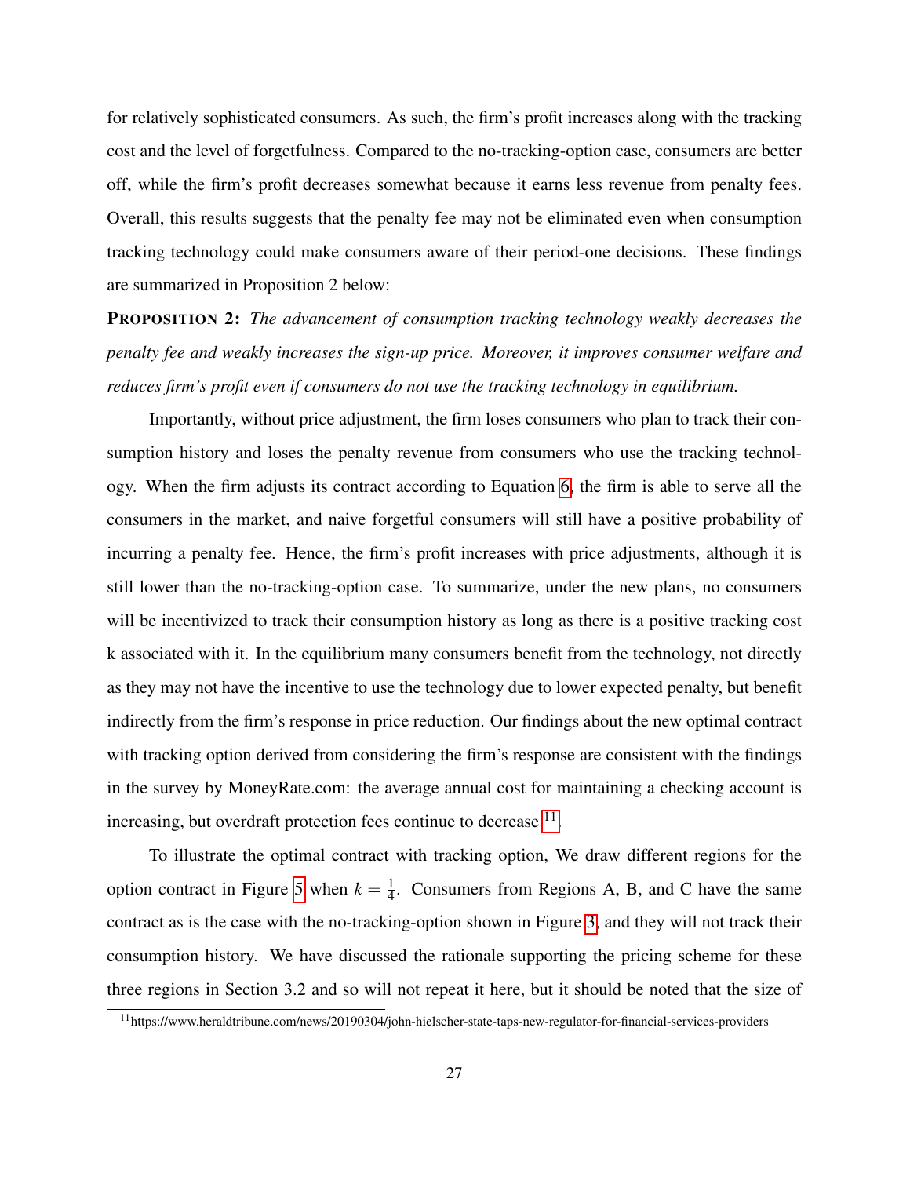for relatively sophisticated consumers. As such, the firm's profit increases along with the tracking cost and the level of forgetfulness. Compared to the no-tracking-option case, consumers are better off, while the firm's profit decreases somewhat because it earns less revenue from penalty fees. Overall, this results suggests that the penalty fee may not be eliminated even when consumption tracking technology could make consumers aware of their period-one decisions. These findings are summarized in Proposition 2 below:

**PROPOSITION 2:** *The advancement of consumption tracking technology weakly decreases the penalty fee and weakly increases the sign-up price. Moreover, it improves consumer welfare and reduces firm's profit even if consumers do not use the tracking technology in equilibrium.*

Importantly, without price adjustment, the firm loses consumers who plan to track their consumption history and loses the penalty revenue from consumers who use the tracking technology. When the firm adjusts its contract according to Equation 6, the firm is able to serve all the consumers in the market, and naive forgetful consumers will still have a positive probability of incurring a penalty fee. Hence, the firm's profit increases with price adjustments, although it is still lower than the no-tracking-option case. To summarize, under the new plans, no consumers will be incentivized to track their consumption history as long as there is a positive tracking cost k associated with it. In the equilibrium many consumers benefit from the technology, not directly as they may not have the incentive to use the technology due to lower expected penalty, but benefit indirectly from the firm's response in price reduction. Our findings about the new optimal contract with tracking option derived from considering the firm's response are consistent with the findings in the survey by MoneyRate.com: the average annual cost for maintaining a checking account is increasing, but overdraft protection fees continue to decrease.[11]

To illustrate the optimal contract with tracking option, We draw different regions for the option contract in Figure 5 when $k = \frac{1}{4}$. Consumers from Regions A, B, and C have the same contract as is the case with the no-tracking-option shown in Figure 3, and they will not track their consumption history. We have discussed the rationale supporting the pricing scheme for these three regions in Section 3.2 and so will not repeat it here, but it should be noted that the size of

[11] https://www.heraldtribune.com/news/20190304/john-hielscher-state-taps-new-regulator-for-financial-services-providers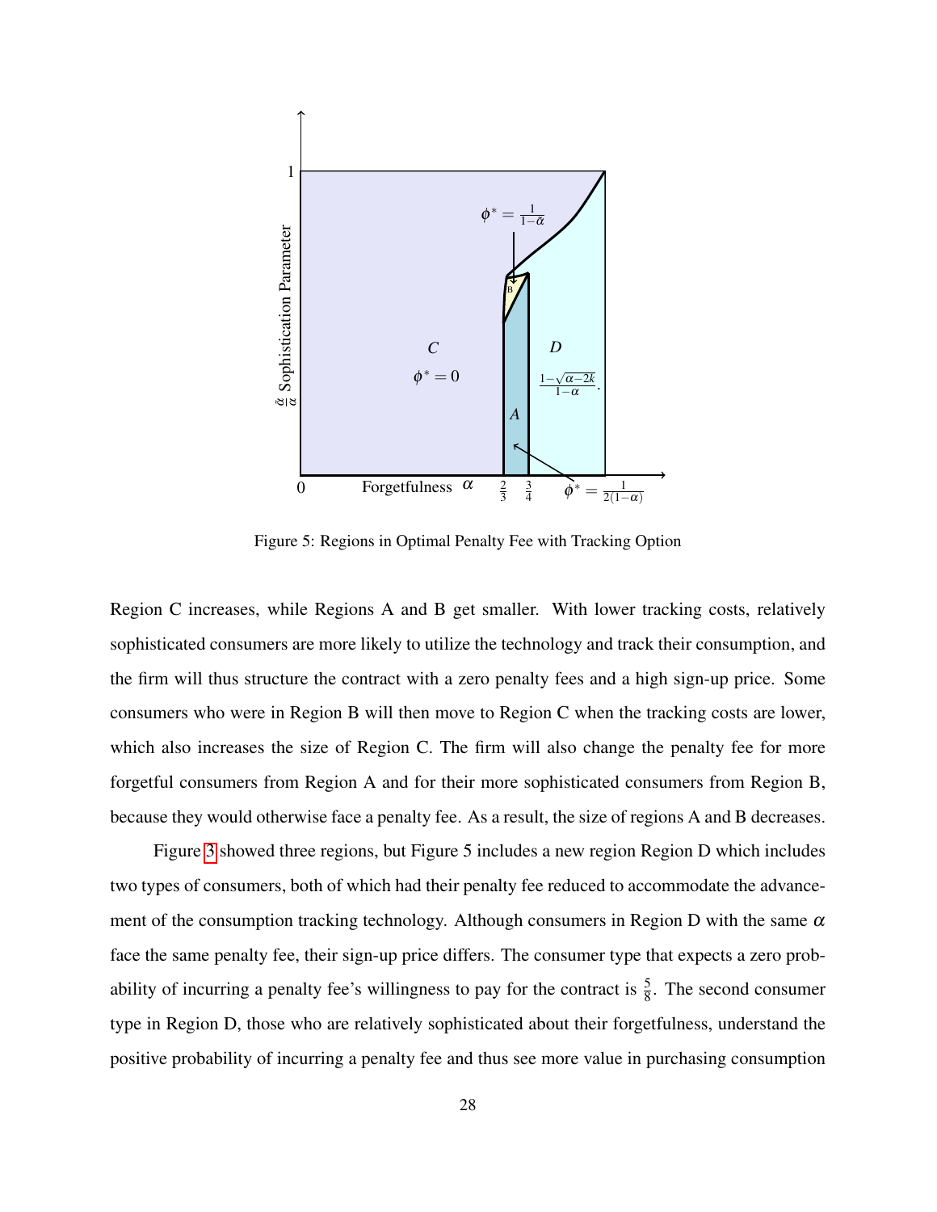Figure 5: Regions in Optimal Penalty Fee with Tracking Option

Region C increases, while Regions A and B get smaller. With lower tracking costs, relatively sophisticated consumers are more likely to utilize the technology and track their consumption, and the firm will thus structure the contract with a zero penalty fees and a high sign-up price. Some consumers who were in Region B will then move to Region C when the tracking costs are lower, which also increases the size of Region C. The firm will also change the penalty fee for more forgetful consumers from Region A and for their more sophisticated consumers from Region B, because they would otherwise face a penalty fee. As a result, the size of regions A and B decreases.

Figure 3 showed three regions, but Figure 5 includes a new region Region D which includes two types of consumers, both of which had their penalty fee reduced to accommodate the advancement of the consumption tracking technology. Although consumers in Region D with the same $\alpha$ face the same penalty fee, their sign-up price differs. The consumer type that expects a zero probability of incurring a penalty fee's willingness to pay for the contract is $\frac{5}{8}$. The second consumer type in Region D, those who are relatively sophisticated about their forgetfulness, understand the positive probability of incurring a penalty fee and thus see more value in purchasing consumption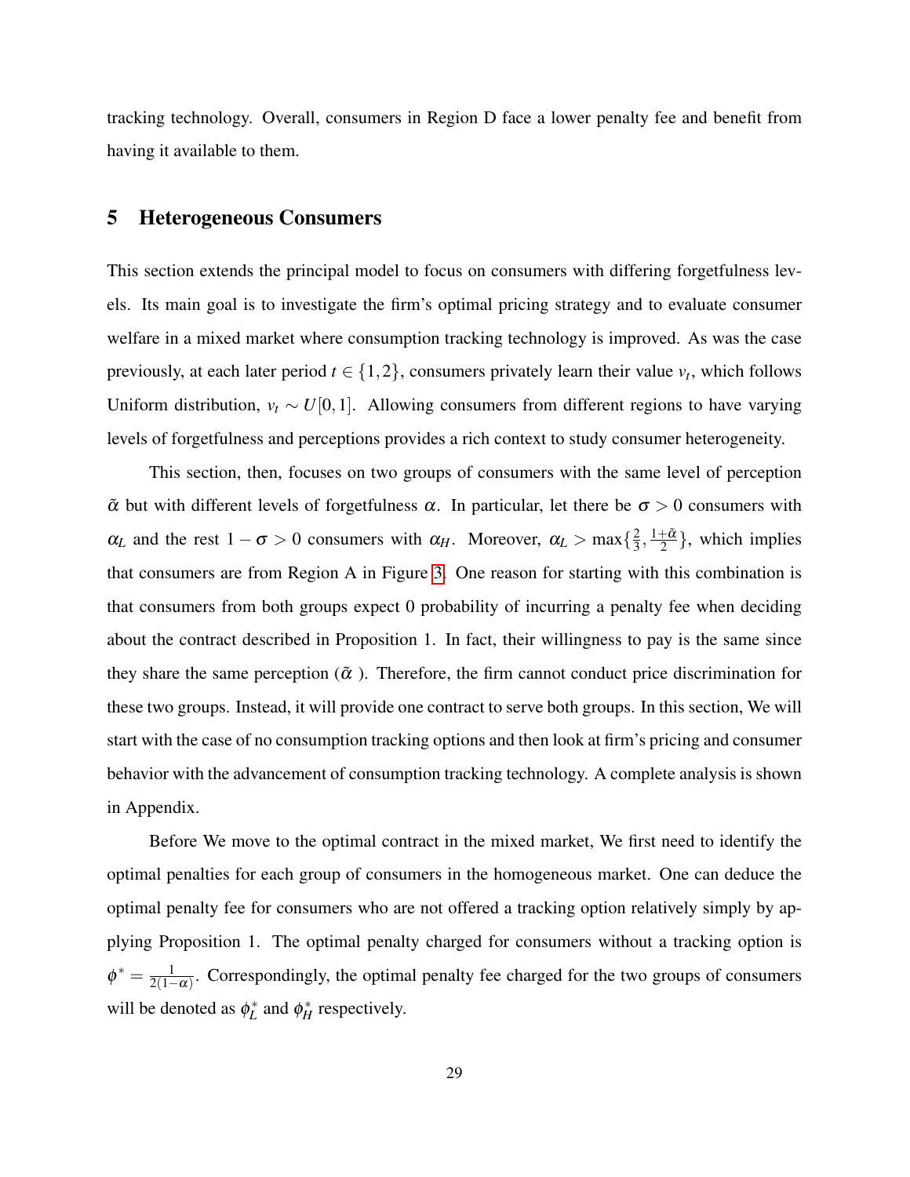tracking technology. Overall, consumers in Region D face a lower penalty fee and benefit from having it available to them.

## 5 Heterogeneous Consumers

This section extends the principal model to focus on consumers with differing forgetfulness levels. Its main goal is to investigate the firm's optimal pricing strategy and to evaluate consumer welfare in a mixed market where consumption tracking technology is improved. As was the case previously, at each later period $t \in \{1,2\}$, consumers privately learn their value $v_t$, which follows Uniform distribution, $v_t \sim U[0,1]$. Allowing consumers from different regions to have varying levels of forgetfulness and perceptions provides a rich context to study consumer heterogeneity.

This section, then, focuses on two groups of consumers with the same level of perception $\tilde{\alpha}$ but with different levels of forgetfulness $\alpha$. In particular, let there be $\sigma > 0$ consumers with $\alpha_L$ and the rest $1 - \sigma > 0$ consumers with $\alpha_H$. Moreover, $\alpha_L > \max\{\frac{2}{3}, \frac{1+\tilde{\alpha}}{2}\}$, which implies that consumers are from Region A in Figure 3. One reason for starting with this combination is that consumers from both groups expect 0 probability of incurring a penalty fee when deciding about the contract described in Proposition 1. In fact, their willingness to pay is the same since they share the same perception ($\tilde{\alpha}$ ). Therefore, the firm cannot conduct price discrimination for these two groups. Instead, it will provide one contract to serve both groups. In this section, We will start with the case of no consumption tracking options and then look at firm's pricing and consumer behavior with the advancement of consumption tracking technology. A complete analysis is shown in Appendix.

Before We move to the optimal contract in the mixed market, We first need to identify the optimal penalties for each group of consumers in the homogeneous market. One can deduce the optimal penalty fee for consumers who are not offered a tracking option relatively simply by applying Proposition 1. The optimal penalty charged for consumers without a tracking option is $\phi^* = \frac{1}{2(1-\alpha)}$. Correspondingly, the optimal penalty fee charged for the two groups of consumers will be denoted as $\phi_L^*$ and $\phi_H^*$ respectively.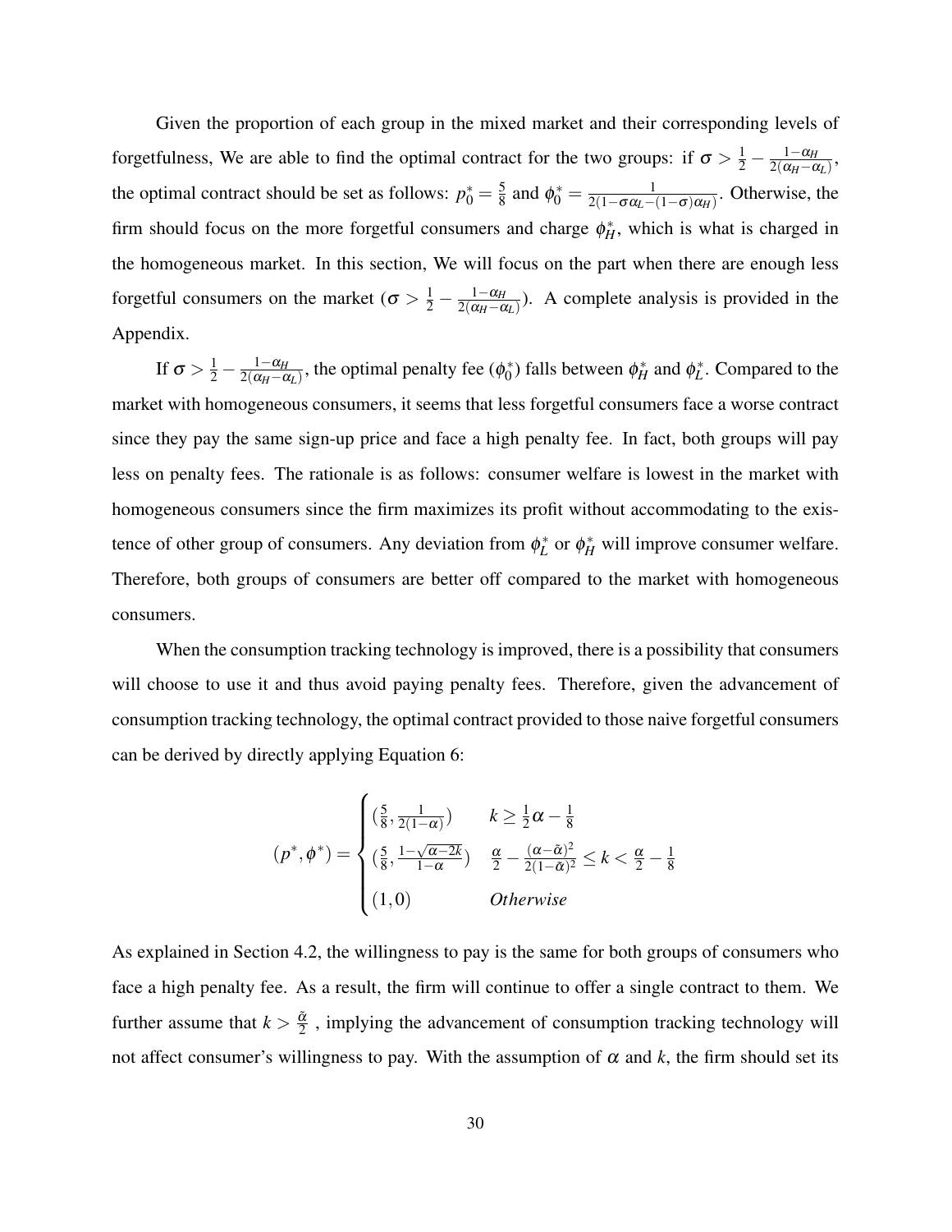Given the proportion of each group in the mixed market and their corresponding levels of forgetfulness, We are able to find the optimal contract for the two groups: if $\sigma > \frac{1}{2} - \frac{1-\alpha_H}{2(\alpha_H - \alpha_L)}$, the optimal contract should be set as follows: $p_0^* = \frac{5}{8}$ and $\phi_0^* = \frac{1}{2(1-\sigma\alpha_L-(1-\sigma)\alpha_H)}$. Otherwise, the firm should focus on the more forgetful consumers and charge $\phi_H^*$, which is what is charged in the homogeneous market. In this section, We will focus on the part when there are enough less forgetful consumers on the market ($\sigma > \frac{1}{2} - \frac{1-\alpha_H}{2(\alpha_H - \alpha_L)}$). A complete analysis is provided in the Appendix.

If $\sigma > \frac{1}{2} - \frac{1-\alpha_H}{2(\alpha_H - \alpha_L)}$, the optimal penalty fee ($\phi_0^*$) falls between $\phi_H^*$ and $\phi_L^*$. Compared to the market with homogeneous consumers, it seems that less forgetful consumers face a worse contract since they pay the same sign-up price and face a high penalty fee. In fact, both groups will pay less on penalty fees. The rationale is as follows: consumer welfare is lowest in the market with homogeneous consumers since the firm maximizes its profit without accommodating to the existence of other group of consumers. Any deviation from $\phi_L^*$ or $\phi_H^*$ will improve consumer welfare. Therefore, both groups of consumers are better off compared to the market with homogeneous consumers.

When the consumption tracking technology is improved, there is a possibility that consumers will choose to use it and thus avoid paying penalty fees. Therefore, given the advancement of consumption tracking technology, the optimal contract provided to those naive forgetful consumers can be derived by directly applying Equation 6:

$$(p^*, \phi^*) = \begin{cases} \left(\frac{5}{8}, \frac{1}{2(1-\alpha)}\right) & k \geq \frac{1}{2}\alpha - \frac{1}{8} \\ \left(\frac{5}{8}, \frac{1-\sqrt{\alpha-2k}}{1-\alpha}\right) & \frac{\alpha}{2} - \frac{(\alpha-\tilde{\alpha})^2}{2(1-\tilde{\alpha})^2} \leq k < \frac{\alpha}{2} - \frac{1}{8} \\ (1, 0) & \textit{Otherwise} \end{cases}$$

As explained in Section 4.2, the willingness to pay is the same for both groups of consumers who face a high penalty fee. As a result, the firm will continue to offer a single contract to them. We further assume that $k > \frac{\tilde{\alpha}}{2}$ , implying the advancement of consumption tracking technology will not affect consumer's willingness to pay. With the assumption of $\alpha$ and $k$, the firm should set its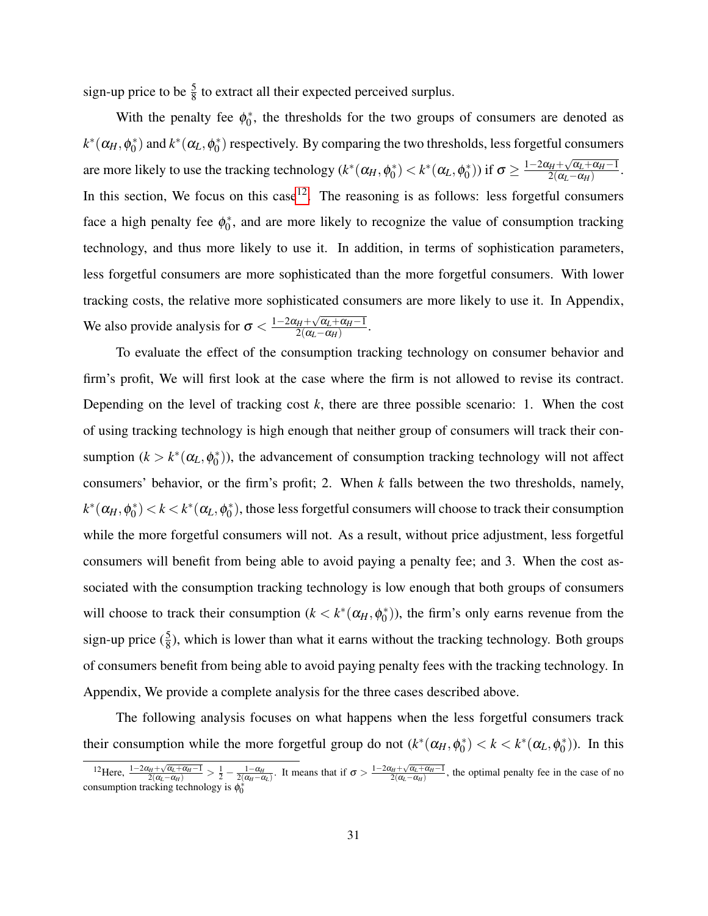sign-up price to be $\frac{5}{8}$ to extract all their expected perceived surplus.

With the penalty fee $\phi_0^*$, the thresholds for the two groups of consumers are denoted as $k^*(\alpha_H, \phi_0^*)$ and $k^*(\alpha_L, \phi_0^*)$ respectively. By comparing the two thresholds, less forgetful consumers are more likely to use the tracking technology ($k^*(\alpha_H, \phi_0^*) < k^*(\alpha_L, \phi_0^*)$) if $\sigma \geq \frac{1-2\alpha_H+\sqrt{\alpha_L+\alpha_H-1}}{2(\alpha_L-\alpha_H)}$. In this section, We focus on this case[12]. The reasoning is as follows: less forgetful consumers face a high penalty fee $\phi_0^*$, and are more likely to recognize the value of consumption tracking technology, and thus more likely to use it. In addition, in terms of sophistication parameters, less forgetful consumers are more sophisticated than the more forgetful consumers. With lower tracking costs, the relative more sophisticated consumers are more likely to use it. In Appendix, We also provide analysis for $\sigma < \frac{1-2\alpha_H+\sqrt{\alpha_L+\alpha_H-1}}{2(\alpha_L-\alpha_H)}$.

To evaluate the effect of the consumption tracking technology on consumer behavior and firm's profit, We will first look at the case where the firm is not allowed to revise its contract. Depending on the level of tracking cost $k$, there are three possible scenario: 1. When the cost of using tracking technology is high enough that neither group of consumers will track their consumption ($k > k^*(\alpha_L, \phi_0^*)$), the advancement of consumption tracking technology will not affect consumers' behavior, or the firm's profit; 2. When $k$ falls between the two thresholds, namely, $k^*(\alpha_H, \phi_0^*) < k < k^*(\alpha_L, \phi_0^*)$, those less forgetful consumers will choose to track their consumption while the more forgetful consumers will not. As a result, without price adjustment, less forgetful consumers will benefit from being able to avoid paying a penalty fee; and 3. When the cost associated with the consumption tracking technology is low enough that both groups of consumers will choose to track their consumption ($k < k^*(\alpha_H, \phi_0^*)$), the firm's only earns revenue from the sign-up price ($\frac{5}{8}$), which is lower than what it earns without the tracking technology. Both groups of consumers benefit from being able to avoid paying penalty fees with the tracking technology. In Appendix, We provide a complete analysis for the three cases described above.

The following analysis focuses on what happens when the less forgetful consumers track their consumption while the more forgetful group do not ($k^*(\alpha_H, \phi_0^*) < k < k^*(\alpha_L, \phi_0^*)$). In this

[12] Here, $\frac{1-2\alpha_H+\sqrt{\alpha_L+\alpha_H-1}}{2(\alpha_L-\alpha_H)} > \frac{1}{2} - \frac{1-\alpha_H}{2(\alpha_H-\alpha_L)}$. It means that if $\sigma > \frac{1-2\alpha_H+\sqrt{\alpha_L+\alpha_H-1}}{2(\alpha_L-\alpha_H)}$, the optimal penalty fee in the case of no consumption tracking technology is $\phi_0^*$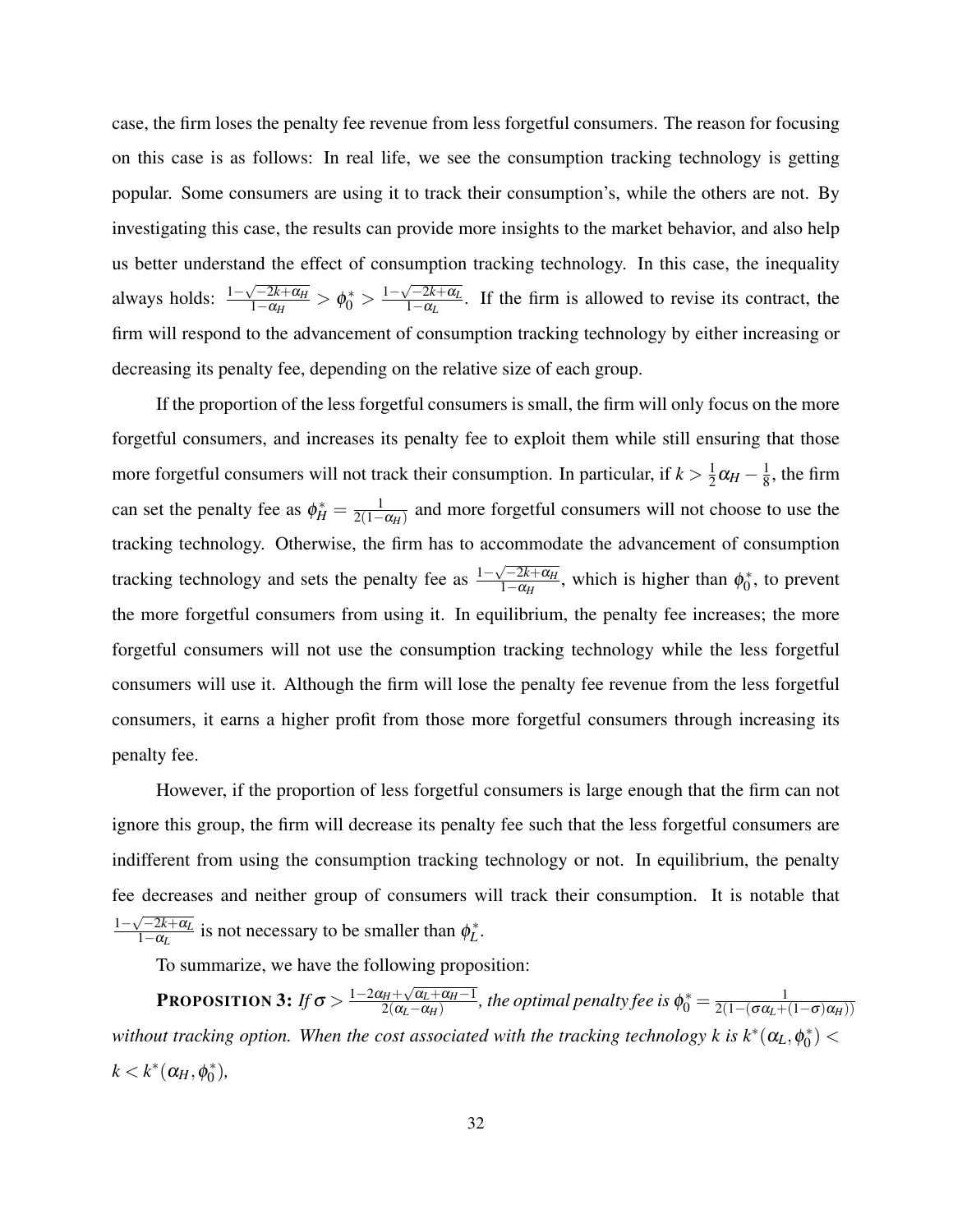case, the firm loses the penalty fee revenue from less forgetful consumers. The reason for focusing on this case is as follows: In real life, we see the consumption tracking technology is getting popular. Some consumers are using it to track their consumption's, while the others are not. By investigating this case, the results can provide more insights to the market behavior, and also help us better understand the effect of consumption tracking technology. In this case, the inequality always holds: $\frac{1-\sqrt{-2k+\alpha_H}}{1-\alpha_H} > \phi_0^* > \frac{1-\sqrt{-2k+\alpha_L}}{1-\alpha_L}$. If the firm is allowed to revise its contract, the firm will respond to the advancement of consumption tracking technology by either increasing or decreasing its penalty fee, depending on the relative size of each group.

If the proportion of the less forgetful consumers is small, the firm will only focus on the more forgetful consumers, and increases its penalty fee to exploit them while still ensuring that those more forgetful consumers will not track their consumption. In particular, if $k > \frac{1}{2}\alpha_H - \frac{1}{8}$, the firm can set the penalty fee as $\phi_H^* = \frac{1}{2(1-\alpha_H)}$ and more forgetful consumers will not choose to use the tracking technology. Otherwise, the firm has to accommodate the advancement of consumption tracking technology and sets the penalty fee as $\frac{1-\sqrt{-2k+\alpha_H}}{1-\alpha_H}$, which is higher than $\phi_0^*$, to prevent the more forgetful consumers from using it. In equilibrium, the penalty fee increases; the more forgetful consumers will not use the consumption tracking technology while the less forgetful consumers will use it. Although the firm will lose the penalty fee revenue from the less forgetful consumers, it earns a higher profit from those more forgetful consumers through increasing its penalty fee.

However, if the proportion of less forgetful consumers is large enough that the firm can not ignore this group, the firm will decrease its penalty fee such that the less forgetful consumers are indifferent from using the consumption tracking technology or not. In equilibrium, the penalty fee decreases and neither group of consumers will track their consumption. It is notable that $\frac{1-\sqrt{-2k+\alpha_L}}{1-\alpha_L}$ is not necessary to be smaller than $\phi_L^*$.

To summarize, we have the following proposition:

**PROPOSITION 3:** *If $\sigma > \frac{1-2\alpha_H+\sqrt{\alpha_L+\alpha_H-1}}{2(\alpha_L-\alpha_H)}$, the optimal penalty fee is $\phi_0^* = \frac{1}{2(1-(\sigma\alpha_L+(1-\sigma)\alpha_H))}$ without tracking option. When the cost associated with the tracking technology $k$ is $k^*(\alpha_L, \phi_0^*) < k < k^*(\alpha_H, \phi_0^*)$,*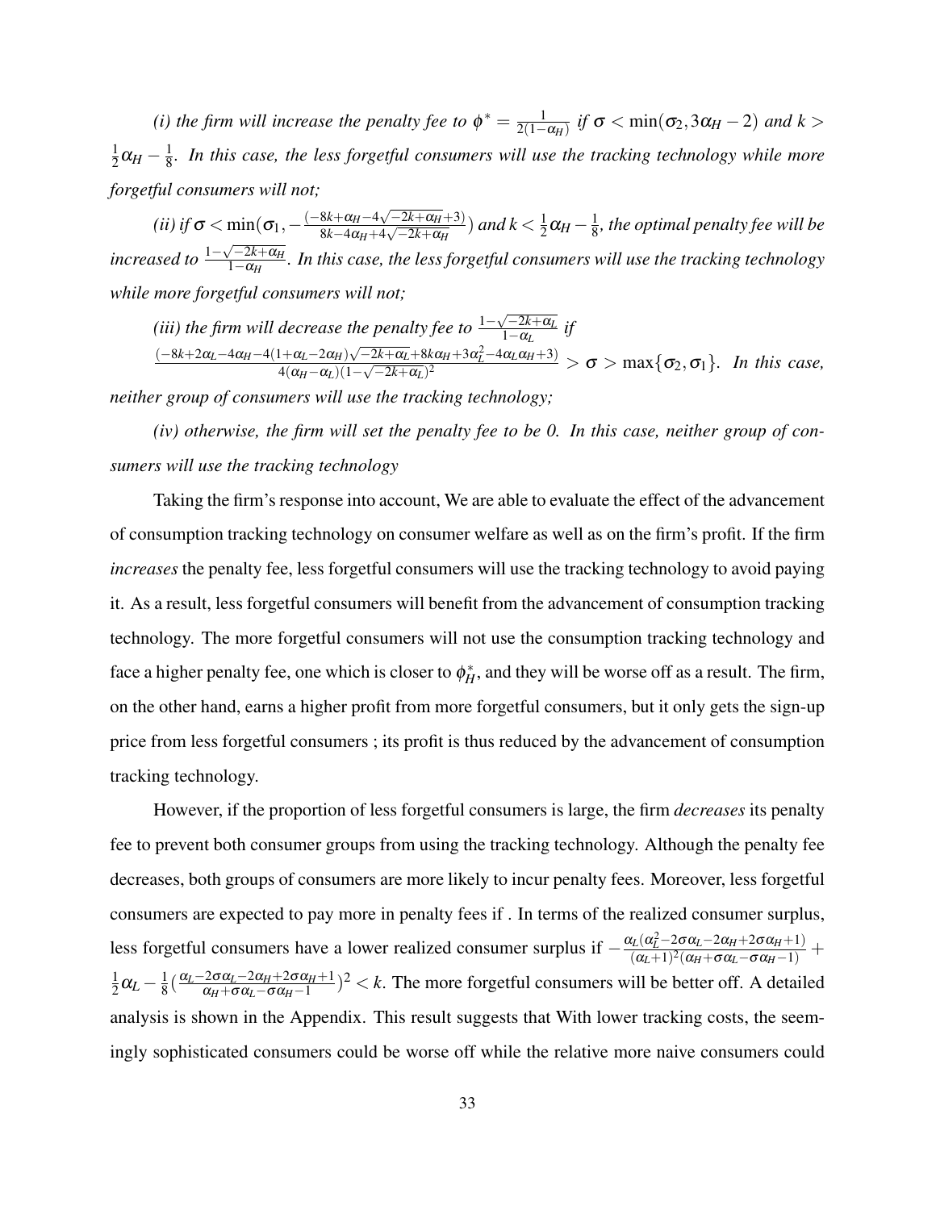*(i) the firm will increase the penalty fee to $\phi^* = \frac{1}{2(1-\alpha_H)}$ if $\sigma < \min(\sigma_2, 3\alpha_H - 2)$ and $k > \frac{1}{2}\alpha_H - \frac{1}{8}$. In this case, the less forgetful consumers will use the tracking technology while more forgetful consumers will not;*

*(ii) if $\sigma < \min(\sigma_1, -\frac{(-8k+\alpha_H-4\sqrt{-2k+\alpha_H}+3)}{8k-4\alpha_H+4\sqrt{-2k+\alpha_H}})$ and $k < \frac{1}{2}\alpha_H - \frac{1}{8}$, the optimal penalty fee will be increased to $\frac{1-\sqrt{-2k+\alpha_H}}{1-\alpha_H}$. In this case, the less forgetful consumers will use the tracking technology while more forgetful consumers will not;*

*(iii) the firm will decrease the penalty fee to $\frac{1-\sqrt{-2k+\alpha_L}}{1-\alpha_L}$ if $\frac{(-8k+2\alpha_L-4\alpha_H-4(1+\alpha_L-2\alpha_H)\sqrt{-2k+\alpha_L}+8k\alpha_H+3\alpha_L^2-4\alpha_L\alpha_H+3)}{4(\alpha_H-\alpha_L)(1-\sqrt{-2k+\alpha_L})^2} > \sigma > \max\{\sigma_2, \sigma_1\}$. In this case, neither group of consumers will use the tracking technology;*

*(iv) otherwise, the firm will set the penalty fee to be 0. In this case, neither group of consumers will use the tracking technology*

Taking the firm's response into account, We are able to evaluate the effect of the advancement of consumption tracking technology on consumer welfare as well as on the firm's profit. If the firm *increases* the penalty fee, less forgetful consumers will use the tracking technology to avoid paying it. As a result, less forgetful consumers will benefit from the advancement of consumption tracking technology. The more forgetful consumers will not use the consumption tracking technology and face a higher penalty fee, one which is closer to $\phi_H^*$, and they will be worse off as a result. The firm, on the other hand, earns a higher profit from more forgetful consumers, but it only gets the sign-up price from less forgetful consumers ; its profit is thus reduced by the advancement of consumption tracking technology.

However, if the proportion of less forgetful consumers is large, the firm *decreases* its penalty fee to prevent both consumer groups from using the tracking technology. Although the penalty fee decreases, both groups of consumers are more likely to incur penalty fees. Moreover, less forgetful consumers are expected to pay more in penalty fees if . In terms of the realized consumer surplus, less forgetful consumers have a lower realized consumer surplus if $-\frac{\alpha_L(\alpha_L^2-2\sigma\alpha_L-2\alpha_H+2\sigma\alpha_H+1)}{(\alpha_L+1)^2(\alpha_H+\sigma\alpha_L-\sigma\alpha_H-1)} + \frac{1}{2}\alpha_L - \frac{1}{8}(\frac{\alpha_L-2\sigma\alpha_L-2\alpha_H+2\sigma\alpha_H+1}{\alpha_H+\sigma\alpha_L-\sigma\alpha_H-1})^2 < k$. The more forgetful consumers will be better off. A detailed analysis is shown in the Appendix. This result suggests that With lower tracking costs, the seemingly sophisticated consumers could be worse off while the relative more naive consumers could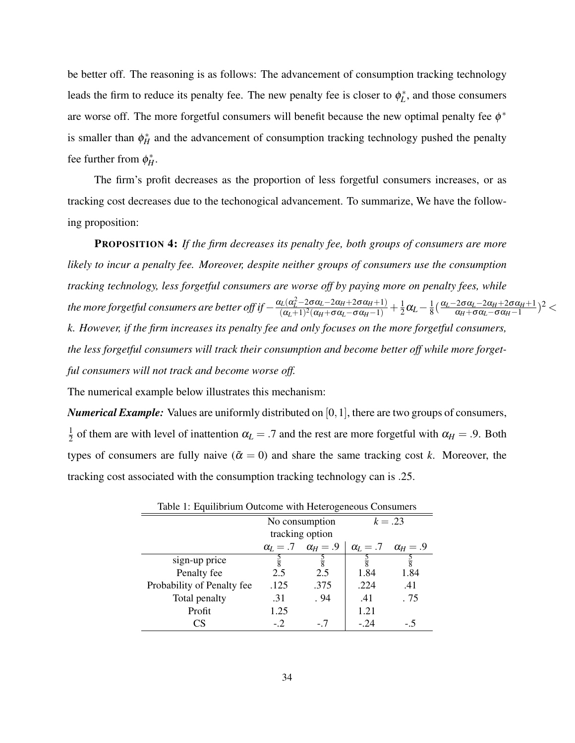be better off. The reasoning is as follows: The advancement of consumption tracking technology leads the firm to reduce its penalty fee. The new penalty fee is closer to $\phi_L^*$, and those consumers are worse off. The more forgetful consumers will benefit because the new optimal penalty fee $\phi^*$ is smaller than $\phi_H^*$ and the advancement of consumption tracking technology pushed the penalty fee further from $\phi_H^*$.

The firm's profit decreases as the proportion of less forgetful consumers increases, or as tracking cost decreases due to the techonogical advancement. To summarize, We have the following proposition:

**PROPOSITION 4:** *If the firm decreases its penalty fee, both groups of consumers are more likely to incur a penalty fee. Moreover, despite neither groups of consumers use the consumption tracking technology, less forgetful consumers are worse off by paying more on penalty fees, while the more forgetful consumers are better off if* $-\frac{\alpha_L(\alpha_L^2-2\sigma\alpha_L-2\alpha_H+2\sigma\alpha_H+1)}{(\alpha_L+1)^2(\alpha_H+\sigma\alpha_L-\sigma\alpha_H-1)}+\frac{1}{2}\alpha_L-\frac{1}{8}\left(\frac{\alpha_L-2\sigma\alpha_L-2\alpha_H+2\sigma\alpha_H+1}{\alpha_H+\sigma\alpha_L-\sigma\alpha_H-1}\right)^2 < k$*. However, if the firm increases its penalty fee and only focuses on the more forgetful consumers, the less forgetful consumers will track their consumption and become better off while more forgetful consumers will not track and become worse off.*

The numerical example below illustrates this mechanism:

***Numerical Example:*** Values are uniformly distributed on $[0,1]$, there are two groups of consumers, $\frac{1}{2}$ of them are with level of inattention $\alpha_L = .7$ and the rest are more forgetful with $\alpha_H = .9$. Both types of consumers are fully naive ($\tilde{\alpha} = 0$) and share the same tracking cost $k$. Moreover, the tracking cost associated with the consumption tracking technology can is .25.

Table 1: Equilibrium Outcome with Heterogeneous Consumers

| | No consumption tracking option | | $k = .23$ | |
|---|---|---|---|---|
| | $\alpha_L = .7$ | $\alpha_H = .9$ | $\alpha_L = .7$ | $\alpha_H = .9$ |
| sign-up price | $\frac{5}{8}$ | $\frac{5}{8}$ | $\frac{5}{8}$ | $\frac{5}{8}$ |
| Penalty fee | 2.5 | 2.5 | 1.84 | 1.84 |
| Probability of Penalty fee | .125 | .375 | .224 | .41 |
| Total penalty | .31 | .94 | .41 | .75 |
| Profit | 1.25 | | 1.21 | |
| CS | -.2 | -.7 | -.24 | -.5 |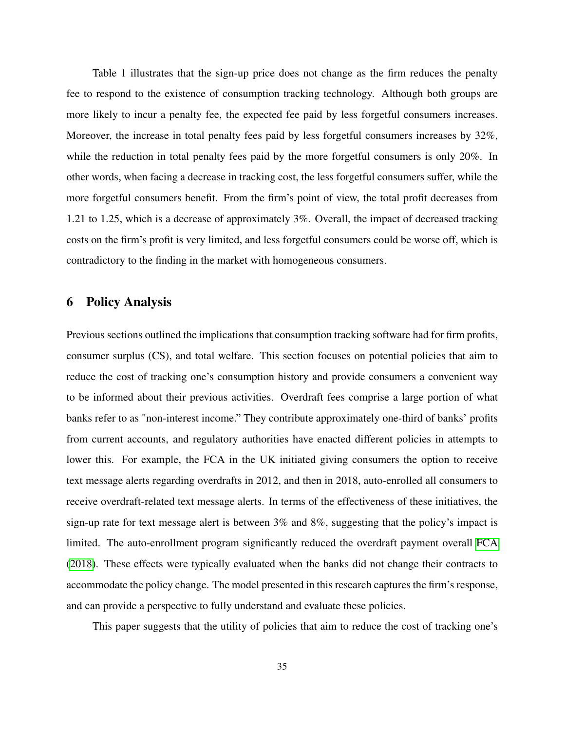Table 1 illustrates that the sign-up price does not change as the firm reduces the penalty fee to respond to the existence of consumption tracking technology. Although both groups are more likely to incur a penalty fee, the expected fee paid by less forgetful consumers increases. Moreover, the increase in total penalty fees paid by less forgetful consumers increases by 32%, while the reduction in total penalty fees paid by the more forgetful consumers is only 20%. In other words, when facing a decrease in tracking cost, the less forgetful consumers suffer, while the more forgetful consumers benefit. From the firm's point of view, the total profit decreases from 1.21 to 1.25, which is a decrease of approximately 3%. Overall, the impact of decreased tracking costs on the firm's profit is very limited, and less forgetful consumers could be worse off, which is contradictory to the finding in the market with homogeneous consumers.

## 6 Policy Analysis

Previous sections outlined the implications that consumption tracking software had for firm profits, consumer surplus (CS), and total welfare. This section focuses on potential policies that aim to reduce the cost of tracking one's consumption history and provide consumers a convenient way to be informed about their previous activities. Overdraft fees comprise a large portion of what banks refer to as "non-interest income." They contribute approximately one-third of banks' profits from current accounts, and regulatory authorities have enacted different policies in attempts to lower this. For example, the FCA in the UK initiated giving consumers the option to receive text message alerts regarding overdrafts in 2012, and then in 2018, auto-enrolled all consumers to receive overdraft-related text message alerts. In terms of the effectiveness of these initiatives, the sign-up rate for text message alert is between 3% and 8%, suggesting that the policy's impact is limited. The auto-enrollment program significantly reduced the overdraft payment overall FCA (2018). These effects were typically evaluated when the banks did not change their contracts to accommodate the policy change. The model presented in this research captures the firm's response, and can provide a perspective to fully understand and evaluate these policies.

This paper suggests that the utility of policies that aim to reduce the cost of tracking one's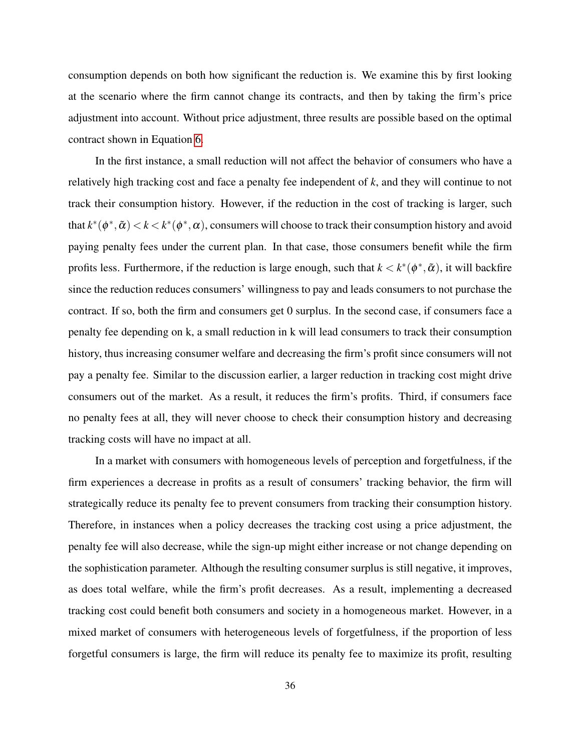consumption depends on both how significant the reduction is. We examine this by first looking at the scenario where the firm cannot change its contracts, and then by taking the firm's price adjustment into account. Without price adjustment, three results are possible based on the optimal contract shown in Equation 6.

In the first instance, a small reduction will not affect the behavior of consumers who have a relatively high tracking cost and face a penalty fee independent of $k$, and they will continue to not track their consumption history. However, if the reduction in the cost of tracking is larger, such that $k^*(\phi^*, \tilde{\alpha}) < k < k^*(\phi^*, \alpha)$, consumers will choose to track their consumption history and avoid paying penalty fees under the current plan. In that case, those consumers benefit while the firm profits less. Furthermore, if the reduction is large enough, such that $k < k^*(\phi^*, \tilde{\alpha})$, it will backfire since the reduction reduces consumers' willingness to pay and leads consumers to not purchase the contract. If so, both the firm and consumers get 0 surplus. In the second case, if consumers face a penalty fee depending on k, a small reduction in k will lead consumers to track their consumption history, thus increasing consumer welfare and decreasing the firm's profit since consumers will not pay a penalty fee. Similar to the discussion earlier, a larger reduction in tracking cost might drive consumers out of the market. As a result, it reduces the firm's profits. Third, if consumers face no penalty fees at all, they will never choose to check their consumption history and decreasing tracking costs will have no impact at all.

In a market with consumers with homogeneous levels of perception and forgetfulness, if the firm experiences a decrease in profits as a result of consumers' tracking behavior, the firm will strategically reduce its penalty fee to prevent consumers from tracking their consumption history. Therefore, in instances when a policy decreases the tracking cost using a price adjustment, the penalty fee will also decrease, while the sign-up might either increase or not change depending on the sophistication parameter. Although the resulting consumer surplus is still negative, it improves, as does total welfare, while the firm's profit decreases. As a result, implementing a decreased tracking cost could benefit both consumers and society in a homogeneous market. However, in a mixed market of consumers with heterogeneous levels of forgetfulness, if the proportion of less forgetful consumers is large, the firm will reduce its penalty fee to maximize its profit, resulting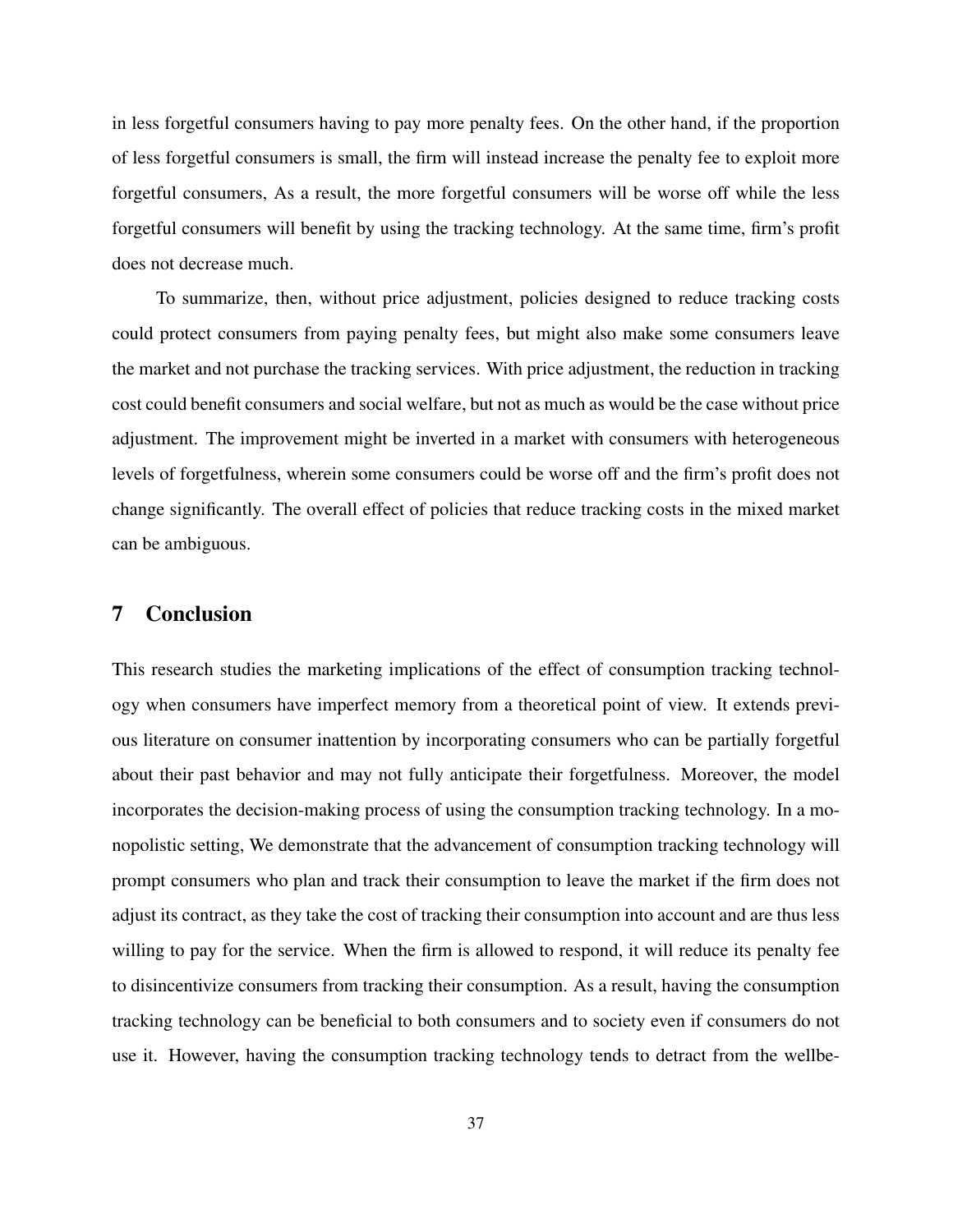in less forgetful consumers having to pay more penalty fees. On the other hand, if the proportion of less forgetful consumers is small, the firm will instead increase the penalty fee to exploit more forgetful consumers, As a result, the more forgetful consumers will be worse off while the less forgetful consumers will benefit by using the tracking technology. At the same time, firm's profit does not decrease much.

To summarize, then, without price adjustment, policies designed to reduce tracking costs could protect consumers from paying penalty fees, but might also make some consumers leave the market and not purchase the tracking services. With price adjustment, the reduction in tracking cost could benefit consumers and social welfare, but not as much as would be the case without price adjustment. The improvement might be inverted in a market with consumers with heterogeneous levels of forgetfulness, wherein some consumers could be worse off and the firm's profit does not change significantly. The overall effect of policies that reduce tracking costs in the mixed market can be ambiguous.

## 7 Conclusion

This research studies the marketing implications of the effect of consumption tracking technology when consumers have imperfect memory from a theoretical point of view. It extends previous literature on consumer inattention by incorporating consumers who can be partially forgetful about their past behavior and may not fully anticipate their forgetfulness. Moreover, the model incorporates the decision-making process of using the consumption tracking technology. In a monopolistic setting, We demonstrate that the advancement of consumption tracking technology will prompt consumers who plan and track their consumption to leave the market if the firm does not adjust its contract, as they take the cost of tracking their consumption into account and are thus less willing to pay for the service. When the firm is allowed to respond, it will reduce its penalty fee to disincentivize consumers from tracking their consumption. As a result, having the consumption tracking technology can be beneficial to both consumers and to society even if consumers do not use it. However, having the consumption tracking technology tends to detract from the wellbe-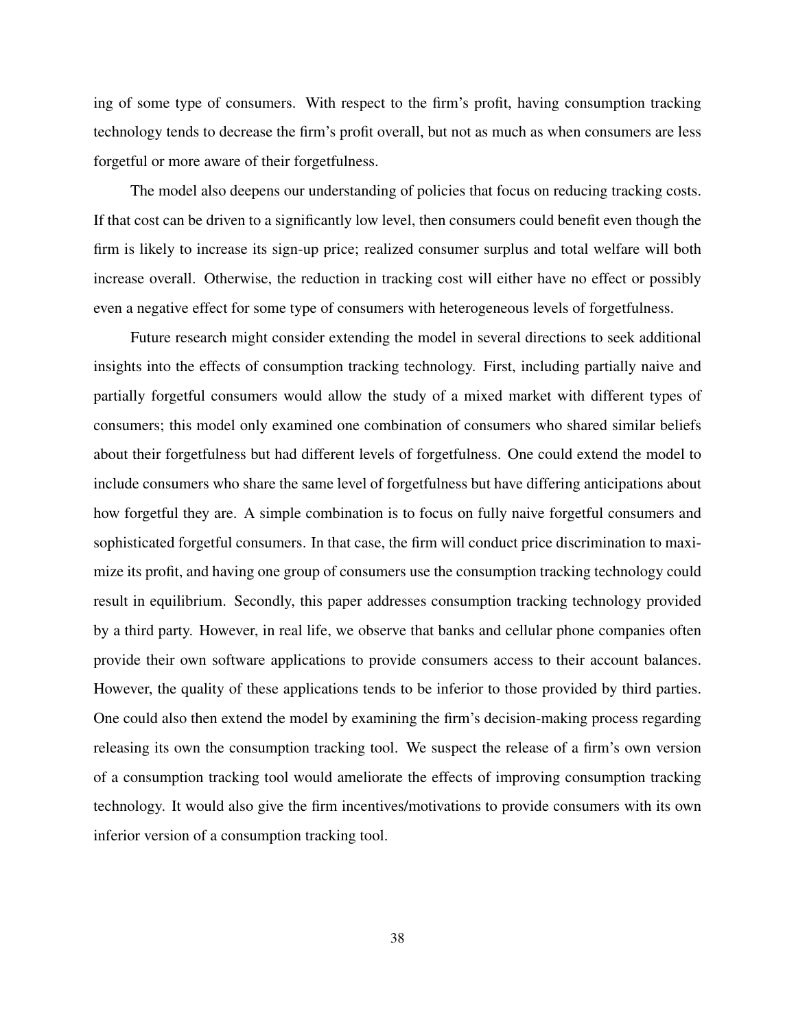ing of some type of consumers. With respect to the firm's profit, having consumption tracking technology tends to decrease the firm's profit overall, but not as much as when consumers are less forgetful or more aware of their forgetfulness.

The model also deepens our understanding of policies that focus on reducing tracking costs. If that cost can be driven to a significantly low level, then consumers could benefit even though the firm is likely to increase its sign-up price; realized consumer surplus and total welfare will both increase overall. Otherwise, the reduction in tracking cost will either have no effect or possibly even a negative effect for some type of consumers with heterogeneous levels of forgetfulness.

Future research might consider extending the model in several directions to seek additional insights into the effects of consumption tracking technology. First, including partially naive and partially forgetful consumers would allow the study of a mixed market with different types of consumers; this model only examined one combination of consumers who shared similar beliefs about their forgetfulness but had different levels of forgetfulness. One could extend the model to include consumers who share the same level of forgetfulness but have differing anticipations about how forgetful they are. A simple combination is to focus on fully naive forgetful consumers and sophisticated forgetful consumers. In that case, the firm will conduct price discrimination to maximize its profit, and having one group of consumers use the consumption tracking technology could result in equilibrium. Secondly, this paper addresses consumption tracking technology provided by a third party. However, in real life, we observe that banks and cellular phone companies often provide their own software applications to provide consumers access to their account balances. However, the quality of these applications tends to be inferior to those provided by third parties. One could also then extend the model by examining the firm's decision-making process regarding releasing its own the consumption tracking tool. We suspect the release of a firm's own version of a consumption tracking tool would ameliorate the effects of improving consumption tracking technology. It would also give the firm incentives/motivations to provide consumers with its own inferior version of a consumption tracking tool.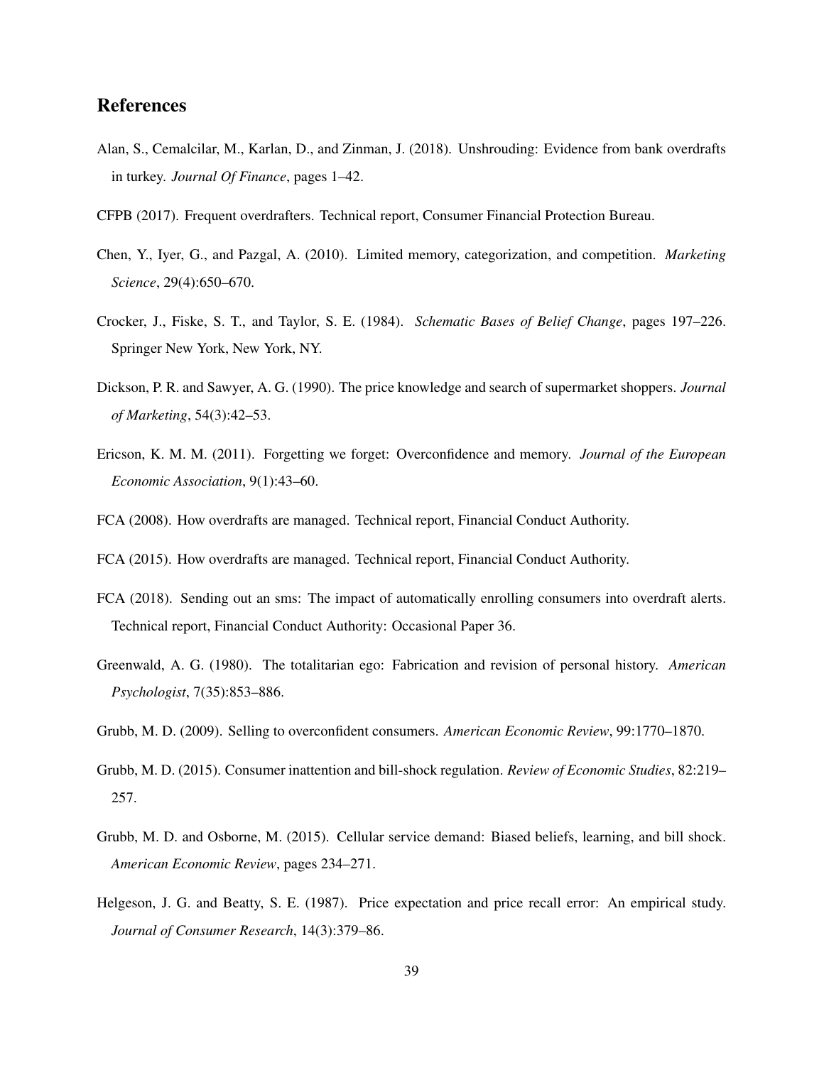## References

Alan, S., Cemalcilar, M., Karlan, D., and Zinman, J. (2018). Unshrouding: Evidence from bank overdrafts in turkey. *Journal Of Finance*, pages 1–42.

CFPB (2017). Frequent overdrafters. Technical report, Consumer Financial Protection Bureau.

Chen, Y., Iyer, G., and Pazgal, A. (2010). Limited memory, categorization, and competition. *Marketing Science*, 29(4):650–670.

Crocker, J., Fiske, S. T., and Taylor, S. E. (1984). *Schematic Bases of Belief Change*, pages 197–226. Springer New York, New York, NY.

Dickson, P. R. and Sawyer, A. G. (1990). The price knowledge and search of supermarket shoppers. *Journal of Marketing*, 54(3):42–53.

Ericson, K. M. M. (2011). Forgetting we forget: Overconfidence and memory. *Journal of the European Economic Association*, 9(1):43–60.

FCA (2008). How overdrafts are managed. Technical report, Financial Conduct Authority.

FCA (2015). How overdrafts are managed. Technical report, Financial Conduct Authority.

FCA (2018). Sending out an sms: The impact of automatically enrolling consumers into overdraft alerts. Technical report, Financial Conduct Authority: Occasional Paper 36.

Greenwald, A. G. (1980). The totalitarian ego: Fabrication and revision of personal history. *American Psychologist*, 7(35):853–886.

Grubb, M. D. (2009). Selling to overconfident consumers. *American Economic Review*, 99:1770–1870.

Grubb, M. D. (2015). Consumer inattention and bill-shock regulation. *Review of Economic Studies*, 82:219–257.

Grubb, M. D. and Osborne, M. (2015). Cellular service demand: Biased beliefs, learning, and bill shock. *American Economic Review*, pages 234–271.

Helgeson, J. G. and Beatty, S. E. (1987). Price expectation and price recall error: An empirical study. *Journal of Consumer Research*, 14(3):379–86.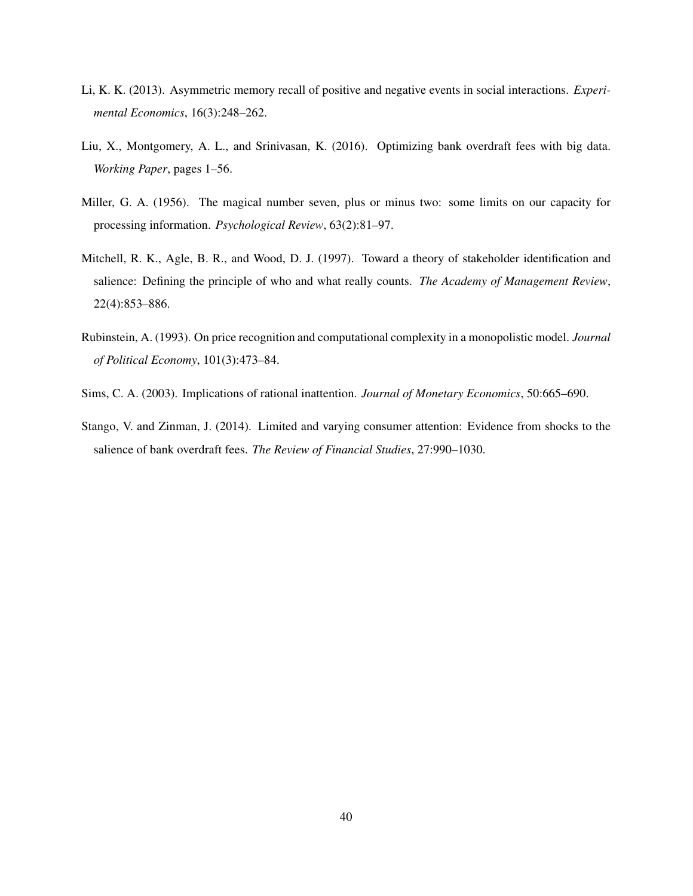Li, K. K. (2013). Asymmetric memory recall of positive and negative events in social interactions. *Experimental Economics*, 16(3):248–262.

Liu, X., Montgomery, A. L., and Srinivasan, K. (2016). Optimizing bank overdraft fees with big data. *Working Paper*, pages 1–56.

Miller, G. A. (1956). The magical number seven, plus or minus two: some limits on our capacity for processing information. *Psychological Review*, 63(2):81–97.

Mitchell, R. K., Agle, B. R., and Wood, D. J. (1997). Toward a theory of stakeholder identification and salience: Defining the principle of who and what really counts. *The Academy of Management Review*, 22(4):853–886.

Rubinstein, A. (1993). On price recognition and computational complexity in a monopolistic model. *Journal of Political Economy*, 101(3):473–84.

Sims, C. A. (2003). Implications of rational inattention. *Journal of Monetary Economics*, 50:665–690.

Stango, V. and Zinman, J. (2014). Limited and varying consumer attention: Evidence from shocks to the salience of bank overdraft fees. *The Review of Financial Studies*, 27:990–1030.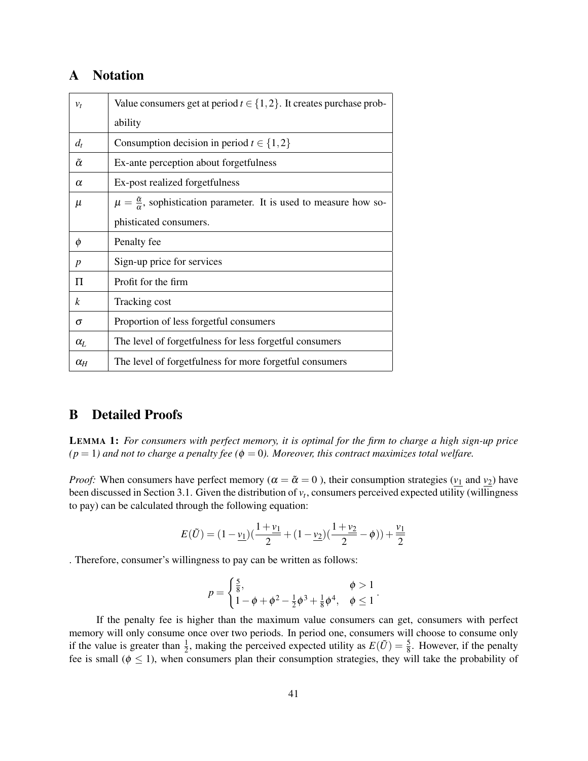# A Notation

| | |
|---|---|
| $v_t$ | Value consumers get at period $t \in \{1,2\}$. It creates purchase probability |
| $d_t$ | Consumption decision in period $t \in \{1,2\}$ |
| $\tilde{\alpha}$ | Ex-ante perception about forgetfulness |
| $\alpha$ | Ex-post realized forgetfulness |
| $\mu$ | $\mu = \frac{\tilde{\alpha}}{\alpha}$, sophistication parameter. It is used to measure how sophisticated consumers. |
| $\phi$ | Penalty fee |
| $p$ | Sign-up price for services |
| $\Pi$ | Profit for the firm |
| $k$ | Tracking cost |
| $\sigma$ | Proportion of less forgetful consumers |
| $\alpha_L$ | The level of forgetfulness for less forgetful consumers |
| $\alpha_H$ | The level of forgetfulness for more forgetful consumers |

# B Detailed Proofs

**LEMMA 1:** *For consumers with perfect memory, it is optimal for the firm to charge a high sign-up price ($p = 1$) and not to charge a penalty fee ($\phi = 0$). Moreover, this contract maximizes total welfare.*

*Proof:* When consumers have perfect memory ($\alpha = \tilde{\alpha} = 0$ ), their consumption strategies ($\underline{v_1}$ and $\underline{v_2}$) have been discussed in Section 3.1. Given the distribution of $v_t$, consumers perceived expected utility (willingness to pay) can be calculated through the following equation:

$$E(\tilde{U}) = (1-\underline{v_1})(\frac{1+\underline{v_1}}{2} + (1-\underline{v_2})(\frac{1+\underline{v_2}}{2} - \phi)) + \frac{\underline{v_1}}{2}$$

. Therefore, consumer's willingness to pay can be written as follows:

$$p = \begin{cases} \frac{5}{8}, & \phi > 1 \\ 1 - \phi + \phi^2 - \frac{1}{2}\phi^3 + \frac{1}{8}\phi^4, & \phi \leq 1 \end{cases}.$$

If the penalty fee is higher than the maximum value consumers can get, consumers with perfect memory will only consume once over two periods. In period one, consumers will choose to consume only if the value is greater than $\frac{1}{2}$, making the perceived expected utility as $E(\tilde{U}) = \frac{5}{8}$. However, if the penalty fee is small ($\phi \leq 1$), when consumers plan their consumption strategies, they will take the probability of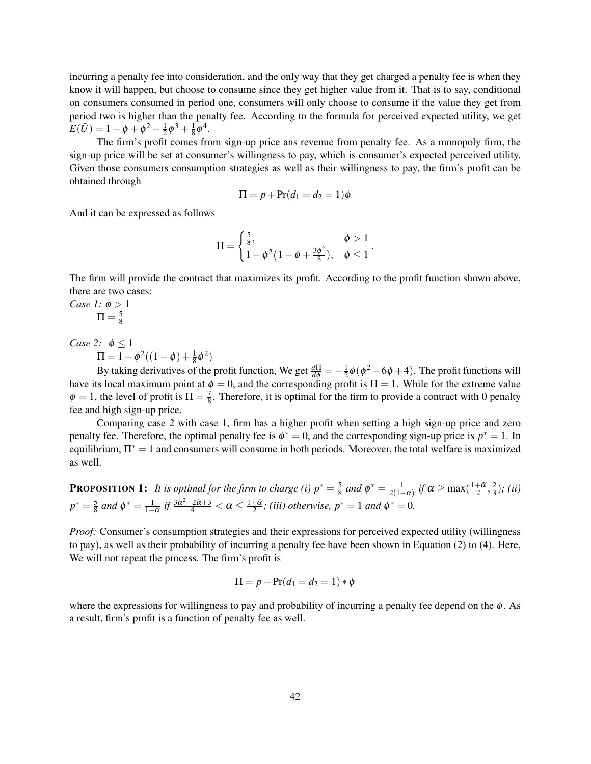incurring a penalty fee into consideration, and the only way that they get charged a penalty fee is when they know it will happen, but choose to consume since they get higher value from it. That is to say, conditional on consumers consumed in period one, consumers will only choose to consume if the value they get from period two is higher than the penalty fee. According to the formula for perceived expected utility, we get $E(\tilde{U}) = 1 - \phi + \phi^2 - \frac{1}{2}\phi^3 + \frac{1}{8}\phi^4$.

The firm's profit comes from sign-up price ans revenue from penalty fee. As a monopoly firm, the sign-up price will be set at consumer's willingness to pay, which is consumer's expected perceived utility. Given those consumers consumption strategies as well as their willingness to pay, the firm's profit can be obtained through

$$\Pi = p + \Pr(d_1 = d_2 = 1)\phi$$

And it can be expressed as follows

$$\Pi = \begin{cases} \frac{5}{8}, & \phi > 1 \\ 1 - \phi^2\big(1 - \phi + \frac{3\phi^2}{8}\big), & \phi \leq 1 \end{cases}.$$

The firm will provide the contract that maximizes its profit. According to the profit function shown above, there are two cases:

*Case 1:* $\phi > 1$

$\Pi = \frac{5}{8}$

*Case 2:* $\phi \leq 1$

$\Pi = 1 - \phi^2((1-\phi) + \frac{1}{8}\phi^2)$

By taking derivatives of the profit function, We get $\frac{d\Pi}{d\phi} = -\frac{1}{2}\phi(\phi^2 - 6\phi + 4)$. The profit functions will have its local maximum point at $\phi = 0$, and the corresponding profit is $\Pi = 1$. While for the extreme value $\phi = 1$, the level of profit is $\Pi = \frac{7}{8}$. Therefore, it is optimal for the firm to provide a contract with 0 penalty fee and high sign-up price.

Comparing case 2 with case 1, firm has a higher profit when setting a high sign-up price and zero penalty fee. Therefore, the optimal penalty fee is $\phi^* = 0$, and the corresponding sign-up price is $p^* = 1$. In equilibrium, $\Pi^* = 1$ and consumers will consume in both periods. Moreover, the total welfare is maximized as well.

**PROPOSITION 1:** *It is optimal for the firm to charge (i)* $p^* = \frac{5}{8}$ *and* $\phi^* = \frac{1}{2(1-\alpha)}$ *if* $\alpha \geq \max(\frac{1+\tilde{\alpha}}{2}, \frac{2}{3})$*; (ii)* $p^* = \frac{5}{8}$ *and* $\phi^* = \frac{1}{1-\tilde{\alpha}}$ *if* $\frac{3\tilde{\alpha}^2 - 2\tilde{\alpha} + 3}{4} < \alpha \leq \frac{1+\tilde{\alpha}}{2}$*; (iii) otherwise,* $p^* = 1$ *and* $\phi^* = 0$*.*

*Proof:* Consumer's consumption strategies and their expressions for perceived expected utility (willingness to pay), as well as their probability of incurring a penalty fee have been shown in Equation (2) to (4). Here, We will not repeat the process. The firm's profit is

$$\Pi = p + \Pr(d_1 = d_2 = 1) * \phi$$

where the expressions for willingness to pay and probability of incurring a penalty fee depend on the $\phi$. As a result, firm's profit is a function of penalty fee as well.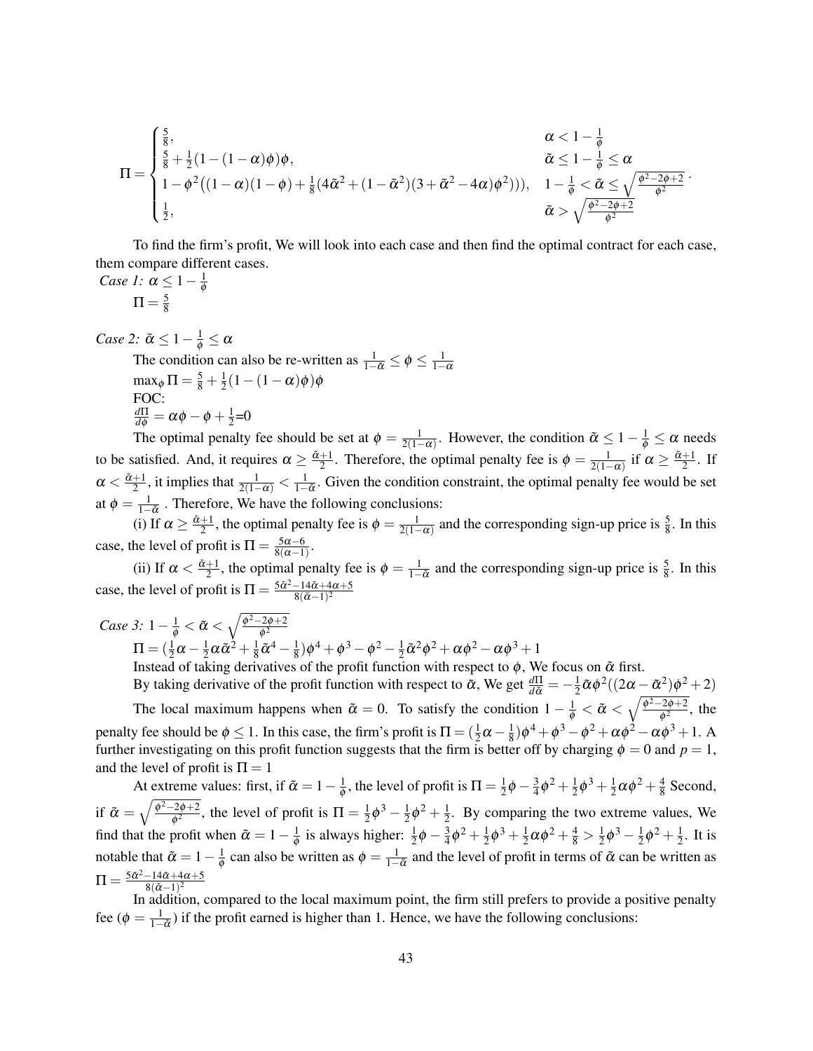$$\Pi = \begin{cases} \frac{5}{8}, & \alpha < 1 - \frac{1}{\phi} \\ \frac{5}{8} + \frac{1}{2}(1-(1-\alpha)\phi)\phi, & \tilde{\alpha} \le 1 - \frac{1}{\phi} \le \alpha \\ 1 - \phi^2\big((1-\alpha)(1-\phi) + \frac{1}{8}(4\tilde{\alpha}^2 + (1-\tilde{\alpha}^2)(3+\tilde{\alpha}^2 - 4\alpha)\phi^2)\big)), & 1 - \frac{1}{\phi} < \tilde{\alpha} \le \sqrt{\frac{\phi^2 - 2\phi + 2}{\phi^2}} \\ \frac{1}{2}, & \tilde{\alpha} > \sqrt{\frac{\phi^2 - 2\phi + 2}{\phi^2}} \end{cases}.$$

To find the firm's profit, We will look into each case and then find the optimal contract for each case, them compare different cases.

*Case 1:* $\alpha \le 1 - \frac{1}{\phi}$

$\Pi = \frac{5}{8}$

*Case 2:* $\tilde{\alpha} \le 1 - \frac{1}{\phi} \le \alpha$

The condition can also be re-written as $\frac{1}{1-\tilde{\alpha}} \le \phi \le \frac{1}{1-\alpha}$

$\max_\phi \Pi = \frac{5}{8} + \frac{1}{2}(1-(1-\alpha)\phi)\phi$

FOC:

$\frac{d\Pi}{d\phi} = \alpha\phi - \phi + \frac{1}{2}$=0

The optimal penalty fee should be set at $\phi = \frac{1}{2(1-\alpha)}$. However, the condition $\tilde{\alpha} \le 1 - \frac{1}{\phi} \le \alpha$ needs to be satisfied. And, it requires $\alpha \ge \frac{\tilde{\alpha}+1}{2}$. Therefore, the optimal penalty fee is $\phi = \frac{1}{2(1-\alpha)}$ if $\alpha \ge \frac{\tilde{\alpha}+1}{2}$. If $\alpha < \frac{\tilde{\alpha}+1}{2}$, it implies that $\frac{1}{2(1-\alpha)} < \frac{1}{1-\tilde{\alpha}}$. Given the condition constraint, the optimal penalty fee would be set at $\phi = \frac{1}{1-\tilde{\alpha}}$ . Therefore, We have the following conclusions:

(i) If $\alpha \ge \frac{\tilde{\alpha}+1}{2}$, the optimal penalty fee is $\phi = \frac{1}{2(1-\alpha)}$ and the corresponding sign-up price is $\frac{5}{8}$. In this case, the level of profit is $\Pi = \frac{5\alpha-6}{8(\alpha-1)}$.

(ii) If $\alpha < \frac{\tilde{\alpha}+1}{2}$, the optimal penalty fee is $\phi = \frac{1}{1-\tilde{\alpha}}$ and the corresponding sign-up price is $\frac{5}{8}$. In this case, the level of profit is $\Pi = \frac{5\tilde{\alpha}^2 - 14\tilde{\alpha} + 4\alpha + 5}{8(\tilde{\alpha}-1)^2}$

*Case 3:* $1 - \frac{1}{\phi} < \tilde{\alpha} < \sqrt{\frac{\phi^2 - 2\phi + 2}{\phi^2}}$

$\Pi = (\frac{1}{2}\alpha - \frac{1}{2}\alpha\tilde{\alpha}^2 + \frac{1}{8}\tilde{\alpha}^4 - \frac{1}{8})\phi^4 + \phi^3 - \phi^2 - \frac{1}{2}\tilde{\alpha}^2\phi^2 + \alpha\phi^2 - \alpha\phi^3 + 1$

Instead of taking derivatives of the profit function with respect to $\phi$, We focus on $\tilde{\alpha}$ first.

By taking derivative of the profit function with respect to $\tilde{\alpha}$, We get $\frac{d\Pi}{d\tilde{\alpha}} = -\frac{1}{2}\tilde{\alpha}\phi^2((2\alpha - \tilde{\alpha}^2)\phi^2 + 2)$

The local maximum happens when $\tilde{\alpha} = 0$. To satisfy the condition $1 - \frac{1}{\phi} < \tilde{\alpha} < \sqrt{\frac{\phi^2 - 2\phi + 2}{\phi^2}}$, the penalty fee should be $\phi \le 1$. In this case, the firm's profit is $\Pi = (\frac{1}{2}\alpha - \frac{1}{8})\phi^4 + \phi^3 - \phi^2 + \alpha\phi^2 - \alpha\phi^3 + 1$. A further investigating on this profit function suggests that the firm is better off by charging $\phi = 0$ and $p = 1$, and the level of profit is $\Pi = 1$

At extreme values: first, if $\tilde{\alpha} = 1 - \frac{1}{\phi}$, the level of profit is $\Pi = \frac{1}{2}\phi - \frac{3}{4}\phi^2 + \frac{1}{2}\phi^3 + \frac{1}{2}\alpha\phi^2 + \frac{4}{8}$ Second, if $\tilde{\alpha} = \sqrt{\frac{\phi^2 - 2\phi + 2}{\phi^2}}$, the level of profit is $\Pi = \frac{1}{2}\phi^3 - \frac{1}{2}\phi^2 + \frac{1}{2}$. By comparing the two extreme values, We find that the profit when $\tilde{\alpha} = 1 - \frac{1}{\phi}$ is always higher: $\frac{1}{2}\phi - \frac{3}{4}\phi^2 + \frac{1}{2}\phi^3 + \frac{1}{2}\alpha\phi^2 + \frac{4}{8} > \frac{1}{2}\phi^3 - \frac{1}{2}\phi^2 + \frac{1}{2}$. It is notable that $\tilde{\alpha} = 1 - \frac{1}{\phi}$ can also be written as $\phi = \frac{1}{1-\tilde{\alpha}}$ and the level of profit in terms of $\tilde{\alpha}$ can be written as $\Pi = \frac{5\tilde{\alpha}^2 - 14\tilde{\alpha} + 4\alpha + 5}{8(\tilde{\alpha}-1)^2}$

In addition, compared to the local maximum point, the firm still prefers to provide a positive penalty fee ($\phi = \frac{1}{1-\tilde{\alpha}}$) if the profit earned is higher than 1. Hence, we have the following conclusions: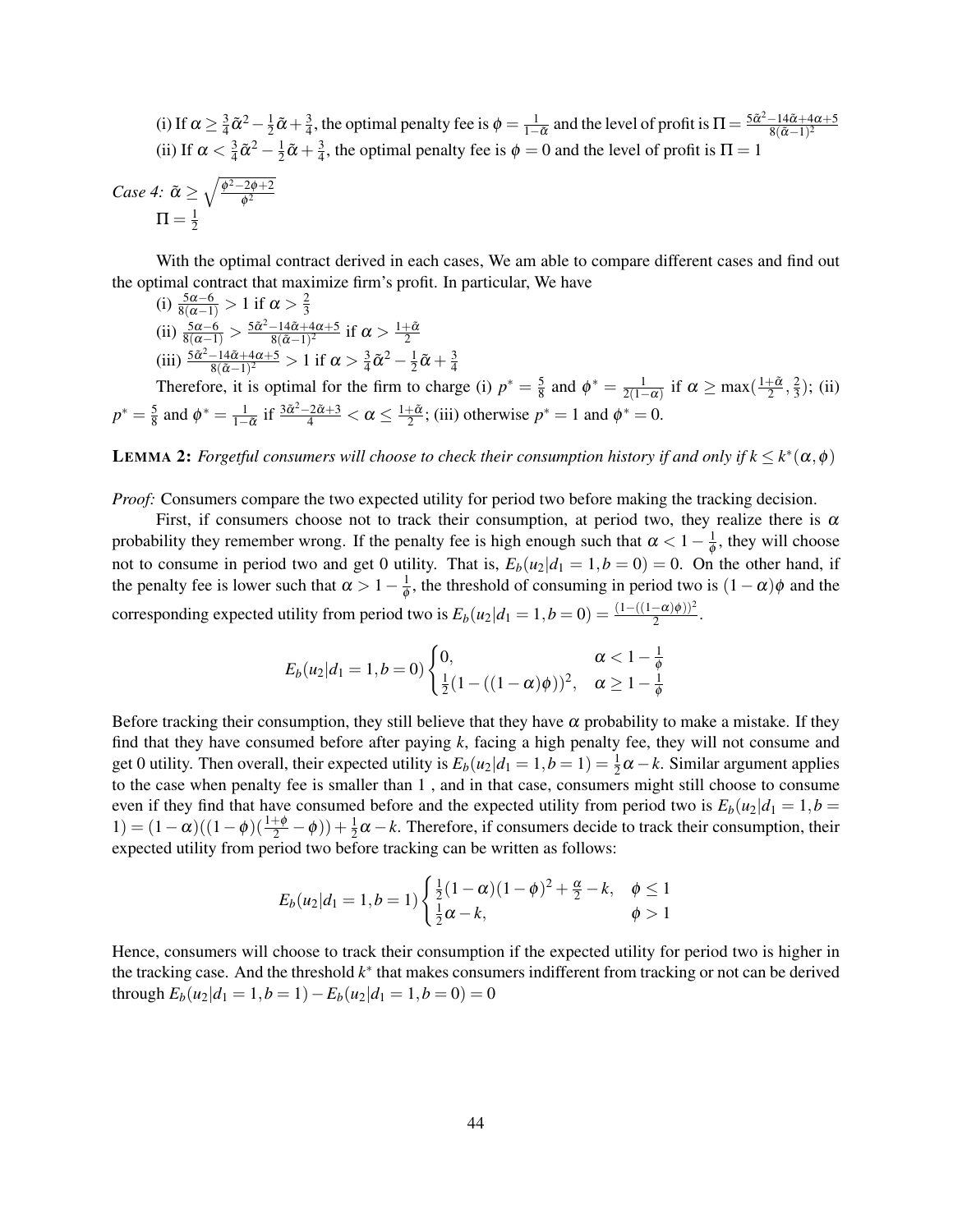(i) If $\alpha \geq \frac{3}{4}\tilde{\alpha}^2 - \frac{1}{2}\tilde{\alpha} + \frac{3}{4}$, the optimal penalty fee is $\phi = \frac{1}{1-\tilde{\alpha}}$ and the level of profit is $\Pi = \frac{5\tilde{\alpha}^2 - 14\tilde{\alpha} + 4\alpha + 5}{8(\tilde{\alpha}-1)^2}$

(ii) If $\alpha < \frac{3}{4}\tilde{\alpha}^2 - \frac{1}{2}\tilde{\alpha} + \frac{3}{4}$, the optimal penalty fee is $\phi = 0$ and the level of profit is $\Pi = 1$

*Case 4:* $\tilde{\alpha} \geq \sqrt{\frac{\phi^2 - 2\phi + 2}{\phi^2}}$

$\Pi = \frac{1}{2}$

With the optimal contract derived in each cases, We am able to compare different cases and find out the optimal contract that maximize firm's profit. In particular, We have

(i) $\frac{5\alpha - 6}{8(\alpha - 1)} > 1$ if $\alpha > \frac{2}{3}$

(ii) $\frac{5\alpha - 6}{8(\alpha - 1)} > \frac{5\tilde{\alpha}^2 - 14\tilde{\alpha} + 4\alpha + 5}{8(\tilde{\alpha}-1)^2}$ if $\alpha > \frac{1+\tilde{\alpha}}{2}$

(iii) $\frac{5\tilde{\alpha}^2 - 14\tilde{\alpha} + 4\alpha + 5}{8(\tilde{\alpha}-1)^2} > 1$ if $\alpha > \frac{3}{4}\tilde{\alpha}^2 - \frac{1}{2}\tilde{\alpha} + \frac{3}{4}$

Therefore, it is optimal for the firm to charge (i) $p^* = \frac{5}{8}$ and $\phi^* = \frac{1}{2(1-\alpha)}$ if $\alpha \geq \max(\frac{1+\tilde{\alpha}}{2}, \frac{2}{3})$; (ii) $p^* = \frac{5}{8}$ and $\phi^* = \frac{1}{1-\tilde{\alpha}}$ if $\frac{3\tilde{\alpha}^2 - 2\tilde{\alpha} + 3}{4} < \alpha \leq \frac{1+\tilde{\alpha}}{2}$; (iii) otherwise $p^* = 1$ and $\phi^* = 0$.

**LEMMA 2:** *Forgetful consumers will choose to check their consumption history if and only if $k \leq k^*(\alpha, \phi)$*

*Proof:* Consumers compare the two expected utility for period two before making the tracking decision.

First, if consumers choose not to track their consumption, at period two, they realize there is $\alpha$ probability they remember wrong. If the penalty fee is high enough such that $\alpha < 1 - \frac{1}{\phi}$, they will choose not to consume in period two and get 0 utility. That is, $E_b(u_2|d_1 = 1, b = 0) = 0$. On the other hand, if the penalty fee is lower such that $\alpha > 1 - \frac{1}{\phi}$, the threshold of consuming in period two is $(1-\alpha)\phi$ and the corresponding expected utility from period two is $E_b(u_2|d_1 = 1, b = 0) = \frac{(1-((1-\alpha)\phi))^2}{2}$.

$$E_b(u_2|d_1 = 1, b = 0)\begin{cases} 0, & \alpha < 1 - \frac{1}{\phi} \\ \frac{1}{2}(1 - ((1-\alpha)\phi))^2, & \alpha \geq 1 - \frac{1}{\phi} \end{cases}$$

Before tracking their consumption, they still believe that they have $\alpha$ probability to make a mistake. If they find that they have consumed before after paying $k$, facing a high penalty fee, they will not consume and get 0 utility. Then overall, their expected utility is $E_b(u_2|d_1 = 1, b = 1) = \frac{1}{2}\alpha - k$. Similar argument applies to the case when penalty fee is smaller than 1 , and in that case, consumers might still choose to consume even if they find that have consumed before and the expected utility from period two is $E_b(u_2|d_1 = 1, b = 1) = (1-\alpha)((1-\phi)(\frac{1+\phi}{2} - \phi)) + \frac{1}{2}\alpha - k$. Therefore, if consumers decide to track their consumption, their expected utility from period two before tracking can be written as follows:

$$E_b(u_2|d_1 = 1, b = 1)\begin{cases} \frac{1}{2}(1-\alpha)(1-\phi)^2 + \frac{\alpha}{2} - k, & \phi \leq 1 \\ \frac{1}{2}\alpha - k, & \phi > 1 \end{cases}$$

Hence, consumers will choose to track their consumption if the expected utility for period two is higher in the tracking case. And the threshold $k^*$ that makes consumers indifferent from tracking or not can be derived through $E_b(u_2|d_1 = 1, b = 1) - E_b(u_2|d_1 = 1, b = 0) = 0$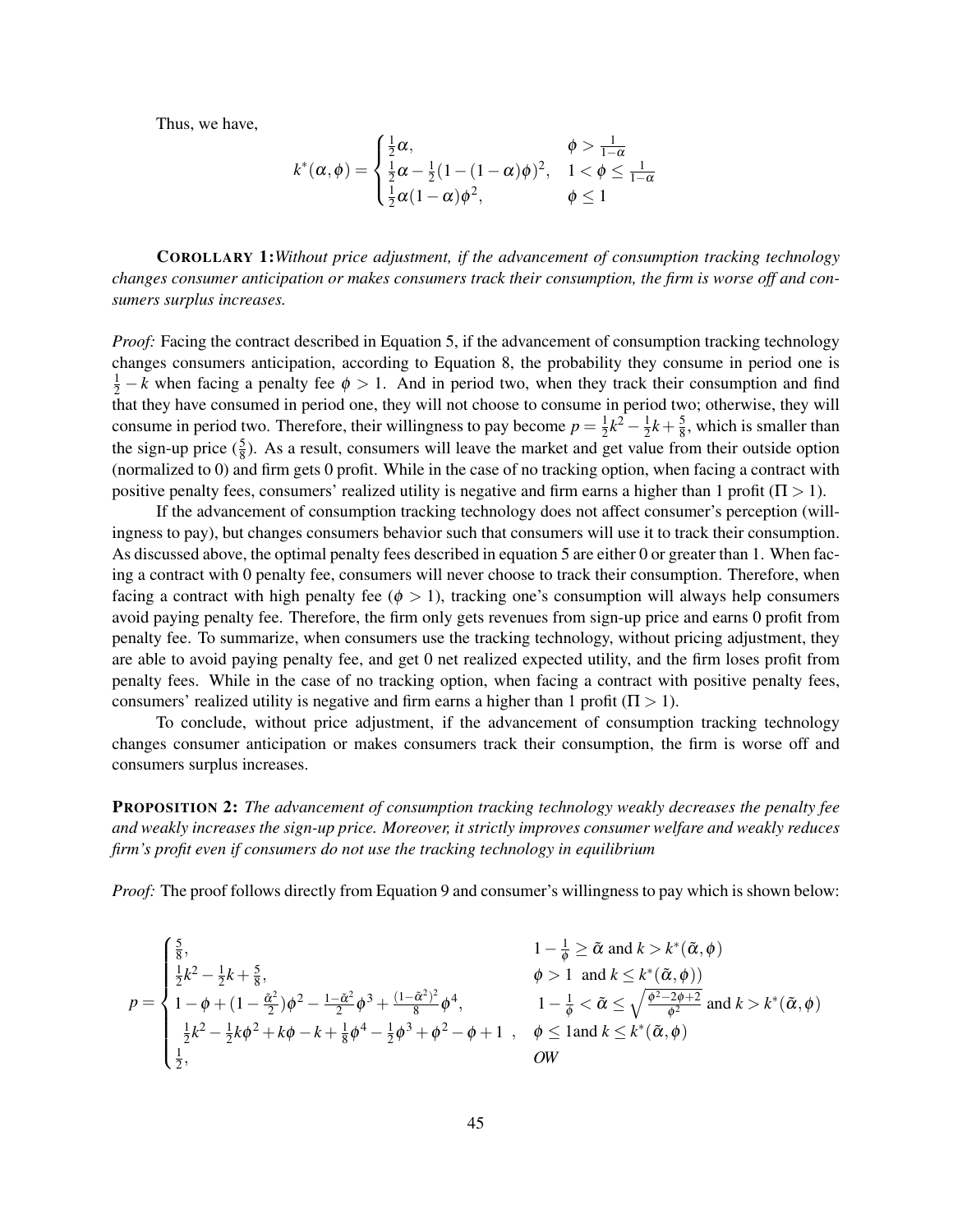Thus, we have,

$$k^*(\alpha,\phi)=\begin{cases}\frac{1}{2}\alpha, & \phi>\frac{1}{1-\alpha}\\ \frac{1}{2}\alpha-\frac{1}{2}(1-(1-\alpha)\phi)^2, & 1<\phi\leq\frac{1}{1-\alpha}\\ \frac{1}{2}\alpha(1-\alpha)\phi^2, & \phi\leq 1\end{cases}$$

**COROLLARY 1:** *Without price adjustment, if the advancement of consumption tracking technology changes consumer anticipation or makes consumers track their consumption, the firm is worse off and consumers surplus increases.*

*Proof:* Facing the contract described in Equation 5, if the advancement of consumption tracking technology changes consumers anticipation, according to Equation 8, the probability they consume in period one is $\frac{1}{2}-k$ when facing a penalty fee $\phi>1$. And in period two, when they track their consumption and find that they have consumed in period one, they will not choose to consume in period two; otherwise, they will consume in period two. Therefore, their willingness to pay become $p=\frac{1}{2}k^2-\frac{1}{2}k+\frac{5}{8}$, which is smaller than the sign-up price ($\frac{5}{8}$). As a result, consumers will leave the market and get value from their outside option (normalized to 0) and firm gets 0 profit. While in the case of no tracking option, when facing a contract with positive penalty fees, consumers' realized utility is negative and firm earns a higher than 1 profit ($\Pi>1$).

If the advancement of consumption tracking technology does not affect consumer's perception (willingness to pay), but changes consumers behavior such that consumers will use it to track their consumption. As discussed above, the optimal penalty fees described in equation 5 are either 0 or greater than 1. When facing a contract with 0 penalty fee, consumers will never choose to track their consumption. Therefore, when facing a contract with high penalty fee ($\phi>1$), tracking one's consumption will always help consumers avoid paying penalty fee. Therefore, the firm only gets revenues from sign-up price and earns 0 profit from penalty fee. To summarize, when consumers use the tracking technology, without pricing adjustment, they are able to avoid paying penalty fee, and get 0 net realized expected utility, and the firm loses profit from penalty fees. While in the case of no tracking option, when facing a contract with positive penalty fees, consumers' realized utility is negative and firm earns a higher than 1 profit ($\Pi>1$).

To conclude, without price adjustment, if the advancement of consumption tracking technology changes consumer anticipation or makes consumers track their consumption, the firm is worse off and consumers surplus increases.

**PROPOSITION 2:** *The advancement of consumption tracking technology weakly decreases the penalty fee and weakly increases the sign-up price. Moreover, it strictly improves consumer welfare and weakly reduces firm's profit even if consumers do not use the tracking technology in equilibrium*

*Proof:* The proof follows directly from Equation 9 and consumer's willingness to pay which is shown below:

$$p=\begin{cases}\frac{5}{8}, & 1-\frac{1}{\phi}\geq\tilde{\alpha}\text{ and }k>k^*(\tilde{\alpha},\phi)\\ \frac{1}{2}k^2-\frac{1}{2}k+\frac{5}{8}, & \phi>1\ \text{ and }k\leq k^*(\tilde{\alpha},\phi))\\ 1-\phi+(1-\frac{\tilde{\alpha}^2}{2})\phi^2-\frac{1-\tilde{\alpha}^2}{2}\phi^3+\frac{(1-\tilde{\alpha}^2)^2}{8}\phi^4, & 1-\frac{1}{\phi}<\tilde{\alpha}\leq\sqrt{\frac{\phi^2-2\phi+2}{\phi^2}}\text{ and }k>k^*(\tilde{\alpha},\phi)\\ \frac{1}{2}k^2-\frac{1}{2}k\phi^2+k\phi-k+\frac{1}{8}\phi^4-\frac{1}{2}\phi^3+\phi^2-\phi+1\ , & \phi\leq 1\text{and }k\leq k^*(\tilde{\alpha},\phi)\\ \frac{1}{2}, & OW\end{cases}$$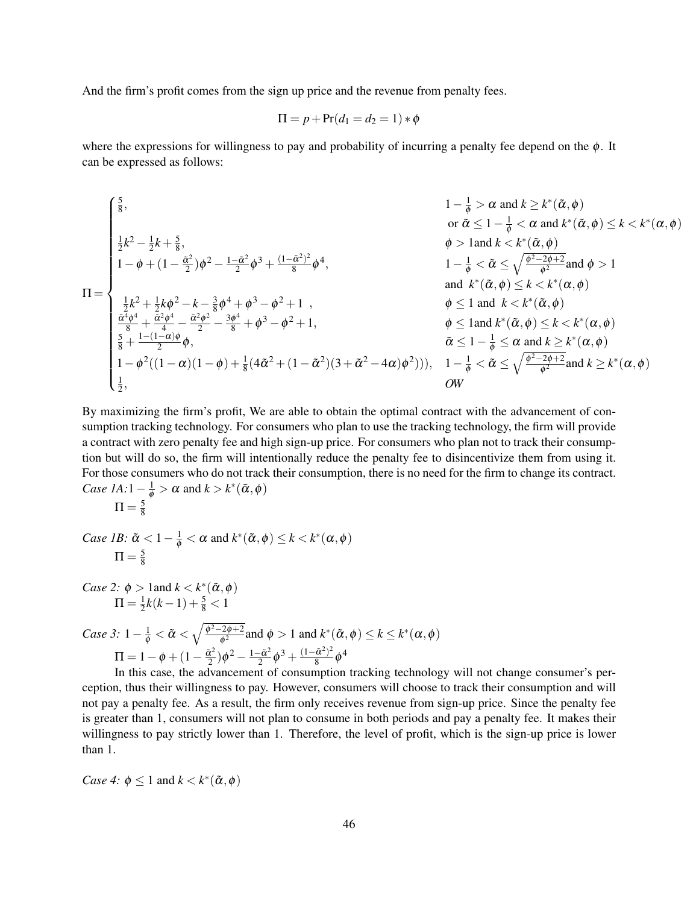And the firm's profit comes from the sign up price and the revenue from penalty fees.

$$\Pi = p + \Pr(d_1 = d_2 = 1) * \phi$$

where the expressions for willingness to pay and probability of incurring a penalty fee depend on the $\phi$. It can be expressed as follows:

$$
\Pi = \begin{cases}
\frac{5}{8}, & 1-\frac{1}{\phi} > \alpha \text{ and } k \geq k^*(\tilde{\alpha},\phi) \\
 & \text{ or } \tilde{\alpha} \leq 1-\frac{1}{\phi} < \alpha \text{ and } k^*(\tilde{\alpha},\phi) \leq k < k^*(\alpha,\phi) \\
\frac{1}{2}k^2 - \frac{1}{2}k + \frac{5}{8}, & \phi > 1 \text{and } k < k^*(\tilde{\alpha},\phi) \\
1-\phi + (1-\frac{\tilde{\alpha}^2}{2})\phi^2 - \frac{1-\tilde{\alpha}^2}{2}\phi^3 + \frac{(1-\tilde{\alpha}^2)^2}{8}\phi^4, & 1-\frac{1}{\phi} < \tilde{\alpha} \leq \sqrt{\frac{\phi^2-2\phi+2}{\phi^2}} \text{and } \phi > 1 \\
 & \text{and } k^*(\tilde{\alpha},\phi) \leq k < k^*(\alpha,\phi) \\
\frac{1}{2}k^2 + \frac{1}{2}k\phi^2 - k - \frac{3}{8}\phi^4 + \phi^3 - \phi^2 + 1 \ , & \phi \leq 1 \text{ and } k < k^*(\tilde{\alpha},\phi) \\
\frac{\tilde{\alpha}^4\phi^4}{8} + \frac{\tilde{\alpha}^2\phi^4}{4} - \frac{\tilde{\alpha}^2\phi^2}{2} - \frac{3\phi^4}{8} + \phi^3 - \phi^2 + 1, & \phi \leq 1 \text{and } k^*(\tilde{\alpha},\phi) \leq k < k^*(\alpha,\phi) \\
\frac{5}{8} + \frac{1-(1-\alpha)\phi}{2}\phi, & \tilde{\alpha} \leq 1-\frac{1}{\phi} \leq \alpha \text{ and } k \geq k^*(\alpha,\phi) \\
1-\phi^2((1-\alpha)(1-\phi) + \frac{1}{8}(4\tilde{\alpha}^2 + (1-\tilde{\alpha}^2)(3+\tilde{\alpha}^2-4\alpha)\phi^2))), & 1-\frac{1}{\phi} < \tilde{\alpha} \leq \sqrt{\frac{\phi^2-2\phi+2}{\phi^2}} \text{and } k \geq k^*(\alpha,\phi) \\
\frac{1}{2}, & OW
\end{cases}
$$

By maximizing the firm's profit, We are able to obtain the optimal contract with the advancement of consumption tracking technology. For consumers who plan to use the tracking technology, the firm will provide a contract with zero penalty fee and high sign-up price. For consumers who plan not to track their consumption but will do so, the firm will intentionally reduce the penalty fee to disincentivize them from using it. For those consumers who do not track their consumption, there is no need for the firm to change its contract.

*Case 1A:* $1-\frac{1}{\phi} > \alpha$ and $k > k^*(\tilde{\alpha},\phi)$

$\Pi = \frac{5}{8}$

*Case 1B:* $\tilde{\alpha} < 1-\frac{1}{\phi} < \alpha$ and $k^*(\tilde{\alpha},\phi) \leq k < k^*(\alpha,\phi)$

$\Pi = \frac{5}{8}$

*Case 2:* $\phi > 1$and $k < k^*(\tilde{\alpha},\phi)$

$\Pi = \frac{1}{2}k(k-1) + \frac{5}{8} < 1$

*Case 3:* $1-\frac{1}{\phi} < \tilde{\alpha} < \sqrt{\frac{\phi^2-2\phi+2}{\phi^2}}$and $\phi > 1$ and $k^*(\tilde{\alpha},\phi) \leq k \leq k^*(\alpha,\phi)$

$\Pi = 1-\phi + (1-\frac{\tilde{\alpha}^2}{2})\phi^2 - \frac{1-\tilde{\alpha}^2}{2}\phi^3 + \frac{(1-\tilde{\alpha}^2)^2}{8}\phi^4$

In this case, the advancement of consumption tracking technology will not change consumer's perception, thus their willingness to pay. However, consumers will choose to track their consumption and will not pay a penalty fee. As a result, the firm only receives revenue from sign-up price. Since the penalty fee is greater than 1, consumers will not plan to consume in both periods and pay a penalty fee. It makes their willingness to pay strictly lower than 1. Therefore, the level of profit, which is the sign-up price is lower than 1.

*Case 4:* $\phi \leq 1$ and $k < k^*(\tilde{\alpha},\phi)$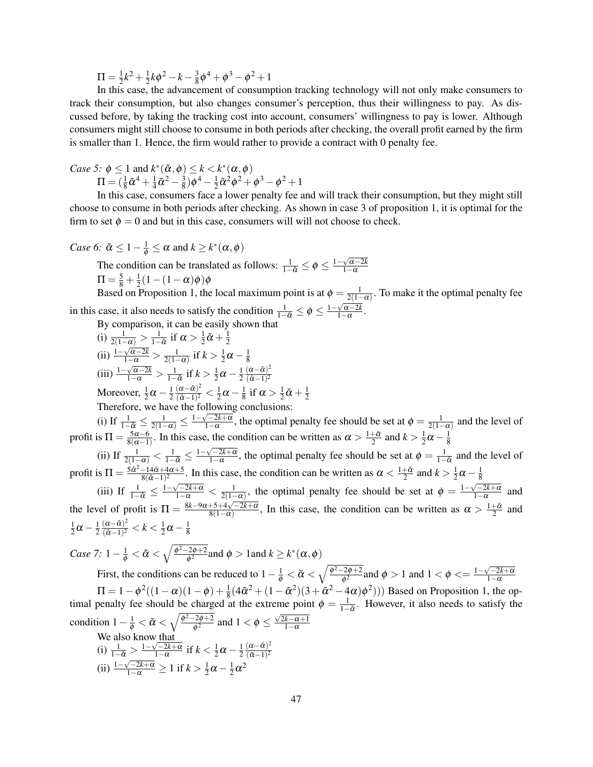$\Pi = \frac{1}{2}k^2 + \frac{1}{2}k\phi^2 - k - \frac{3}{8}\phi^4 + \phi^3 - \phi^2 + 1$

In this case, the advancement of consumption tracking technology will not only make consumers to track their consumption, but also changes consumer's perception, thus their willingness to pay. As discussed before, by taking the tracking cost into account, consumers' willingness to pay is lower. Although consumers might still choose to consume in both periods after checking, the overall profit earned by the firm is smaller than 1. Hence, the firm would rather to provide a contract with 0 penalty fee.

*Case 5:* $\phi \leq 1$ and $k^*(\tilde{\alpha}, \phi) \leq k < k^*(\alpha, \phi)$

$\Pi = (\frac{1}{8}\tilde{\alpha}^4 + \frac{1}{4}\tilde{\alpha}^2 - \frac{3}{8})\phi^4 - \frac{1}{2}\tilde{\alpha}^2\phi^2 + \phi^3 - \phi^2 + 1$

In this case, consumers face a lower penalty fee and will track their consumption, but they might still choose to consume in both periods after checking. As shown in case 3 of proposition 1, it is optimal for the firm to set $\phi = 0$ and but in this case, consumers will will not choose to check.

*Case 6:* $\tilde{\alpha} \leq 1 - \frac{1}{\phi} \leq \alpha$ and $k \geq k^*(\alpha, \phi)$

The condition can be translated as follows: $\frac{1}{1-\tilde{\alpha}} \leq \phi \leq \frac{1-\sqrt{\alpha-2k}}{1-\alpha}$

$\Pi = \frac{5}{8} + \frac{1}{2}(1-(1-\alpha)\phi)\phi$

Based on Proposition 1, the local maximum point is at $\phi = \frac{1}{2(1-\alpha)}$. To make it the optimal penalty fee in this case, it also needs to satisfy the condition $\frac{1}{1-\tilde{\alpha}} \leq \phi \leq \frac{1-\sqrt{\alpha-2k}}{1-\alpha}$.

By comparison, it can be easily shown that

(i) $\frac{1}{2(1-\alpha)} > \frac{1}{1-\tilde{\alpha}}$ if $\alpha > \frac{1}{2}\tilde{\alpha} + \frac{1}{2}$

(ii) $\frac{1-\sqrt{\alpha-2k}}{1-\alpha} > \frac{1}{2(1-\alpha)}$ if $k > \frac{1}{2}\alpha - \frac{1}{8}$

(iii) $\frac{1-\sqrt{\alpha-2k}}{1-\alpha} > \frac{1}{1-\tilde{\alpha}}$ if $k > \frac{1}{2}\alpha - \frac{1}{2}\frac{(\alpha-\tilde{\alpha})^2}{(\tilde{\alpha}-1)^2}$

Moreover, $\frac{1}{2}\alpha - \frac{1}{2}\frac{(\alpha-\tilde{\alpha})^2}{(\tilde{\alpha}-1)^2} < \frac{1}{2}\alpha - \frac{1}{8}$ if $\alpha > \frac{1}{2}\tilde{\alpha} + \frac{1}{2}$

Therefore, we have the following conclusions:

(i) If $\frac{1}{1-\tilde{\alpha}} \leq \frac{1}{2(1-\alpha)} \leq \frac{1-\sqrt{-2k+\alpha}}{1-\alpha}$, the optimal penalty fee should be set at $\phi = \frac{1}{2(1-\alpha)}$ and the level of profit is $\Pi = \frac{5\alpha-6}{8(\alpha-1)}$. In this case, the condition can be written as $\alpha > \frac{1+\tilde{\alpha}}{2}$ and $k > \frac{1}{2}\alpha - \frac{1}{8}$

(ii) If $\frac{1}{2(1-\alpha)} < \frac{1}{1-\tilde{\alpha}} \leq \frac{1-\sqrt{-2k+\alpha}}{1-\alpha}$, the optimal penalty fee should be set at $\phi = \frac{1}{1-\tilde{\alpha}}$ and the level of profit is $\Pi = \frac{5\tilde{\alpha}^2-14\tilde{\alpha}+4\alpha+5}{8(\tilde{\alpha}-1)^2}$. In this case, the condition can be written as $\alpha < \frac{1+\tilde{\alpha}}{2}$ and $k > \frac{1}{2}\alpha - \frac{1}{8}$

(iii) If $\frac{1}{1-\tilde{\alpha}} \leq \frac{1-\sqrt{-2k+\alpha}}{1-\alpha} < \frac{1}{2(1-\alpha)}$, the optimal penalty fee should be set at $\phi = \frac{1-\sqrt{-2k+\alpha}}{1-\alpha}$ and the level of profit is $\Pi = \frac{8k-9\alpha+5+4\sqrt{-2k+\alpha}}{8(1-\alpha)}$, In this case, the condition can be written as $\alpha > \frac{1+\tilde{\alpha}}{2}$ and $\frac{1}{2}\alpha - \frac{1}{2}\frac{(\alpha-\tilde{\alpha})^2}{(\tilde{\alpha}-1)^2} < k < \frac{1}{2}\alpha - \frac{1}{8}$

*Case 7:* $1 - \frac{1}{\phi} < \tilde{\alpha} < \sqrt{\frac{\phi^2-2\phi+2}{\phi^2}}$and $\phi > 1$and $k \geq k^*(\alpha, \phi)$

First, the conditions can be reduced to $1 - \frac{1}{\phi} < \tilde{\alpha} < \sqrt{\frac{\phi^2-2\phi+2}{\phi^2}}$and $\phi > 1$ and $1 < \phi <= \frac{1-\sqrt{-2k+\alpha}}{1-\alpha}$

$\Pi = 1 - \phi^2((1-\alpha)(1-\phi) + \frac{1}{8}(4\tilde{\alpha}^2 + (1-\tilde{\alpha}^2)(3+\tilde{\alpha}^2-4\alpha)\phi^2)))$ Based on Proposition 1, the optimal penalty fee should be charged at the extreme point $\phi = \frac{1}{1-\tilde{\alpha}}$. However, it also needs to satisfy the condition $1 - \frac{1}{\phi} < \tilde{\alpha} < \sqrt{\frac{\phi^2-2\phi+2}{\phi^2}}$ and $1 < \phi \leq \frac{\sqrt{2k-\alpha+1}}{1-\alpha}$

We also know that

(i) $\frac{1}{1-\tilde{\alpha}} > \frac{1-\sqrt{-2k+\alpha}}{1-\alpha}$ if $k < \frac{1}{2}\alpha - \frac{1}{2}\frac{(\alpha-\tilde{\alpha})^2}{(\tilde{\alpha}-1)^2}$

(ii) $\frac{1-\sqrt{-2k+\alpha}}{1-\alpha} \geq 1$ if $k > \frac{1}{2}\alpha - \frac{1}{2}\alpha^2$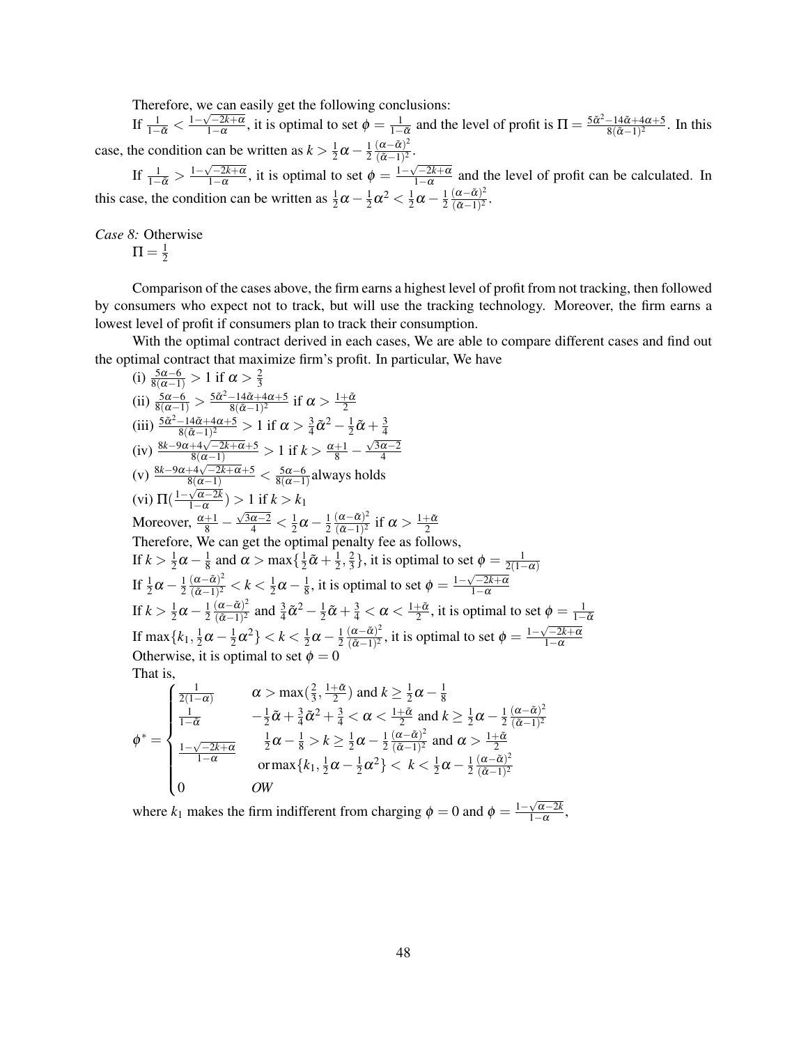Therefore, we can easily get the following conclusions:

If $\frac{1}{1-\tilde{\alpha}} < \frac{1-\sqrt{-2k+\alpha}}{1-\alpha}$, it is optimal to set $\phi = \frac{1}{1-\tilde{\alpha}}$ and the level of profit is $\Pi = \frac{5\tilde{\alpha}^2-14\tilde{\alpha}+4\alpha+5}{8(\tilde{\alpha}-1)^2}$. In this case, the condition can be written as $k > \frac{1}{2}\alpha - \frac{1}{2}\frac{(\alpha-\tilde{\alpha})^2}{(\tilde{\alpha}-1)^2}$.

If $\frac{1}{1-\tilde{\alpha}} > \frac{1-\sqrt{-2k+\alpha}}{1-\alpha}$, it is optimal to set $\phi = \frac{1-\sqrt{-2k+\alpha}}{1-\alpha}$ and the level of profit can be calculated. In this case, the condition can be written as $\frac{1}{2}\alpha - \frac{1}{2}\alpha^2 < \frac{1}{2}\alpha - \frac{1}{2}\frac{(\alpha-\tilde{\alpha})^2}{(\tilde{\alpha}-1)^2}$.

*Case 8:* Otherwise
$\Pi = \frac{1}{2}$

Comparison of the cases above, the firm earns a highest level of profit from not tracking, then followed by consumers who expect not to track, but will use the tracking technology. Moreover, the firm earns a lowest level of profit if consumers plan to track their consumption.

With the optimal contract derived in each cases, We are able to compare different cases and find out the optimal contract that maximize firm's profit. In particular, We have

(i) $\frac{5\alpha-6}{8(\alpha-1)} > 1$ if $\alpha > \frac{2}{3}$

(ii) $\frac{5\alpha-6}{8(\alpha-1)} > \frac{5\tilde{\alpha}^2-14\tilde{\alpha}+4\alpha+5}{8(\tilde{\alpha}-1)^2}$ if $\alpha > \frac{1+\tilde{\alpha}}{2}$

(iii) $\frac{5\tilde{\alpha}^2-14\tilde{\alpha}+4\alpha+5}{8(\tilde{\alpha}-1)^2} > 1$ if $\alpha > \frac{3}{4}\tilde{\alpha}^2 - \frac{1}{2}\tilde{\alpha} + \frac{3}{4}$

(iv) $\frac{8k-9\alpha+4\sqrt{-2k+\alpha}+5}{8(\alpha-1)} > 1$ if $k > \frac{\alpha+1}{8} - \frac{\sqrt{3\alpha-2}}{4}$

(v) $\frac{8k-9\alpha+4\sqrt{-2k+\alpha}+5}{8(\alpha-1)} < \frac{5\alpha-6}{8(\alpha-1)}$ always holds

(vi) $\Pi(\frac{1-\sqrt{\alpha-2k}}{1-\alpha}) > 1$ if $k > k_1$

Moreover, $\frac{\alpha+1}{8} - \frac{\sqrt{3\alpha-2}}{4} < \frac{1}{2}\alpha - \frac{1}{2}\frac{(\alpha-\tilde{\alpha})^2}{(\tilde{\alpha}-1)^2}$ if $\alpha > \frac{1+\tilde{\alpha}}{2}$

Therefore, We can get the optimal penalty fee as follows,

If $k > \frac{1}{2}\alpha - \frac{1}{8}$ and $\alpha > \max\{\frac{1}{2}\tilde{\alpha} + \frac{1}{2}, \frac{2}{3}\}$, it is optimal to set $\phi = \frac{1}{2(1-\alpha)}$

If $\frac{1}{2}\alpha - \frac{1}{2}\frac{(\alpha-\tilde{\alpha})^2}{(\tilde{\alpha}-1)^2} < k < \frac{1}{2}\alpha - \frac{1}{8}$, it is optimal to set $\phi = \frac{1-\sqrt{-2k+\alpha}}{1-\alpha}$

If $k > \frac{1}{2}\alpha - \frac{1}{2}\frac{(\alpha-\tilde{\alpha})^2}{(\tilde{\alpha}-1)^2}$ and $\frac{3}{4}\tilde{\alpha}^2 - \frac{1}{2}\tilde{\alpha} + \frac{3}{4} < \alpha < \frac{1+\tilde{\alpha}}{2}$, it is optimal to set $\phi = \frac{1}{1-\tilde{\alpha}}$

If $\max\{k_1, \frac{1}{2}\alpha - \frac{1}{2}\alpha^2\} < k < \frac{1}{2}\alpha - \frac{1}{2}\frac{(\alpha-\tilde{\alpha})^2}{(\tilde{\alpha}-1)^2}$, it is optimal to set $\phi = \frac{1-\sqrt{-2k+\alpha}}{1-\alpha}$

Otherwise, it is optimal to set $\phi = 0$

That is,

$$\phi^* = \begin{cases} \frac{1}{2(1-\alpha)} & \alpha > \max(\frac{2}{3}, \frac{1+\tilde{\alpha}}{2}) \text{ and } k \geq \frac{1}{2}\alpha - \frac{1}{8} \\ \frac{1}{1-\tilde{\alpha}} & -\frac{1}{2}\tilde{\alpha} + \frac{3}{4}\tilde{\alpha}^2 + \frac{3}{4} < \alpha < \frac{1+\tilde{\alpha}}{2} \text{ and } k \geq \frac{1}{2}\alpha - \frac{1}{2}\frac{(\alpha-\tilde{\alpha})^2}{(\tilde{\alpha}-1)^2} \\ \frac{1-\sqrt{-2k+\alpha}}{1-\alpha} & \frac{1}{2}\alpha - \frac{1}{8} > k \geq \frac{1}{2}\alpha - \frac{1}{2}\frac{(\alpha-\tilde{\alpha})^2}{(\tilde{\alpha}-1)^2} \text{ and } \alpha > \frac{1+\tilde{\alpha}}{2} \\ & \text{or} \max\{k_1, \frac{1}{2}\alpha - \frac{1}{2}\alpha^2\} < k < \frac{1}{2}\alpha - \frac{1}{2}\frac{(\alpha-\tilde{\alpha})^2}{(\tilde{\alpha}-1)^2} \\ 0 & OW \end{cases}$$

where $k_1$ makes the firm indifferent from charging $\phi = 0$ and $\phi = \frac{1-\sqrt{\alpha-2k}}{1-\alpha}$,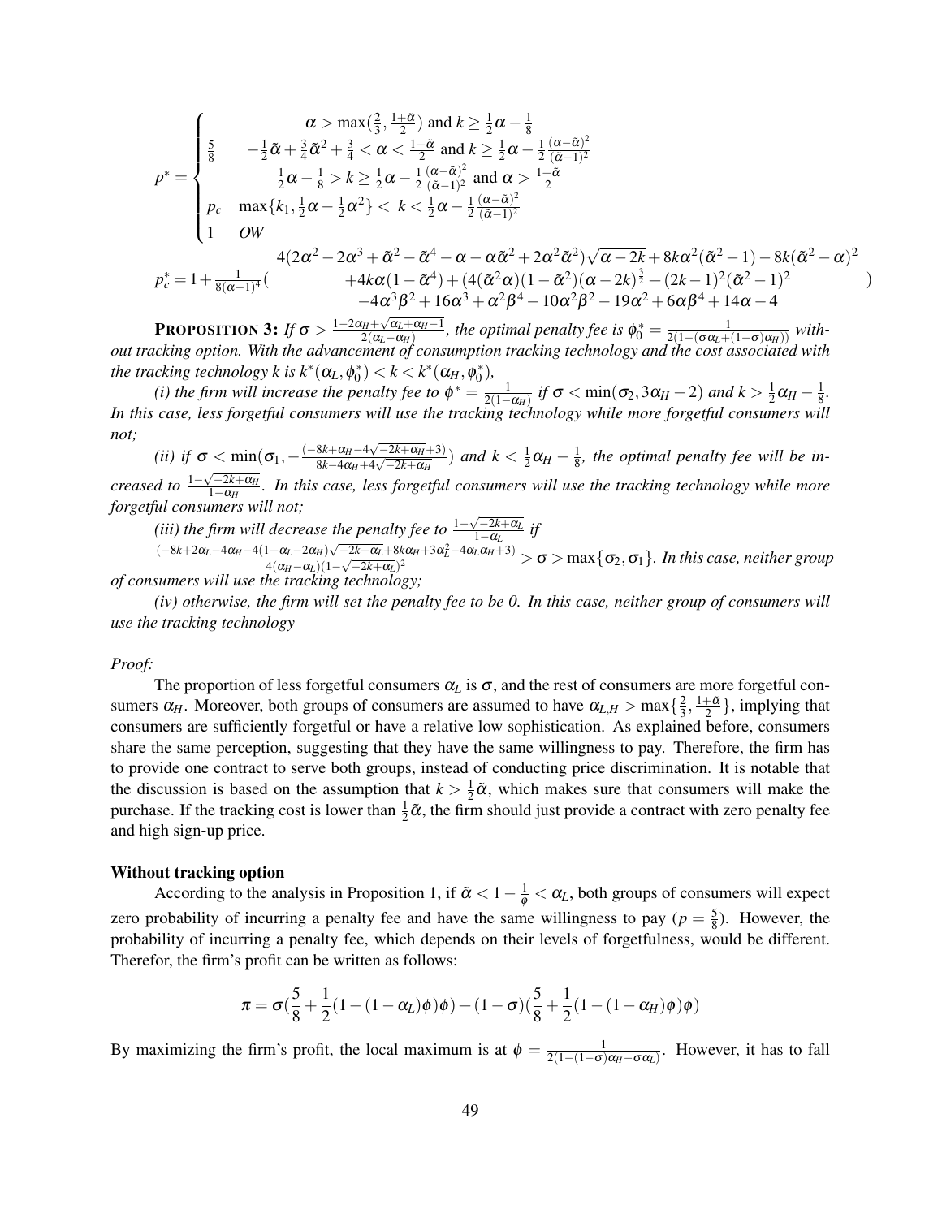$$p^* = \begin{cases} & \alpha > \max(\frac{2}{3}, \frac{1+\tilde{\alpha}}{2}) \text{ and } k \geq \frac{1}{2}\alpha - \frac{1}{8} \\ \frac{5}{8} & -\frac{1}{2}\tilde{\alpha} + \frac{3}{4}\tilde{\alpha}^2 + \frac{3}{4} < \alpha < \frac{1+\tilde{\alpha}}{2} \text{ and } k \geq \frac{1}{2}\alpha - \frac{1}{2}\frac{(\alpha-\tilde{\alpha})^2}{(\tilde{\alpha}-1)^2} \\ & \frac{1}{2}\alpha - \frac{1}{8} > k \geq \frac{1}{2}\alpha - \frac{1}{2}\frac{(\alpha-\tilde{\alpha})^2}{(\tilde{\alpha}-1)^2} \text{ and } \alpha > \frac{1+\tilde{\alpha}}{2} \\ p_c & \max\{k_1, \frac{1}{2}\alpha - \frac{1}{2}\alpha^2\} < k < \frac{1}{2}\alpha - \frac{1}{2}\frac{(\alpha-\tilde{\alpha})^2}{(\tilde{\alpha}-1)^2} \\ 1 & OW \end{cases}$$

$$p_c^* = 1 + \frac{1}{8(\alpha-1)^4}\left( \begin{array}{c} 4(2\alpha^2 - 2\alpha^3 + \tilde{\alpha}^2 - \tilde{\alpha}^4 - \alpha - \alpha\tilde{\alpha}^2 + 2\alpha^2\tilde{\alpha}^2)\sqrt{\alpha - 2k} + 8k\alpha^2(\tilde{\alpha}^2 - 1) - 8k(\tilde{\alpha}^2 - \alpha)^2 \\ +4k\alpha(1 - \tilde{\alpha}^4) + (4(\tilde{\alpha}^2\alpha)(1 - \tilde{\alpha}^2)(\alpha - 2k)^{\frac{3}{2}} + (2k-1)^2(\tilde{\alpha}^2 - 1)^2 \\ -4\alpha^3\beta^2 + 16\alpha^3 + \alpha^2\beta^4 - 10\alpha^2\beta^2 - 19\alpha^2 + 6\alpha\beta^4 + 14\alpha - 4 \end{array} \right)$$

**PROPOSITION 3:** *If $\sigma > \frac{1-2\alpha_H+\sqrt{\alpha_L+\alpha_H-1}}{2(\alpha_L-\alpha_H)}$, the optimal penalty fee is $\phi_0^* = \frac{1}{2(1-(\sigma\alpha_L+(1-\sigma)\alpha_H))}$ without tracking option. With the advancement of consumption tracking technology and the cost associated with the tracking technology $k$ is $k^*(\alpha_L, \phi_0^*) < k < k^*(\alpha_H, \phi_0^*)$,*

*(i) the firm will increase the penalty fee to $\phi^* = \frac{1}{2(1-\alpha_H)}$ if $\sigma < \min(\sigma_2, 3\alpha_H - 2)$ and $k > \frac{1}{2}\alpha_H - \frac{1}{8}$. In this case, less forgetful consumers will use the tracking technology while more forgetful consumers will not;*

*(ii) if $\sigma < \min(\sigma_1, -\frac{(-8k+\alpha_H-4\sqrt{-2k+\alpha_H}+3)}{8k-4\alpha_H+4\sqrt{-2k+\alpha_H}})$ and $k < \frac{1}{2}\alpha_H - \frac{1}{8}$, the optimal penalty fee will be increased to $\frac{1-\sqrt{-2k+\alpha_H}}{1-\alpha_H}$. In this case, less forgetful consumers will use the tracking technology while more forgetful consumers will not;*

*(iii) the firm will decrease the penalty fee to $\frac{1-\sqrt{-2k+\alpha_L}}{1-\alpha_L}$ if $\frac{(-8k+2\alpha_L-4\alpha_H-4(1+\alpha_L-2\alpha_H)\sqrt{-2k+\alpha_L}+8k\alpha_H+3\alpha_L^2-4\alpha_L\alpha_H+3)}{4(\alpha_H-\alpha_L)(1-\sqrt{-2k+\alpha_L})^2} > \sigma > \max\{\sigma_2, \sigma_1\}$. In this case, neither group of consumers will use the tracking technology;*

*(iv) otherwise, the firm will set the penalty fee to be 0. In this case, neither group of consumers will use the tracking technology*

*Proof:*

The proportion of less forgetful consumers $\alpha_L$ is $\sigma$, and the rest of consumers are more forgetful consumers $\alpha_H$. Moreover, both groups of consumers are assumed to have $\alpha_{L,H} > \max\{\frac{2}{3}, \frac{1+\tilde{\alpha}}{2}\}$, implying that consumers are sufficiently forgetful or have a relative low sophistication. As explained before, consumers share the same perception, suggesting that they have the same willingness to pay. Therefore, the firm has to provide one contract to serve both groups, instead of conducting price discrimination. It is notable that the discussion is based on the assumption that $k > \frac{1}{2}\tilde{\alpha}$, which makes sure that consumers will make the purchase. If the tracking cost is lower than $\frac{1}{2}\tilde{\alpha}$, the firm should just provide a contract with zero penalty fee and high sign-up price.

**Without tracking option**

According to the analysis in Proposition 1, if $\tilde{\alpha} < 1 - \frac{1}{\phi} < \alpha_L$, both groups of consumers will expect zero probability of incurring a penalty fee and have the same willingness to pay ($p = \frac{5}{8}$). However, the probability of incurring a penalty fee, which depends on their levels of forgetfulness, would be different. Therefor, the firm's profit can be written as follows:

$$\pi = \sigma(\frac{5}{8} + \frac{1}{2}(1 - (1-\alpha_L)\phi)\phi) + (1-\sigma)(\frac{5}{8} + \frac{1}{2}(1 - (1-\alpha_H)\phi)\phi)$$

By maximizing the firm's profit, the local maximum is at $\phi = \frac{1}{2(1-(1-\sigma)\alpha_H - \sigma\alpha_L)}$. However, it has to fall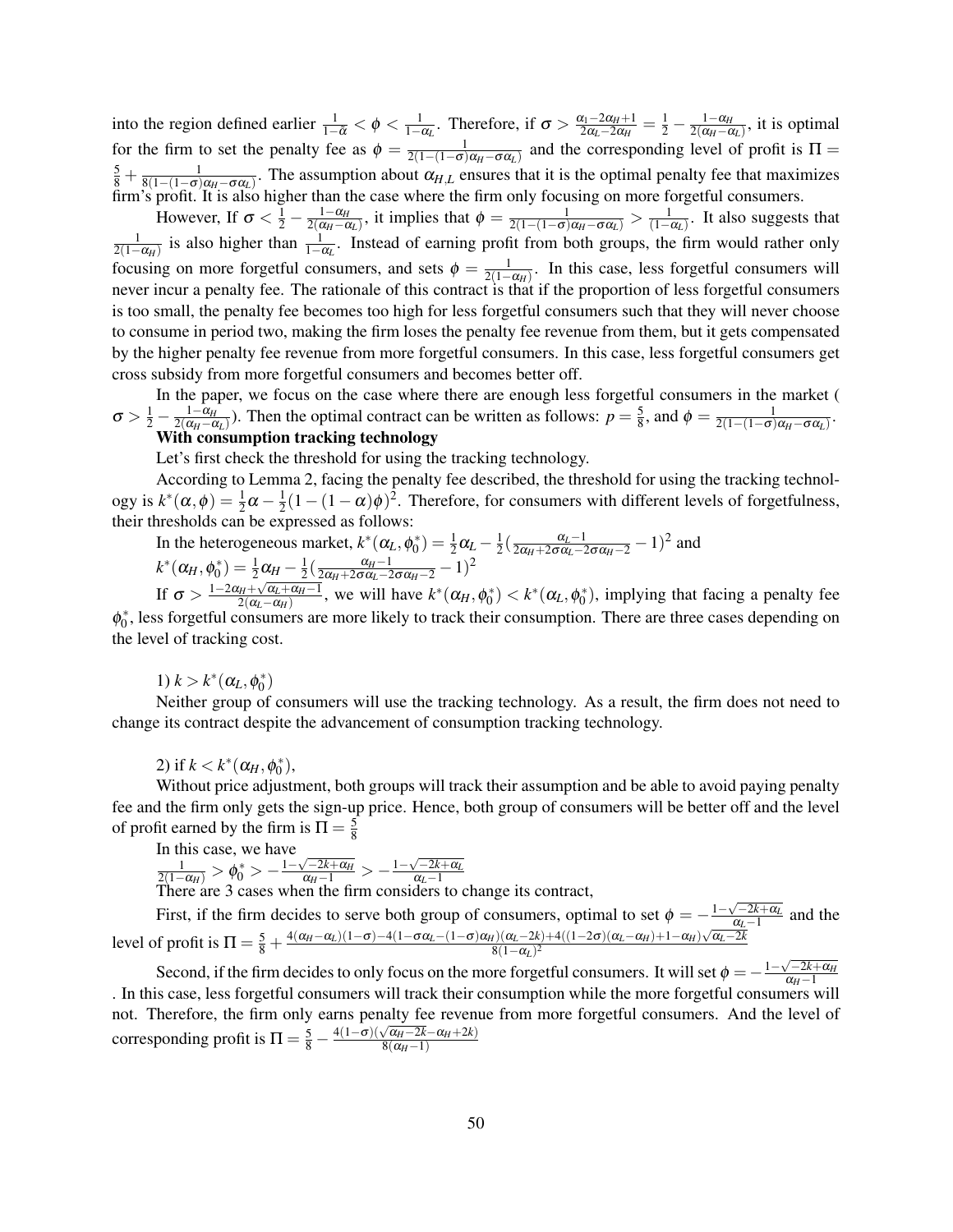into the region defined earlier $\frac{1}{1-\bar{\alpha}} < \phi < \frac{1}{1-\alpha_L}$. Therefore, if $\sigma > \frac{\alpha_1 - 2\alpha_H + 1}{2\alpha_L - 2\alpha_H} = \frac{1}{2} - \frac{1-\alpha_H}{2(\alpha_H - \alpha_L)}$, it is optimal for the firm to set the penalty fee as $\phi = \frac{1}{2(1-(1-\sigma)\alpha_H - \sigma\alpha_L)}$ and the corresponding level of profit is $\Pi = \frac{5}{8} + \frac{1}{8(1-(1-\sigma)\alpha_H - \sigma\alpha_L)}$. The assumption about $\alpha_{H,L}$ ensures that it is the optimal penalty fee that maximizes firm's profit. It is also higher than the case where the firm only focusing on more forgetful consumers.

However, If $\sigma < \frac{1}{2} - \frac{1-\alpha_H}{2(\alpha_H - \alpha_L)}$, it implies that $\phi = \frac{1}{2(1-(1-\sigma)\alpha_H - \sigma\alpha_L)} > \frac{1}{(1-\alpha_L)}$. It also suggests that $\frac{1}{2(1-\alpha_H)}$ is also higher than $\frac{1}{1-\alpha_L}$. Instead of earning profit from both groups, the firm would rather only focusing on more forgetful consumers, and sets $\phi = \frac{1}{2(1-\alpha_H)}$. In this case, less forgetful consumers will never incur a penalty fee. The rationale of this contract is that if the proportion of less forgetful consumers is too small, the penalty fee becomes too high for less forgetful consumers such that they will never choose to consume in period two, making the firm loses the penalty fee revenue from them, but it gets compensated by the higher penalty fee revenue from more forgetful consumers. In this case, less forgetful consumers get cross subsidy from more forgetful consumers and becomes better off.

In the paper, we focus on the case where there are enough less forgetful consumers in the market ( $\sigma > \frac{1}{2} - \frac{1-\alpha_H}{2(\alpha_H - \alpha_L)}$). Then the optimal contract can be written as follows: $p = \frac{5}{8}$, and $\phi = \frac{1}{2(1-(1-\sigma)\alpha_H - \sigma\alpha_L)}$.

**With consumption tracking technology**

Let's first check the threshold for using the tracking technology.

According to Lemma 2, facing the penalty fee described, the threshold for using the tracking technology is $k^*(\alpha, \phi) = \frac{1}{2}\alpha - \frac{1}{2}(1-(1-\alpha)\phi)^2$. Therefore, for consumers with different levels of forgetfulness, their thresholds can be expressed as follows:

In the heterogeneous market, $k^*(\alpha_L, \phi_0^*) = \frac{1}{2}\alpha_L - \frac{1}{2}(\frac{\alpha_L - 1}{2\alpha_H + 2\sigma\alpha_L - 2\sigma\alpha_H - 2} - 1)^2$ and

$k^*(\alpha_H, \phi_0^*) = \frac{1}{2}\alpha_H - \frac{1}{2}(\frac{\alpha_H - 1}{2\alpha_H + 2\sigma\alpha_L - 2\sigma\alpha_H - 2} - 1)^2$

If $\sigma > \frac{1-2\alpha_H + \sqrt{\alpha_L + \alpha_H - 1}}{2(\alpha_L - \alpha_H)}$, we will have $k^*(\alpha_H, \phi_0^*) < k^*(\alpha_L, \phi_0^*)$, implying that facing a penalty fee $\phi_0^*$, less forgetful consumers are more likely to track their consumption. There are three cases depending on the level of tracking cost.

1) $k > k^*(\alpha_L, \phi_0^*)$

Neither group of consumers will use the tracking technology. As a result, the firm does not need to change its contract despite the advancement of consumption tracking technology.

2) if $k < k^*(\alpha_H, \phi_0^*)$,

Without price adjustment, both groups will track their assumption and be able to avoid paying penalty fee and the firm only gets the sign-up price. Hence, both group of consumers will be better off and the level of profit earned by the firm is $\Pi = \frac{5}{8}$

In this case, we have

$\frac{1}{2(1-\alpha_H)} > \phi_0^* > -\frac{1-\sqrt{-2k+\alpha_H}}{\alpha_H - 1} > -\frac{1-\sqrt{-2k+\alpha_L}}{\alpha_L - 1}$

There are 3 cases when the firm considers to change its contract,

First, if the firm decides to serve both group of consumers, optimal to set $\phi = -\frac{1-\sqrt{-2k+\alpha_L}}{\alpha_L - 1}$ and the level of profit is $\Pi = \frac{5}{8} + \frac{4(\alpha_H - \alpha_L)(1-\sigma) - 4(1-\sigma\alpha_L - (1-\sigma)\alpha_H)(\alpha_L - 2k) + 4((1-2\sigma)(\alpha_L - \alpha_H) + 1 - \alpha_H)\sqrt{\alpha_L - 2k}}{8(1-\alpha_L)^2}$

Second, if the firm decides to only focus on the more forgetful consumers. It will set $\phi = -\frac{1-\sqrt{-2k+\alpha_H}}{\alpha_H - 1}$. In this case, less forgetful consumers will track their consumption while the more forgetful consumers will not. Therefore, the firm only earns penalty fee revenue from more forgetful consumers. And the level of corresponding profit is $\Pi = \frac{5}{8} - \frac{4(1-\sigma)(\sqrt{\alpha_H - 2k} - \alpha_H + 2k)}{8(\alpha_H - 1)}$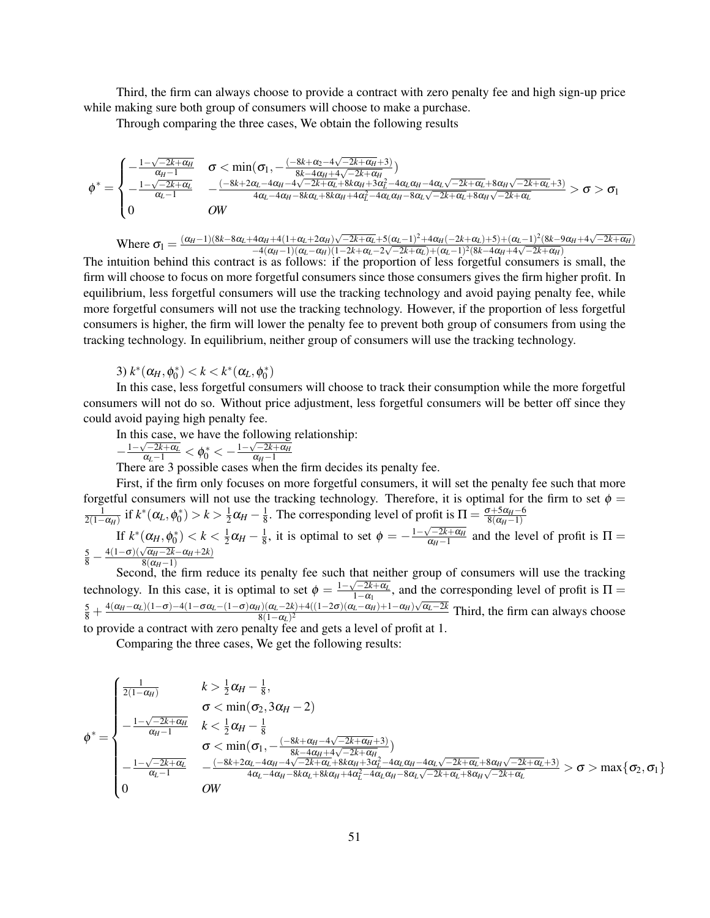Third, the firm can always choose to provide a contract with zero penalty fee and high sign-up price while making sure both group of consumers will choose to make a purchase.

Through comparing the three cases, We obtain the following results

$$\phi^* = \begin{cases} -\frac{1-\sqrt{-2k+\alpha_H}}{\alpha_H-1} & \sigma < \min(\sigma_1, -\frac{(-8k+\alpha_2-4\sqrt{-2k+\alpha_H}+3)}{8k-4\alpha_H+4\sqrt{-2k+\alpha_H}}) \\ -\frac{1-\sqrt{-2k+\alpha_L}}{\alpha_L-1} & -\frac{(-8k+2\alpha_L-4\alpha_H-4\sqrt{-2k+\alpha_L}+8k\alpha_H+3\alpha_L^2-4\alpha_L\alpha_H-4\alpha_L\sqrt{-2k+\alpha_L}+8\alpha_H\sqrt{-2k+\alpha_L}+3)}{4\alpha_L-4\alpha_H-8k\alpha_L+8k\alpha_H+4\alpha_L^2-4\alpha_L\alpha_H-8\alpha_L\sqrt{-2k+\alpha_L}+8\alpha_H\sqrt{-2k+\alpha_L}} > \sigma > \sigma_1 \\ 0 & OW \end{cases}$$

Where $\sigma_1 = \frac{(\alpha_H-1)(8k-8\alpha_L+4\alpha_H+4(1+\alpha_L+2\alpha_H)\sqrt{-2k+\alpha_L}+5(\alpha_L-1)^2+4\alpha_H(-2k+\alpha_L)+5)+(\alpha_L-1)^2(8k-9\alpha_H+4\sqrt{-2k+\alpha_H})}{-4(\alpha_H-1)(\alpha_L-\alpha_H)(1-2k+\alpha_L-2\sqrt{-2k+\alpha_L})+(\alpha_L-1)^2(8k-4\alpha_H+4\sqrt{-2k+\alpha_H})}$

The intuition behind this contract is as follows: if the proportion of less forgetful consumers is small, the firm will choose to focus on more forgetful consumers since those consumers gives the firm higher profit. In equilibrium, less forgetful consumers will use the tracking technology and avoid paying penalty fee, while more forgetful consumers will not use the tracking technology. However, if the proportion of less forgetful consumers is higher, the firm will lower the penalty fee to prevent both group of consumers from using the tracking technology. In equilibrium, neither group of consumers will use the tracking technology.

3) $k^*(\alpha_H, \phi_0^*) < k < k^*(\alpha_L, \phi_0^*)$

In this case, less forgetful consumers will choose to track their consumption while the more forgetful consumers will not do so. Without price adjustment, less forgetful consumers will be better off since they could avoid paying high penalty fee.

In this case, we have the following relationship:
$-\frac{1-\sqrt{-2k+\alpha_L}}{\alpha_L-1} < \phi_0^* < -\frac{1-\sqrt{-2k+\alpha_H}}{\alpha_H-1}$

There are 3 possible cases when the firm decides its penalty fee.

First, if the firm only focuses on more forgetful consumers, it will set the penalty fee such that more forgetful consumers will not use the tracking technology. Therefore, it is optimal for the firm to set $\phi = \frac{1}{2(1-\alpha_H)}$ if $k^*(\alpha_L, \phi_0^*) > k > \frac{1}{2}\alpha_H - \frac{1}{8}$. The corresponding level of profit is $\Pi = \frac{\sigma+5\alpha_H-6}{8(\alpha_H-1)}$

If $k^*(\alpha_H, \phi_0^*) < k < \frac{1}{2}\alpha_H - \frac{1}{8}$, it is optimal to set $\phi = -\frac{1-\sqrt{-2k+\alpha_H}}{\alpha_H-1}$ and the level of profit is $\Pi = \frac{5}{8} - \frac{4(1-\sigma)(\sqrt{\alpha_H-2k}-\alpha_H+2k)}{8(\alpha_H-1)}$

Second, the firm reduce its penalty fee such that neither group of consumers will use the tracking technology. In this case, it is optimal to set $\phi = \frac{1-\sqrt{-2k+\alpha_L}}{1-\alpha_1}$, and the corresponding level of profit is $\Pi = \frac{5}{8} + \frac{4(\alpha_H-\alpha_L)(1-\sigma)-4(1-\sigma\alpha_L-(1-\sigma)\alpha_H)(\alpha_L-2k)+4((1-2\sigma)(\alpha_L-\alpha_H)+1-\alpha_H)\sqrt{\alpha_L-2k}}{8(1-\alpha_L)^2}$ Third, the firm can always choose to provide a contract with zero penalty fee and gets a level of profit at 1.

Comparing the three cases, We get the following results:

$$\begin{cases} \frac{1}{2(1-\alpha_H)} & k > \frac{1}{2}\alpha_H - \frac{1}{8}, \\ & \sigma < \min(\sigma_2, 3\alpha_H - 2) \\ -\frac{1-\sqrt{-2k+\alpha_H}}{\alpha_H-1} & k < \frac{1}{2}\alpha_H - \frac{1}{8} \\ & \sigma < \min(\sigma_1, -\frac{(-8k+\alpha_H-4\sqrt{-2k+\alpha_H}+3)}{8k-4\alpha_H+4\sqrt{-2k+\alpha_H}}) \\ -\frac{1-\sqrt{-2k+\alpha_L}}{\alpha_L-1} & -\frac{(-8k+2\alpha_L-4\alpha_H-4\sqrt{-2k+\alpha_L}+8k\alpha_H+3\alpha_L^2-4\alpha_L\alpha_H-4\alpha_L\sqrt{-2k+\alpha_L}+8\alpha_H\sqrt{-2k+\alpha_L}+3)}{4\alpha_L-4\alpha_H-8k\alpha_L+8k\alpha_H+4\alpha_L^2-4\alpha_L\alpha_H-8\alpha_L\sqrt{-2k+\alpha_L}+8\alpha_H\sqrt{-2k+\alpha_L}} > \sigma > \max\{\sigma_2, \sigma_1\} \\ 0 & OW \end{cases}$$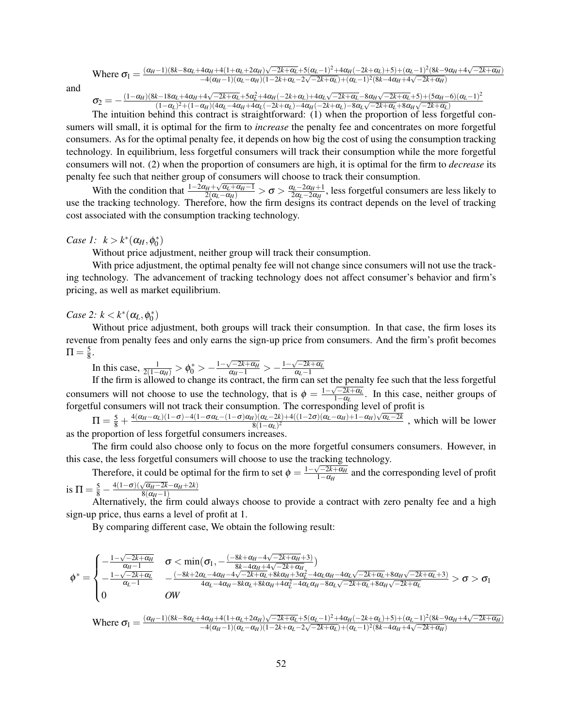Where $\sigma_1 = \frac{(\alpha_H-1)(8k-8\alpha_L+4\alpha_H+4(1+\alpha_L+2\alpha_H)\sqrt{-2k+\alpha_L}+5(\alpha_L-1)^2+4\alpha_H(-2k+\alpha_L)+5)+(\alpha_L-1)^2(8k-9\alpha_H+4\sqrt{-2k+\alpha_H})}{-4(\alpha_H-1)(\alpha_L-\alpha_H)(1-2k+\alpha_L-2\sqrt{-2k+\alpha_L})+(\alpha_L-1)^2(8k-4\alpha_H+4\sqrt{-2k+\alpha_H})}$

and

$$\sigma_2 = -\frac{(1-\alpha_H)(8k-18\alpha_L+4\alpha_H+4\sqrt{-2k+\alpha_L}+5\alpha_L^2+4\alpha_H(-2k+\alpha_L)+4\alpha_L\sqrt{-2k+\alpha_L}-8\alpha_H\sqrt{-2k+\alpha_L}+5)+(5\alpha_H-6)(\alpha_L-1)^2}{(1-\alpha_L)^2+(1-\alpha_H)(4\alpha_L-4\alpha_H+4\alpha_L(-2k+\alpha_L)-4\alpha_H(-2k+\alpha_L)-8\alpha_L\sqrt{-2k+\alpha_L}+8\alpha_H\sqrt{-2k+\alpha_L})}$$

The intuition behind this contract is straightforward: (1) when the proportion of less forgetful consumers will small, it is optimal for the firm to *increase* the penalty fee and concentrates on more forgetful consumers. As for the optimal penalty fee, it depends on how big the cost of using the consumption tracking technology. In equilibrium, less forgetful consumers will track their consumption while the more forgetful consumers will not. (2) when the proportion of consumers are high, it is optimal for the firm to *decrease* its penalty fee such that neither group of consumers will choose to track their consumption.

With the condition that $\frac{1-2\alpha_H+\sqrt{\alpha_L+\alpha_H-1}}{2(\alpha_L-\alpha_H)} > \sigma > \frac{\alpha_L-2\alpha_H+1}{2\alpha_L-2\alpha_H}$, less forgetful consumers are less likely to use the tracking technology. Therefore, how the firm designs its contract depends on the level of tracking cost associated with the consumption tracking technology.

*Case 1:* $k > k^*(\alpha_H, \phi_0^*)$

Without price adjustment, neither group will track their consumption.

With price adjustment, the optimal penalty fee will not change since consumers will not use the tracking technology. The advancement of tracking technology does not affect consumer's behavior and firm's pricing, as well as market equilibrium.

*Case 2:* $k < k^*(\alpha_L, \phi_0^*)$

Without price adjustment, both groups will track their consumption. In that case, the firm loses its revenue from penalty fees and only earns the sign-up price from consumers. And the firm's profit becomes $\Pi = \frac{5}{8}$.

In this case, $\frac{1}{2(1-\alpha_H)} > \phi_0^* > -\frac{1-\sqrt{-2k+\alpha_H}}{\alpha_H-1} > -\frac{1-\sqrt{-2k+\alpha_L}}{\alpha_L-1}$

If the firm is allowed to change its contract, the firm can set the penalty fee such that the less forgetful consumers will not choose to use the technology, that is $\phi = \frac{1-\sqrt{-2k+\alpha_L}}{1-\alpha_L}$. In this case, neither groups of forgetful consumers will not track their consumption. The corresponding level of profit is

$\Pi = \frac{5}{8} + \frac{4(\alpha_H-\alpha_L)(1-\sigma)-4(1-\sigma\alpha_L-(1-\sigma)\alpha_H)(\alpha_L-2k)+4((1-2\sigma)(\alpha_L-\alpha_H)+1-\alpha_H)\sqrt{\alpha_L-2k}}{8(1-\alpha_L)^2}$ , which will be lower as the proportion of less forgetful consumers increases.

The firm could also choose only to focus on the more forgetful consumers consumers. However, in this case, the less forgetful consumers will choose to use the tracking technology.

Therefore, it could be optimal for the firm to set $\phi = \frac{1-\sqrt{-2k+\alpha_H}}{1-\alpha_H}$ and the corresponding level of profit is $\Pi = \frac{5}{8} - \frac{4(1-\sigma)(\sqrt{\alpha_H-2k}-\alpha_H+2k)}{8(\alpha_H-1)}$

Alternatively, the firm could always choose to provide a contract with zero penalty fee and a high sign-up price, thus earns a level of profit at 1.

By comparing different case, We obtain the following result:

$$\phi^* = \begin{cases} -\frac{1-\sqrt{-2k+\alpha_H}}{\alpha_H-1} & \sigma < \min(\sigma_1, -\frac{(-8k+\alpha_H-4\sqrt{-2k+\alpha_H}+3)}{8k-4\alpha_H+4\sqrt{-2k+\alpha_H}}) \\ -\frac{1-\sqrt{-2k+\alpha_L}}{\alpha_L-1} & -\frac{(-8k+2\alpha_L-4\alpha_H-4\sqrt{-2k+\alpha_L}+8k\alpha_H+3\alpha_L^2-4\alpha_L\alpha_H-4\alpha_L\sqrt{-2k+\alpha_L}+8\alpha_H\sqrt{-2k+\alpha_L}+3)}{4\alpha_L-4\alpha_H-8k\alpha_L+8k\alpha_H+4\alpha_L^2-4\alpha_L\alpha_H-8\alpha_L\sqrt{-2k+\alpha_L}+8\alpha_H\sqrt{-2k+\alpha_L}} > \sigma > \sigma_1 \\ 0 & OW \end{cases}$$

Where $\sigma_1 = \frac{(\alpha_H-1)(8k-8\alpha_L+4\alpha_H+4(1+\alpha_L+2\alpha_H)\sqrt{-2k+\alpha_L}+5(\alpha_L-1)^2+4\alpha_H(-2k+\alpha_L)+5)+(\alpha_L-1)^2(8k-9\alpha_H+4\sqrt{-2k+\alpha_H})}{-4(\alpha_H-1)(\alpha_L-\alpha_H)(1-2k+\alpha_L-2\sqrt{-2k+\alpha_L})+(\alpha_L-1)^2(8k-4\alpha_H+4\sqrt{-2k+\alpha_H})}$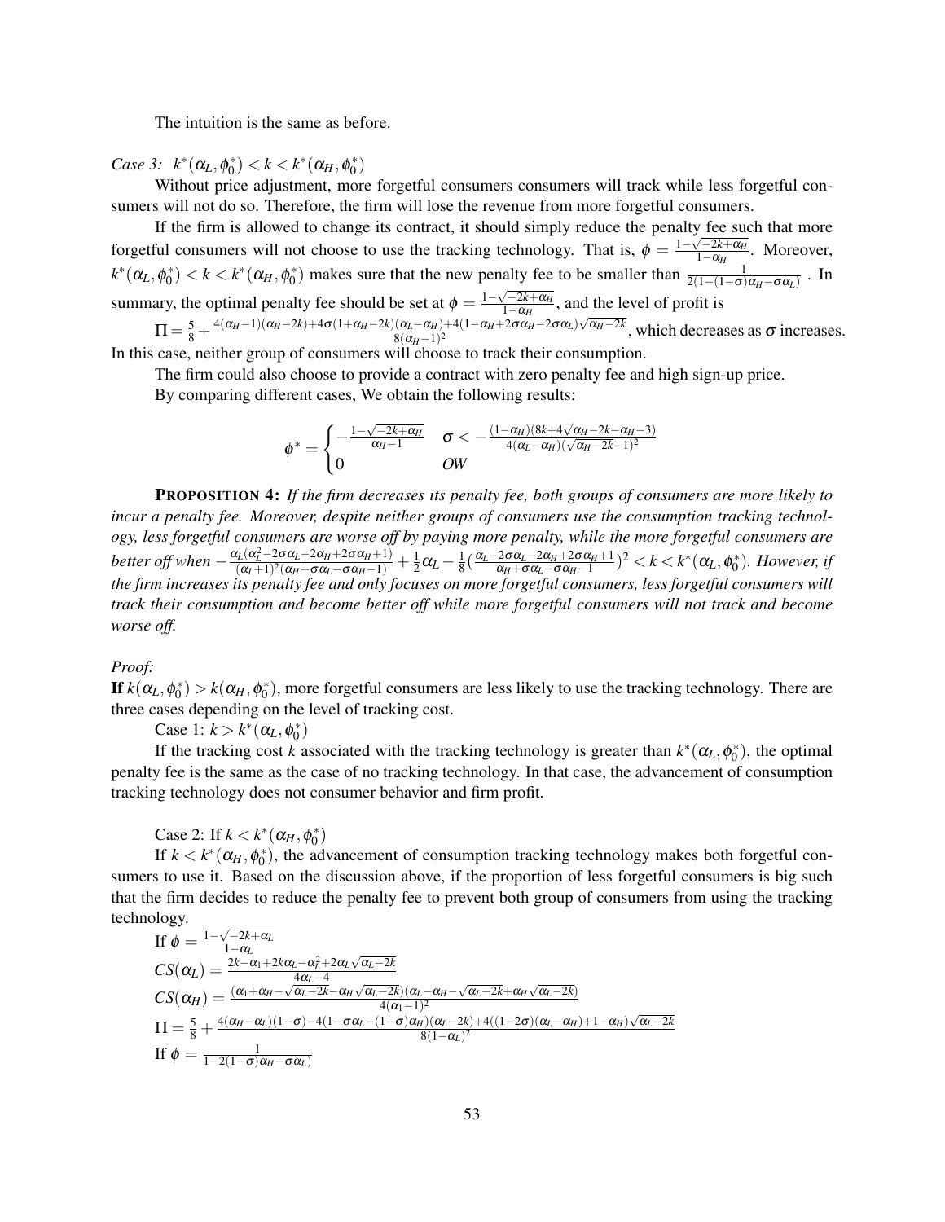The intuition is the same as before.

*Case 3: $k^*(\alpha_L, \phi_0^*) < k < k^*(\alpha_H, \phi_0^*)$*

Without price adjustment, more forgetful consumers consumers will track while less forgetful consumers will not do so. Therefore, the firm will lose the revenue from more forgetful consumers.

If the firm is allowed to change its contract, it should simply reduce the penalty fee such that more forgetful consumers will not choose to use the tracking technology. That is, $\phi = \frac{1-\sqrt{-2k+\alpha_H}}{1-\alpha_H}$. Moreover, $k^*(\alpha_L, \phi_0^*) < k < k^*(\alpha_H, \phi_0^*)$ makes sure that the new penalty fee to be smaller than $\frac{1}{2(1-(1-\sigma)\alpha_H-\sigma\alpha_L)}$ . In summary, the optimal penalty fee should be set at $\phi = \frac{1-\sqrt{-2k+\alpha_H}}{1-\alpha_H}$, and the level of profit is

$\Pi = \frac{5}{8} + \frac{4(\alpha_H-1)(\alpha_H-2k)+4\sigma(1+\alpha_H-2k)(\alpha_L-\alpha_H)+4(1-\alpha_H+2\sigma\alpha_H-2\sigma\alpha_L)\sqrt{\alpha_H-2k}}{8(\alpha_H-1)^2}$, which decreases as $\sigma$ increases. In this case, neither group of consumers will choose to track their consumption.

The firm could also choose to provide a contract with zero penalty fee and high sign-up price.

By comparing different cases, We obtain the following results:

$$\phi^* = \begin{cases} -\frac{1-\sqrt{-2k+\alpha_H}}{\alpha_H-1} & \sigma < -\frac{(1-\alpha_H)(8k+4\sqrt{\alpha_H-2k}-\alpha_H-3)}{4(\alpha_L-\alpha_H)(\sqrt{\alpha_H-2k}-1)^2} \\ 0 & OW \end{cases}$$

**PROPOSITION 4:** *If the firm decreases its penalty fee, both groups of consumers are more likely to incur a penalty fee. Moreover, despite neither groups of consumers use the consumption tracking technology, less forgetful consumers are worse off by paying more penalty, while the more forgetful consumers are better off when* $-\frac{\alpha_L(\alpha_L^2-2\sigma\alpha_L-2\alpha_H+2\sigma\alpha_H+1)}{(\alpha_L+1)^2(\alpha_H+\sigma\alpha_L-\sigma\alpha_H-1)} + \frac{1}{2}\alpha_L - \frac{1}{8}(\frac{\alpha_L-2\sigma\alpha_L-2\alpha_H+2\sigma\alpha_H+1}{\alpha_H+\sigma\alpha_L-\sigma\alpha_H-1})^2 < k < k^*(\alpha_L, \phi_0^*)$. *However, if the firm increases its penalty fee and only focuses on more forgetful consumers, less forgetful consumers will track their consumption and become better off while more forgetful consumers will not track and become worse off.*

*Proof:*

**If** $k(\alpha_L, \phi_0^*) > k(\alpha_H, \phi_0^*)$, more forgetful consumers are less likely to use the tracking technology. There are three cases depending on the level of tracking cost.

Case 1: $k > k^*(\alpha_L, \phi_0^*)$

If the tracking cost $k$ associated with the tracking technology is greater than $k^*(\alpha_L, \phi_0^*)$, the optimal penalty fee is the same as the case of no tracking technology. In that case, the advancement of consumption tracking technology does not consumer behavior and firm profit.

Case 2: If $k < k^*(\alpha_H, \phi_0^*)$

If $k < k^*(\alpha_H, \phi_0^*)$, the advancement of consumption tracking technology makes both forgetful consumers to use it. Based on the discussion above, if the proportion of less forgetful consumers is big such that the firm decides to reduce the penalty fee to prevent both group of consumers from using the tracking technology.

If $\phi = \frac{1-\sqrt{-2k+\alpha_L}}{1-\alpha_L}$

$CS(\alpha_L) = \frac{2k-\alpha_1+2k\alpha_L-\alpha_L^2+2\alpha_L\sqrt{\alpha_L-2k}}{4\alpha_L-4}$

$CS(\alpha_H) = \frac{(\alpha_1+\alpha_H-\sqrt{\alpha_L-2k}-\alpha_H\sqrt{\alpha_L-2k})(\alpha_L-\alpha_H-\sqrt{\alpha_L-2k}+\alpha_H\sqrt{\alpha_L-2k})}{4(\alpha_1-1)^2}$

$\Pi = \frac{5}{8} + \frac{4(\alpha_H-\alpha_L)(1-\sigma)-4(1-\sigma\alpha_L-(1-\sigma)\alpha_H)(\alpha_L-2k)+4((1-2\sigma)(\alpha_L-\alpha_H)+1-\alpha_H)\sqrt{\alpha_L-2k}}{8(1-\alpha_L)^2}$

If $\phi = \frac{1}{1-2(1-\sigma)\alpha_H-\sigma\alpha_L)}$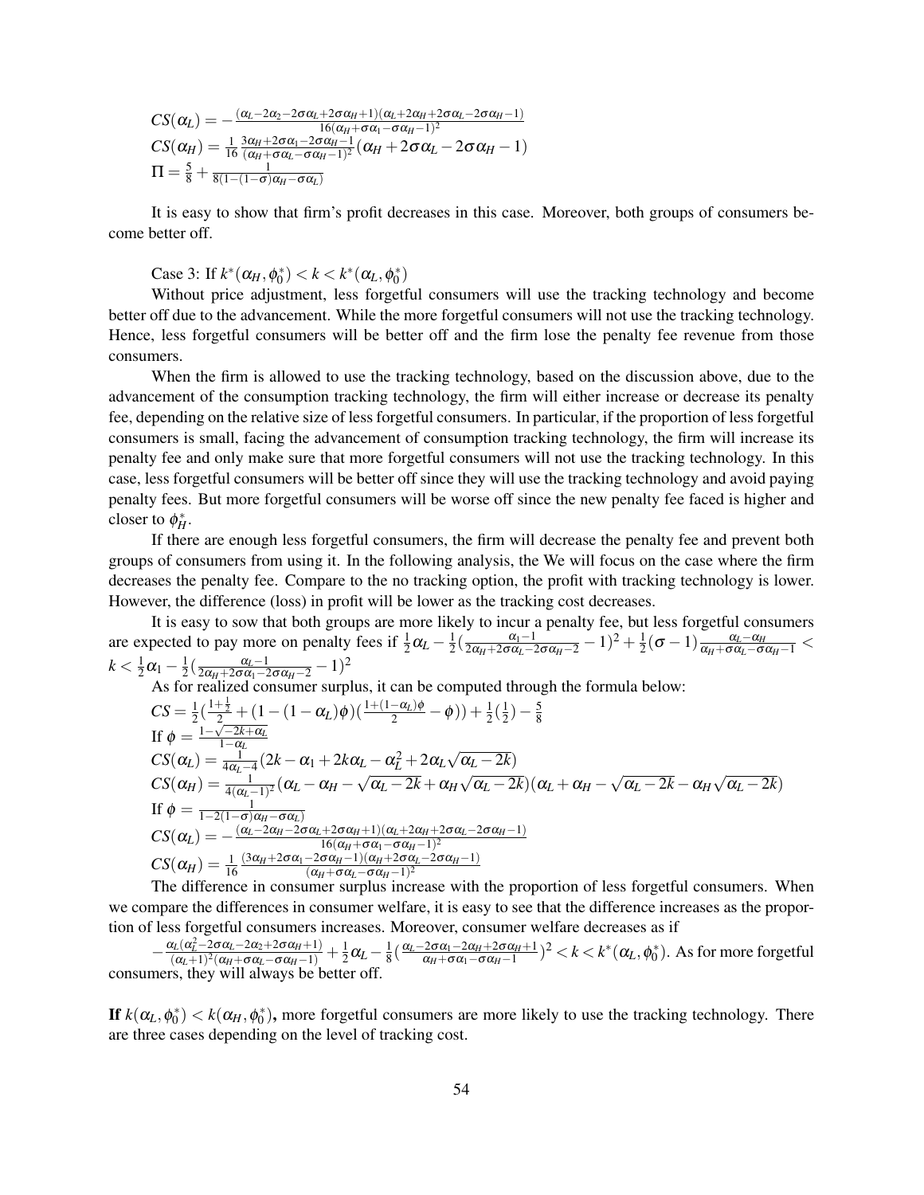$CS(\alpha_L) = -\frac{(\alpha_L - 2\alpha_2 - 2\sigma\alpha_L + 2\sigma\alpha_H + 1)(\alpha_L + 2\alpha_H + 2\sigma\alpha_L - 2\sigma\alpha_H - 1)}{16(\alpha_H + \sigma\alpha_1 - \sigma\alpha_H - 1)^2}$
$CS(\alpha_H) = \frac{1}{16}\frac{3\alpha_H + 2\sigma\alpha_1 - 2\sigma\alpha_H - 1}{(\alpha_H + \sigma\alpha_L - \sigma\alpha_H - 1)^2}(\alpha_H + 2\sigma\alpha_L - 2\sigma\alpha_H - 1)$
$\Pi = \frac{5}{8} + \frac{1}{8(1-(1-\sigma)\alpha_H - \sigma\alpha_L)}$

It is easy to show that firm's profit decreases in this case. Moreover, both groups of consumers become better off.

Case 3: If $k^*(\alpha_H, \phi_0^*) < k < k^*(\alpha_L, \phi_0^*)$

Without price adjustment, less forgetful consumers will use the tracking technology and become better off due to the advancement. While the more forgetful consumers will not use the tracking technology. Hence, less forgetful consumers will be better off and the firm lose the penalty fee revenue from those consumers.

When the firm is allowed to use the tracking technology, based on the discussion above, due to the advancement of the consumption tracking technology, the firm will either increase or decrease its penalty fee, depending on the relative size of less forgetful consumers. In particular, if the proportion of less forgetful consumers is small, facing the advancement of consumption tracking technology, the firm will increase its penalty fee and only make sure that more forgetful consumers will not use the tracking technology. In this case, less forgetful consumers will be better off since they will use the tracking technology and avoid paying penalty fees. But more forgetful consumers will be worse off since the new penalty fee faced is higher and closer to $\phi_H^*$.

If there are enough less forgetful consumers, the firm will decrease the penalty fee and prevent both groups of consumers from using it. In the following analysis, the We will focus on the case where the firm decreases the penalty fee. Compare to the no tracking option, the profit with tracking technology is lower. However, the difference (loss) in profit will be lower as the tracking cost decreases.

It is easy to sow that both groups are more likely to incur a penalty fee, but less forgetful consumers are expected to pay more on penalty fees if $\frac{1}{2}\alpha_L - \frac{1}{2}(\frac{\alpha_1 - 1}{2\alpha_H + 2\sigma\alpha_L - 2\sigma\alpha_H - 2} - 1)^2 + \frac{1}{2}(\sigma - 1)\frac{\alpha_L - \alpha_H}{\alpha_H + \sigma\alpha_L - \sigma\alpha_H - 1} < k < \frac{1}{2}\alpha_1 - \frac{1}{2}(\frac{\alpha_L - 1}{2\alpha_H + 2\sigma\alpha_1 - 2\sigma\alpha_H - 2} - 1)^2$

As for realized consumer surplus, it can be computed through the formula below:

$CS = \frac{1}{2}(\frac{1+\frac{1}{2}}{2} + (1-(1-\alpha_L)\phi)(\frac{1+(1-\alpha_L)\phi}{2} - \phi)) + \frac{1}{2}(\frac{1}{2}) - \frac{5}{8}$
If $\phi = \frac{1-\sqrt{-2k+\alpha_L}}{1-\alpha_L}$
$CS(\alpha_L) = \frac{1}{4\alpha_L - 4}(2k - \alpha_1 + 2k\alpha_L - \alpha_L^2 + 2\alpha_L\sqrt{\alpha_L - 2k})$
$CS(\alpha_H) = \frac{1}{4(\alpha_L - 1)^2}(\alpha_L - \alpha_H - \sqrt{\alpha_L - 2k} + \alpha_H\sqrt{\alpha_L - 2k})(\alpha_L + \alpha_H - \sqrt{\alpha_L - 2k} - \alpha_H\sqrt{\alpha_L - 2k})$
If $\phi = \frac{1}{1-2(1-\sigma)\alpha_H - \sigma\alpha_L)}$
$CS(\alpha_L) = -\frac{(\alpha_L - 2\alpha_H - 2\sigma\alpha_L + 2\sigma\alpha_H + 1)(\alpha_L + 2\alpha_H + 2\sigma\alpha_L - 2\sigma\alpha_H - 1)}{16(\alpha_H + \sigma\alpha_1 - \sigma\alpha_H - 1)^2}$
$CS(\alpha_H) = \frac{1}{16}\frac{(3\alpha_H + 2\sigma\alpha_1 - 2\sigma\alpha_H - 1)(\alpha_H + 2\sigma\alpha_L - 2\sigma\alpha_H - 1)}{(\alpha_H + \sigma\alpha_L - \sigma\alpha_H - 1)^2}$

The difference in consumer surplus increase with the proportion of less forgetful consumers. When we compare the differences in consumer welfare, it is easy to see that the difference increases as the proportion of less forgetful consumers increases. Moreover, consumer welfare decreases as if

$-\frac{\alpha_L(\alpha_L^2 - 2\sigma\alpha_L - 2\alpha_2 + 2\sigma\alpha_H + 1)}{(\alpha_L + 1)^2(\alpha_H + \sigma\alpha_L - \sigma\alpha_H - 1)} + \frac{1}{2}\alpha_L - \frac{1}{8}(\frac{\alpha_L - 2\sigma\alpha_1 - 2\alpha_H + 2\sigma\alpha_H + 1}{\alpha_H + \sigma\alpha_1 - \sigma\alpha_H - 1})^2 < k < k^*(\alpha_L, \phi_0^*)$. As for more forgetful consumers, they will always be better off.

**If $k(\alpha_L, \phi_0^*) < k(\alpha_H, \phi_0^*)$,** more forgetful consumers are more likely to use the tracking technology. There are three cases depending on the level of tracking cost.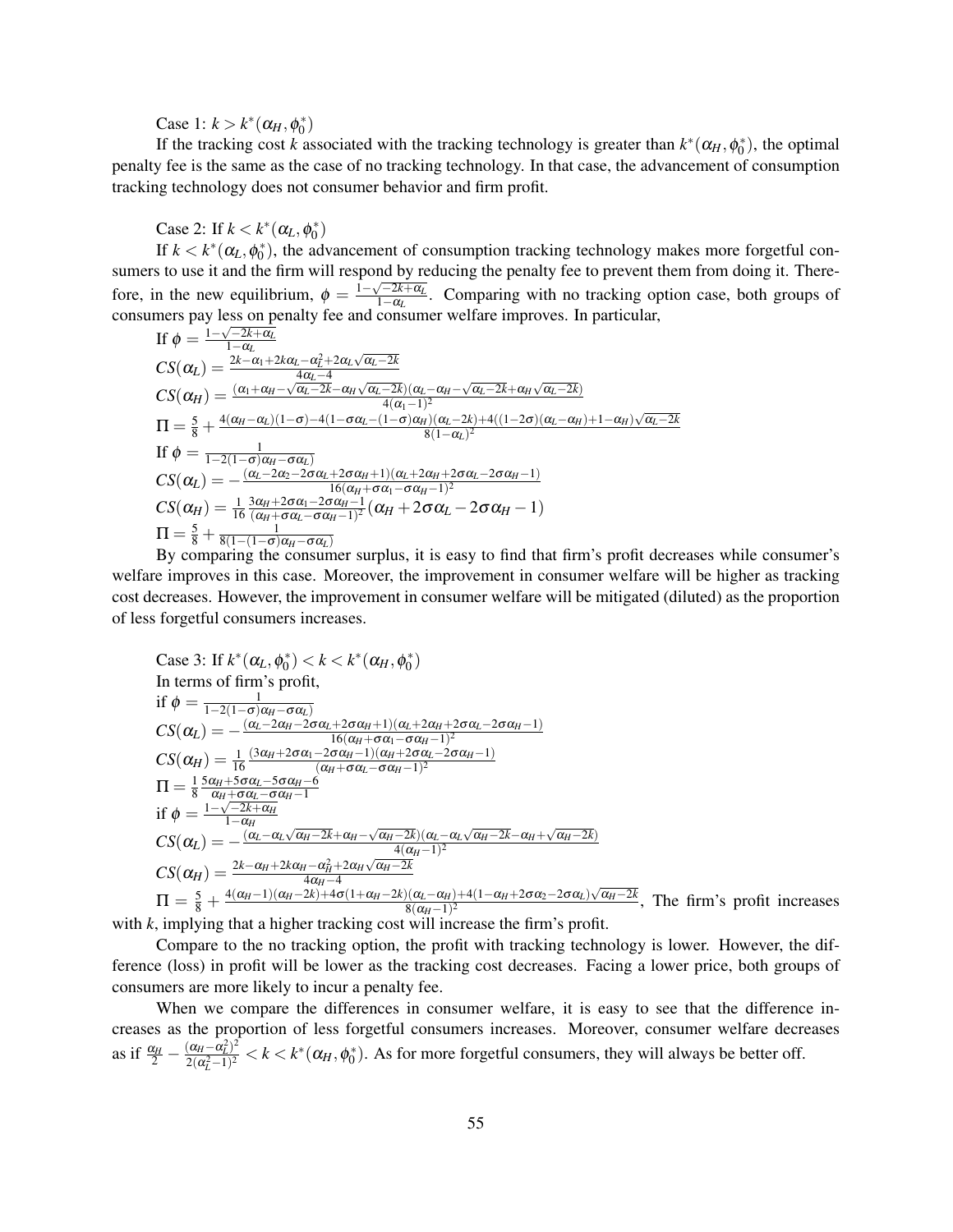Case 1: $k > k^*(\alpha_H, \phi_0^*)$

If the tracking cost $k$ associated with the tracking technology is greater than $k^*(\alpha_H, \phi_0^*)$, the optimal penalty fee is the same as the case of no tracking technology. In that case, the advancement of consumption tracking technology does not consumer behavior and firm profit.

Case 2: If $k < k^*(\alpha_L, \phi_0^*)$

If $k < k^*(\alpha_L, \phi_0^*)$, the advancement of consumption tracking technology makes more forgetful consumers to use it and the firm will respond by reducing the penalty fee to prevent them from doing it. Therefore, in the new equilibrium, $\phi = \frac{1-\sqrt{-2k+\alpha_L}}{1-\alpha_L}$. Comparing with no tracking option case, both groups of consumers pay less on penalty fee and consumer welfare improves. In particular,

If $\phi = \frac{1-\sqrt{-2k+\alpha_L}}{1-\alpha_L}$

$$CS(\alpha_L) = \frac{2k - \alpha_1 + 2k\alpha_L - \alpha_L^2 + 2\alpha_L\sqrt{\alpha_L - 2k}}{4\alpha_L - 4}$$

$$CS(\alpha_H) = \frac{(\alpha_1 + \alpha_H - \sqrt{\alpha_L - 2k} - \alpha_H\sqrt{\alpha_L - 2k})(\alpha_L - \alpha_H - \sqrt{\alpha_L - 2k} + \alpha_H\sqrt{\alpha_L - 2k})}{4(\alpha_1 - 1)^2}$$

$$\Pi = \frac{5}{8} + \frac{4(\alpha_H - \alpha_L)(1-\sigma) - 4(1 - \sigma\alpha_L - (1-\sigma)\alpha_H)(\alpha_L - 2k) + 4((1-2\sigma)(\alpha_L - \alpha_H) + 1 - \alpha_H)\sqrt{\alpha_L - 2k}}{8(1-\alpha_L)^2}$$

If $\phi = \frac{1}{1 - 2(1-\sigma)\alpha_H - \sigma\alpha_L)}$

$$CS(\alpha_L) = -\frac{(\alpha_L - 2\alpha_2 - 2\sigma\alpha_L + 2\sigma\alpha_H + 1)(\alpha_L + 2\alpha_H + 2\sigma\alpha_L - 2\sigma\alpha_H - 1)}{16(\alpha_H + \sigma\alpha_1 - \sigma\alpha_H - 1)^2}$$

$$CS(\alpha_H) = \frac{1}{16}\frac{3\alpha_H + 2\sigma\alpha_1 - 2\sigma\alpha_H - 1}{(\alpha_H + \sigma\alpha_L - \sigma\alpha_H - 1)^2}(\alpha_H + 2\sigma\alpha_L - 2\sigma\alpha_H - 1)$$

$$\Pi = \frac{5}{8} + \frac{1}{8(1 - (1-\sigma)\alpha_H - \sigma\alpha_L)}$$

By comparing the consumer surplus, it is easy to find that firm's profit decreases while consumer's welfare improves in this case. Moreover, the improvement in consumer welfare will be higher as tracking cost decreases. However, the improvement in consumer welfare will be mitigated (diluted) as the proportion of less forgetful consumers increases.

Case 3: If $k^*(\alpha_L, \phi_0^*) < k < k^*(\alpha_H, \phi_0^*)$

In terms of firm's profit,

if $\phi = \frac{1}{1 - 2(1-\sigma)\alpha_H - \sigma\alpha_L)}$

$$CS(\alpha_L) = -\frac{(\alpha_L - 2\alpha_H - 2\sigma\alpha_L + 2\sigma\alpha_H + 1)(\alpha_L + 2\alpha_H + 2\sigma\alpha_L - 2\sigma\alpha_H - 1)}{16(\alpha_H + \sigma\alpha_1 - \sigma\alpha_H - 1)^2}$$

$$CS(\alpha_H) = \frac{1}{16}\frac{(3\alpha_H + 2\sigma\alpha_1 - 2\sigma\alpha_H - 1)(\alpha_H + 2\sigma\alpha_L - 2\sigma\alpha_H - 1)}{(\alpha_H + \sigma\alpha_L - \sigma\alpha_H - 1)^2}$$

$$\Pi = \frac{1}{8}\frac{5\alpha_H + 5\sigma\alpha_L - 5\sigma\alpha_H - 6}{\alpha_H + \sigma\alpha_L - \sigma\alpha_H - 1}$$

if $\phi = \frac{1-\sqrt{-2k+\alpha_H}}{1-\alpha_H}$

$$CS(\alpha_L) = -\frac{(\alpha_L - \alpha_L\sqrt{\alpha_H - 2k} + \alpha_H - \sqrt{\alpha_H - 2k})(\alpha_L - \alpha_L\sqrt{\alpha_H - 2k} - \alpha_H + \sqrt{\alpha_H - 2k})}{4(\alpha_H - 1)^2}$$

$$CS(\alpha_H) = \frac{2k - \alpha_H + 2k\alpha_H - \alpha_H^2 + 2\alpha_H\sqrt{\alpha_H - 2k}}{4\alpha_H - 4}$$

$$\Pi = \frac{5}{8} + \frac{4(\alpha_H - 1)(\alpha_H - 2k) + 4\sigma(1 + \alpha_H - 2k)(\alpha_L - \alpha_H) + 4(1 - \alpha_H + 2\sigma\alpha_2 - 2\sigma\alpha_L)\sqrt{\alpha_H - 2k}}{8(\alpha_H - 1)^2}$$

The firm's profit increases with $k$, implying that a higher tracking cost will increase the firm's profit.

Compare to the no tracking option, the profit with tracking technology is lower. However, the difference (loss) in profit will be lower as the tracking cost decreases. Facing a lower price, both groups of consumers are more likely to incur a penalty fee.

When we compare the differences in consumer welfare, it is easy to see that the difference increases as the proportion of less forgetful consumers increases. Moreover, consumer welfare decreases as if $\frac{\alpha_H}{2} - \frac{(\alpha_H - \alpha_L^2)^2}{2(\alpha_L^2 - 1)^2} < k < k^*(\alpha_H, \phi_0^*)$. As for more forgetful consumers, they will always be better off.